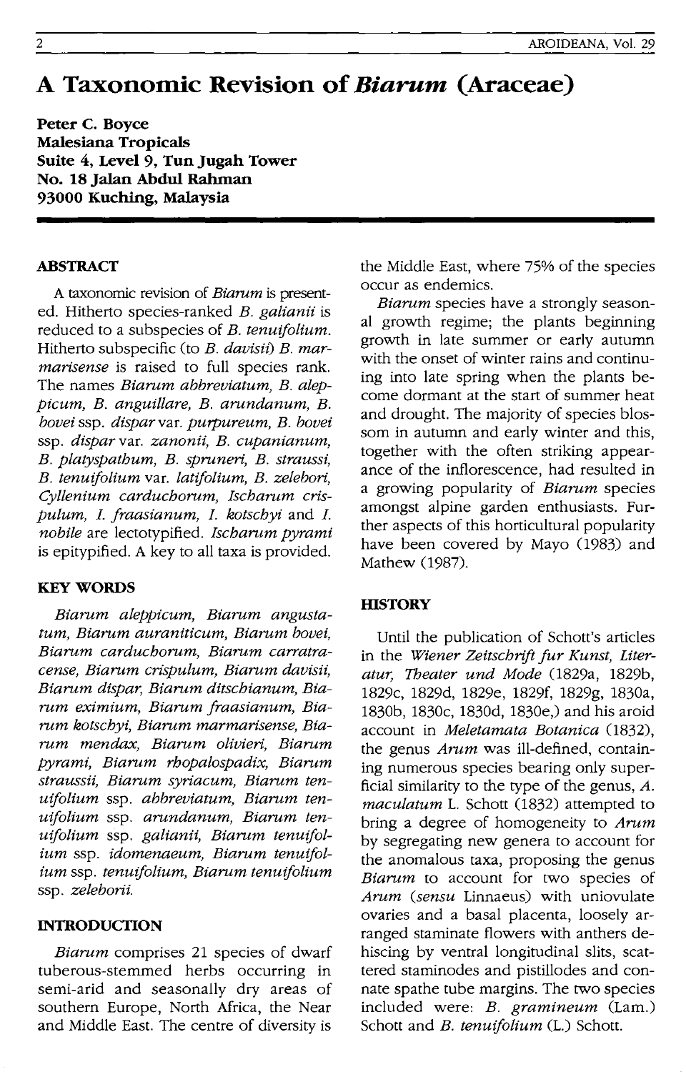# A Taxonomic Revision of *Biarum* (Araceae)

**Peter C. Boyce**
**Malesiana Tropicals**
**Suite 4, Level 9, Tun Jugah Tower**
**No. 18 Jalan Abdul Rahman**
**93000 Kuching, Malaysia**

## ABSTRACT

A taxonomic revision of *Biarum* is presented. Hitherto species-ranked *B. galianii* is reduced to a subspecies of *B. tenuifolium*. Hitherto subspecific (to *B. davisii*) *B. marmarisense* is raised to full species rank. The names *Biarum abbreviatum*, *B. aleppicum*, *B. anguillare*, *B. arundanum*, *B. bovei* ssp. *dispar* var. *purpureum*, *B. bovei* ssp. *dispar* var. *zanonii*, *B. cupanianum*, *B. platyspathum*, *B. spruneri*, *B. straussi*, *B. tenuifolium* var. *latifolium*, *B. zelebori*, *Cyllenium carduchorum*, *Ischarum crispulum*, *I. fraasianum*, *I. kotschyi* and *I. nobile* are lectotypified. *Ischarum pyrami* is epitypified. A key to all taxa is provided.

## KEY WORDS

*Biarum aleppicum*, *Biarum angustatum*, *Biarum auraniticum*, *Biarum bovei*, *Biarum carduchorum*, *Biarum carratracense*, *Biarum crispulum*, *Biarum davisii*, *Biarum dispar*, *Biarum ditschianum*, *Biarum eximium*, *Biarum fraasianum*, *Biarum kotschyi*, *Biarum marmarisense*, *Biarum mendax*, *Biarum olivieri*, *Biarum pyrami*, *Biarum rhopalospadix*, *Biarum straussii*, *Biarum syriacum*, *Biarum tenuifolium* ssp. *abbreviatum*, *Biarum tenuifolium* ssp. *arundanum*, *Biarum tenuifolium* ssp. *galianii*, *Biarum tenuifolium* ssp. *idomenaeum*, *Biarum tenuifolium* ssp. *tenuifolium*, *Biarum tenuifolium* ssp. *zeleborii*.

## INTRODUCTION

*Biarum* comprises 21 species of dwarf tuberous-stemmed herbs occurring in semi-arid and seasonally dry areas of southern Europe, North Africa, the Near and Middle East. The centre of diversity is the Middle East, where 75% of the species occur as endemics.

*Biarum* species have a strongly seasonal growth regime; the plants beginning growth in late summer or early autumn with the onset of winter rains and continuing into late spring when the plants become dormant at the start of summer heat and drought. The majority of species blossom in autumn and early winter and this, together with the often striking appearance of the inflorescence, had resulted in a growing popularity of *Biarum* species amongst alpine garden enthusiasts. Further aspects of this horticultural popularity have been covered by Mayo (1983) and Mathew (1987).

## HISTORY

Until the publication of Schott's articles in the *Wiener Zeitschrift fur Kunst, Literatur, Theater und Mode* (1829a, 1829b, 1829c, 1829d, 1829e, 1829f, 1829g, 1830a, 1830b, 1830c, 1830d, 1830e,) and his aroid account in *Meletamata Botanica* (1832), the genus *Arum* was ill-defined, containing numerous species bearing only superficial similarity to the type of the genus, *A. maculatum* L. Schott (1832) attempted to bring a degree of homogeneity to *Arum* by segregating new genera to account for the anomalous taxa, proposing the genus *Biarum* to account for two species of *Arum* (*sensu* Linnaeus) with uniovulate ovaries and a basal placenta, loosely arranged staminate flowers with anthers dehiscing by ventral longitudinal slits, scattered staminodes and pistillodes and connate spathe tube margins. The two species included were: *B. gramineum* (Lam.) Schott and *B. tenuifolium* (L.) Schott.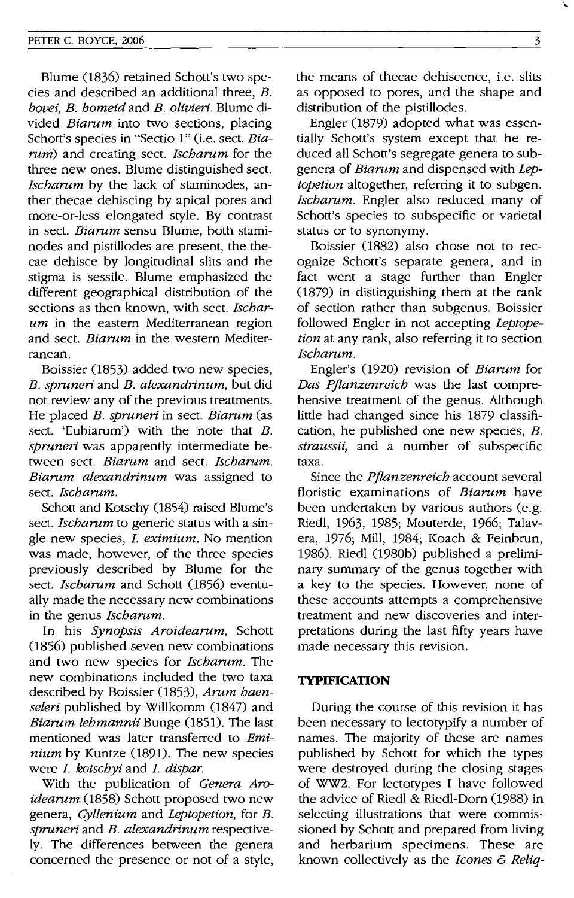Blume (1836) retained Schott's two species and described an additional three, *B. bovei, B. homeid* and *B. olivieri*. Blume divided *Biarum* into two sections, placing Schott's species in "Sectio 1" (i.e. sect. *Biarum*) and creating sect. *Ischarum* for the three new ones. Blume distinguished sect. *Ischarum* by the lack of staminodes, anther thecae dehiscing by apical pores and more-or-less elongated style. By contrast in sect. *Biarum* sensu Blume, both staminodes and pistillodes are present, the thecae dehisce by longitudinal slits and the stigma is sessile. Blume emphasized the different geographical distribution of the sections as then known, with sect. *Ischarum* in the eastern Mediterranean region and sect. *Biarum* in the western Mediterranean.

Boissier (1853) added two new species, *B. spruneri* and *B. alexandrinum*, but did not review any of the previous treatments. He placed *B. spruneri* in sect. *Biarum* (as sect. 'Eubiarum') with the note that *B. spruneri* was apparently intermediate between sect. *Biarum* and sect. *Ischarum*. *Biarum alexandrinum* was assigned to sect. *Ischarum*.

Schott and Kotschy (1854) raised Blume's sect. *Ischarum* to generic status with a single new species, *I. eximium*. No mention was made, however, of the three species previously described by Blume for the sect. *Ischarum* and Schott (1856) eventually made the necessary new combinations in the genus *Ischarum*.

In his *Synopsis Aroidearum*, Schott (1856) published seven new combinations and two new species for *Ischarum*. The new combinations included the two taxa described by Boissier (1853), *Arum haenseleri* published by Willkomm (1847) and *Biarum lehmannii* Bunge (1851). The last mentioned was later transferred to *Eminium* by Kuntze (1891). The new species were *I. kotschyi* and *I. dispar*.

With the publication of *Genera Aroidearum* (1858) Schott proposed two new genera, *Cyllenium* and *Leptopetion*, for *B. spruneri* and *B. alexandrinum* respectively. The differences between the genera concerned the presence or not of a style, the means of thecae dehiscence, i.e. slits as opposed to pores, and the shape and distribution of the pistillodes.

Engler (1879) adopted what was essentially Schott's system except that he reduced all Schott's segregate genera to subgenera of *Biarum* and dispensed with *Leptopetion* altogether, referring it to subgen. *Ischarum*. Engler also reduced many of Schott's species to subspecific or varietal status or to synonymy.

Boissier (1882) also chose not to recognize Schott's separate genera, and in fact went a stage further than Engler (1879) in distinguishing them at the rank of section rather than subgenus. Boissier followed Engler in not accepting *Leptopetion* at any rank, also referring it to section *Ischarum*.

Engler's (1920) revision of *Biarum* for *Das Pflanzenreich* was the last comprehensive treatment of the genus. Although little had changed since his 1879 classification, he published one new species, *B. straussii*, and a number of subspecific taxa.

Since the *Pflanzenreich* account several floristic examinations of *Biarum* have been undertaken by various authors (e.g. Riedl, 1963, 1985; Mouterde, 1966; Talavera, 1976; Mill, 1984; Koach & Feinbrun, 1986). Riedl (1980b) published a preliminary summary of the genus together with a key to the species. However, none of these accounts attempts a comprehensive treatment and new discoveries and interpretations during the last fifty years have made necessary this revision.

## TYPIFICATION

During the course of this revision it has been necessary to lectotypify a number of names. The majority of these are names published by Schott for which the types were destroyed during the closing stages of WW2. For lectotypes I have followed the advice of Riedl & Riedl-Dorn (1988) in selecting illustrations that were commissioned by Schott and prepared from living and herbarium specimens. These are known collectively as the *Icones & Reliq-*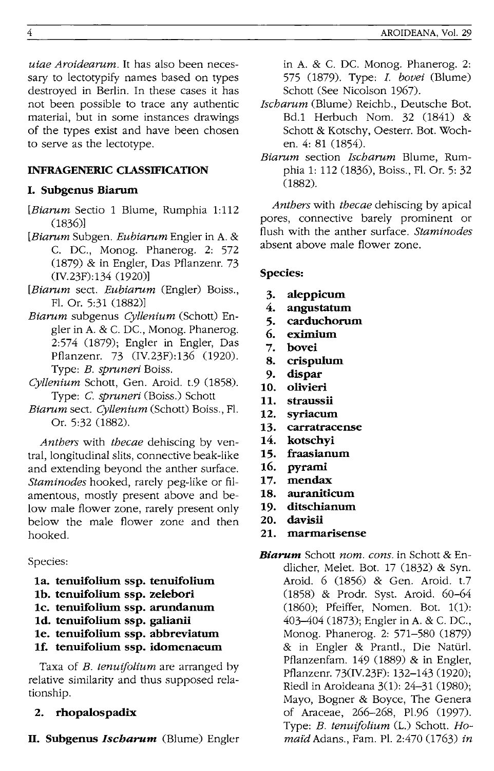*uiae Aroidearum*. It has also been necessary to lectotypify names based on types destroyed in Berlin. In these cases it has not been possible to trace any authentic material, but in some instances drawings of the types exist and have been chosen to serve as the lectotype.

## INFRAGENERIC CLASSIFICATION

### I. Subgenus Biarum

[*Biarum* Sectio 1 Blume, Rumphia 1:112 (1836)]

[*Biarum* Subgen. *Eubiarum* Engler in A. & C. DC., Monog. Phanerog. 2: 572 (1879) & in Engler, Das Pflanzenr. 73 (IV.23F):134 (1920)]

[*Biarum* sect. *Eubiarum* (Engler) Boiss., Fl. Or. 5:31 (1882)]

*Biarum* subgenus *Cyllenium* (Schott) Engler in A. & C. DC., Monog. Phanerog. 2:574 (1879); Engler in Engler, Das Pflanzenr. 73 (IV.23F):136 (1920). Type: *B. spruneri* Boiss.

*Cyllenium* Schott, Gen. Aroid. t.9 (1858). Type: *C. spruneri* (Boiss.) Schott

*Biarum* sect. *Cyllenium* (Schott) Boiss., Fl. Or. 5:32 (1882).

*Anthers* with *thecae* dehiscing by ventral, longitudinal slits, connective beak-like and extending beyond the anther surface. *Staminodes* hooked, rarely peg-like or filamentous, mostly present above and below male flower zone, rarely present only below the male flower zone and then hooked.

Species:

- **1a. tenuifolium ssp. tenuifolium**
- **1b. tenuifolium ssp. zelebori**
- **1c. tenuifolium ssp. arundanum**
- **1d. tenuifolium ssp. galianii**
- **1e. tenuifolium ssp. abbreviatum**
- **1f. tenuifolium ssp. idomenaeum**

Taxa of *B. tenuifolium* are arranged by relative similarity and thus supposed relationship.

- **2. rhopalospadix**

### II. Subgenus *Ischarum* (Blume) Engler

in A. & C. DC. Monog. Phanerog. 2: 575 (1879). Type: *I. bovei* (Blume) Schott (See Nicolson 1967).

*Ischarum* (Blume) Reichb., Deutsche Bot. Bd.1 Herbuch Nom. 32 (1841) & Schott & Kotschy, Oesterr. Bot. Wochen. 4: 81 (1854).

*Biarum* section *Ischarum* Blume, Rumphia 1: 112 (1836), Boiss., Fl. Or. 5: 32 (1882).

*Anthers* with *thecae* dehiscing by apical pores, connective barely prominent or flush with the anther surface. *Staminodes* absent above male flower zone.

**Species:**

- **3. aleppicum**
- **4. angustatum**
- **5. carduchorum**
- **6. eximium**
- **7. bovei**
- **8. crispulum**
- **9. dispar**
- **10. olivieri**
- **11. straussii**
- **12. syriacum**
- **13. carratracense**
- **14. kotschyi**
- **15. fraasianum**
- **16. pyrami**
- **17. mendax**
- **18. auraniticum**
- **19. ditschianum**
- **20. davisii**
- **21. marmarisense**

***Biarum*** Schott *nom. cons.* in Schott & Endlicher, Melet. Bot. 17 (1832) & Syn. Aroid. 6 (1856) & Gen. Aroid. t.7 (1858) & Prodr. Syst. Aroid. 60–64 (1860); Pfeiffer, Nomen. Bot. 1(1): 403–404 (1873); Engler in A. & C. DC., Monog. Phanerog. 2: 571–580 (1879) & in Engler & Prantl., Die Natürl. Pflanzenfam. 149 (1889) & in Engler, Pflanzenr. 73(IV.23F): 132–143 (1920); Riedl in Aroideana 3(1): 24–31 (1980); Mayo, Bogner & Boyce, The Genera of Araceae, 266–268, Pl.96 (1997). Type: *B. tenuifolium* (L.) Schott. *Homaid* Adans., Fam. Pl. 2:470 (1763) *in*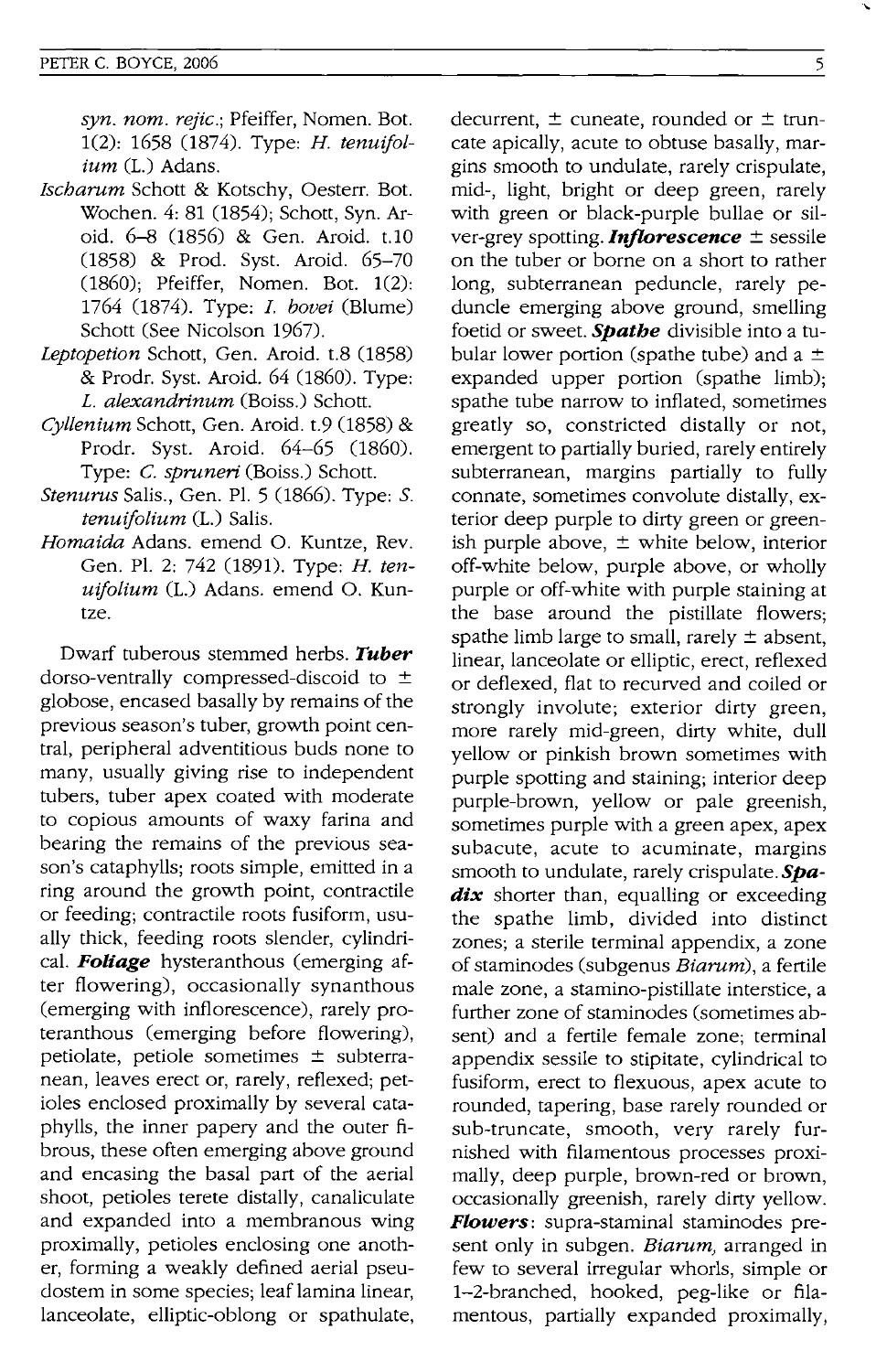*syn. nom. rejic.*; Pfeiffer, Nomen. Bot. 1(2): 1658 (1874). Type: *H. tenuifolium* (L.) Adans.

*Ischarum* Schott & Kotschy, Oesterr. Bot. Wochen. 4: 81 (1854); Schott, Syn. Aroid. 6–8 (1856) & Gen. Aroid. t.10 (1858) & Prod. Syst. Aroid. 65–70 (1860); Pfeiffer, Nomen. Bot. 1(2): 1764 (1874). Type: *I. bovei* (Blume) Schott (See Nicolson 1967).

*Leptopetion* Schott, Gen. Aroid. t.8 (1858) & Prodr. Syst. Aroid. 64 (1860). Type: *L. alexandrinum* (Boiss.) Schott.

*Cyllenium* Schott, Gen. Aroid. t.9 (1858) & Prodr. Syst. Aroid. 64–65 (1860). Type: *C. spruneri* (Boiss.) Schott.

*Stenurus* Salis., Gen. Pl. 5 (1866). Type: *S. tenuifolium* (L.) Salis.

*Homaida* Adans. emend O. Kuntze, Rev. Gen. Pl. 2: 742 (1891). Type: *H. tenuifolium* (L.) Adans. emend O. Kuntze.

Dwarf tuberous stemmed herbs. ***Tuber*** dorso-ventrally compressed-discoid to ± globose, encased basally by remains of the previous season's tuber, growth point central, peripheral adventitious buds none to many, usually giving rise to independent tubers, tuber apex coated with moderate to copious amounts of waxy farina and bearing the remains of the previous season's cataphylls; roots simple, emitted in a ring around the growth point, contractile or feeding; contractile roots fusiform, usually thick, feeding roots slender, cylindrical. ***Foliage*** hysteranthous (emerging after flowering), occasionally synanthous (emerging with inflorescence), rarely proteranthous (emerging before flowering), petiolate, petiole sometimes ± subterranean, leaves erect or, rarely, reflexed; petioles enclosed proximally by several cataphylls, the inner papery and the outer fibrous, these often emerging above ground and encasing the basal part of the aerial shoot, petioles terete distally, canaliculate and expanded into a membranous wing proximally, petioles enclosing one another, forming a weakly defined aerial pseudostem in some species; leaf lamina linear, lanceolate, elliptic-oblong or spathulate, decurrent, ± cuneate, rounded or ± truncate apically, acute to obtuse basally, margins smooth to undulate, rarely crispulate, mid-, light, bright or deep green, rarely with green or black-purple bullae or silver-grey spotting. ***Inflorescence*** ± sessile on the tuber or borne on a short to rather long, subterranean peduncle, rarely peduncle emerging above ground, smelling foetid or sweet. ***Spathe*** divisible into a tubular lower portion (spathe tube) and a ± expanded upper portion (spathe limb); spathe tube narrow to inflated, sometimes greatly so, constricted distally or not, emergent to partially buried, rarely entirely subterranean, margins partially to fully connate, sometimes convolute distally, exterior deep purple to dirty green or greenish purple above, ± white below, interior off-white below, purple above, or wholly purple or off-white with purple staining at the base around the pistillate flowers; spathe limb large to small, rarely ± absent, linear, lanceolate or elliptic, erect, reflexed or deflexed, flat to recurved and coiled or strongly involute; exterior dirty green, more rarely mid-green, dirty white, dull yellow or pinkish brown sometimes with purple spotting and staining; interior deep purple-brown, yellow or pale greenish, sometimes purple with a green apex, apex subacute, acute to acuminate, margins smooth to undulate, rarely crispulate. ***Spadix*** shorter than, equalling or exceeding the spathe limb, divided into distinct zones; a sterile terminal appendix, a zone of staminodes (subgenus *Biarum*), a fertile male zone, a stamino-pistillate interstice, a further zone of staminodes (sometimes absent) and a fertile female zone; terminal appendix sessile to stipitate, cylindrical to fusiform, erect to flexuous, apex acute to rounded, tapering, base rarely rounded or sub-truncate, smooth, very rarely furnished with filamentous processes proximally, deep purple, brown-red or brown, occasionally greenish, rarely dirty yellow. ***Flowers***: supra-staminal staminodes present only in subgen. *Biarum,* arranged in few to several irregular whorls, simple or 1–2-branched, hooked, peg-like or filamentous, partially expanded proximally,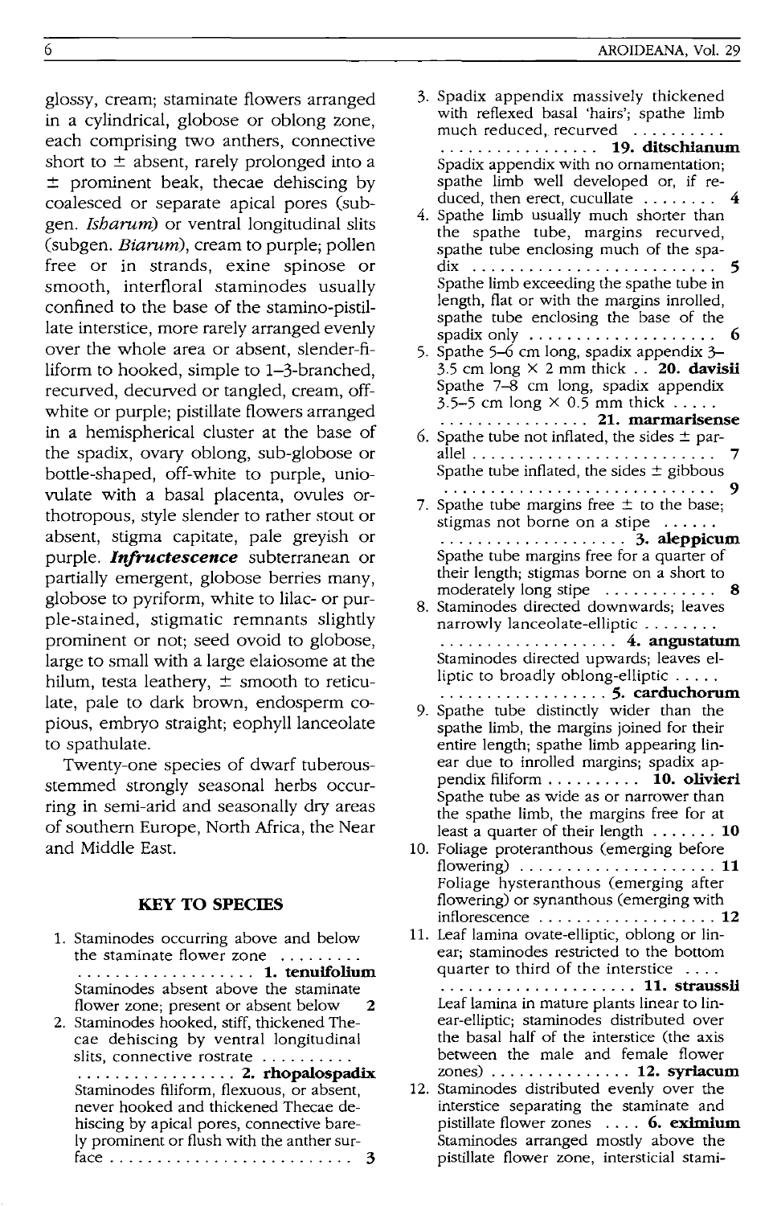glossy, cream; staminate flowers arranged in a cylindrical, globose or oblong zone, each comprising two anthers, connective short to ± absent, rarely prolonged into a ± prominent beak, thecae dehiscing by coalesced or separate apical pores (subgen. *Isharum*) or ventral longitudinal slits (subgen. *Biarum*), cream to purple; pollen free or in strands, exine spinose or smooth, interfloral staminodes usually confined to the base of the stamino-pistillate interstice, more rarely arranged evenly over the whole area or absent, slender-filiform to hooked, simple to 1–3-branched, recurved, decurved or tangled, cream, off-white or purple; pistillate flowers arranged in a hemispherical cluster at the base of the spadix, ovary oblong, sub-globose or bottle-shaped, off-white to purple, uniovulate with a basal placenta, ovules orthotropous, style slender to rather stout or absent, stigma capitate, pale greyish or purple. ***Infructescence*** subterranean or partially emergent, globose berries many, globose to pyriform, white to lilac- or purple-stained, stigmatic remnants slightly prominent or not; seed ovoid to globose, large to small with a large elaiosome at the hilum, testa leathery, ± smooth to reticulate, pale to dark brown, endosperm copious, embryo straight; eophyll lanceolate to spathulate.

Twenty-one species of dwarf tuberous-stemmed strongly seasonal herbs occurring in semi-arid and seasonally dry areas of southern Europe, North Africa, the Near and Middle East.

## KEY TO SPECIES

1. Staminodes occurring above and below the staminate flower zone .......... **1. tenuifolium**
   Staminodes absent above the staminate flower zone; present or absent below .... 2
2. Staminodes hooked, stiff, thickened Thecae dehiscing by ventral longitudinal slits, connective rostrate .......... **2. rhopalospadix**
   Staminodes filiform, flexuous, or absent, never hooked and thickened Thecae dehiscing by apical pores, connective barely prominent or flush with the anther surface .......... 3
3. Spadix appendix massively thickened with reflexed basal 'hairs'; spathe limb much reduced, recurved .......... **19. ditschianum**
   Spadix appendix with no ornamentation; spathe limb well developed or, if reduced, then erect, cucullate .......... 4
4. Spathe limb usually much shorter than the spathe tube, margins recurved, spathe tube enclosing much of the spadix .......... 5
   Spathe limb exceeding the spathe tube in length, flat or with the margins inrolled, spathe tube enclosing the base of the spadix only .......... 6
5. Spathe 5–6 cm long, spadix appendix 3–3.5 cm long × 2 mm thick .. **20. davisii**
   Spathe 7–8 cm long, spadix appendix 3.5–5 cm long × 0.5 mm thick .......... **21. marmarisense**
6. Spathe tube not inflated, the sides ± parallel .......... 7
   Spathe tube inflated, the sides ± gibbous .......... 9
7. Spathe tube margins free ± to the base; stigmas not borne on a stipe .......... **3. aleppicum**
   Spathe tube margins free for a quarter of their length; stigmas borne on a short to moderately long stipe .......... 8
8. Staminodes directed downwards; leaves narrowly lanceolate-elliptic .......... **4. angustatum**
   Staminodes directed upwards; leaves elliptic to broadly oblong-elliptic .......... **5. carduchorum**
9. Spathe tube distinctly wider than the spathe limb, the margins joined for their entire length; spathe limb appearing linear due to inrolled margins; spadix appendix filiform .......... **10. olivieri**
   Spathe tube as wide as or narrower than the spathe limb, the margins free for at least a quarter of their length .......... 10
10. Foliage proteranthous (emerging before flowering) .......... 11
    Foliage hysteranthous (emerging after flowering) or synanthous (emerging with inflorescence .......... 12
11. Leaf lamina ovate-elliptic, oblong or linear; staminodes restricted to the bottom quarter to third of the interstice .......... **11. straussii**
    Leaf lamina in mature plants linear to linear-elliptic; staminodes distributed over the basal half of the interstice (the axis between the male and female flower zones) .......... **12. syriacum**
12. Staminodes distributed evenly over the interstice separating the staminate and pistillate flower zones .... **6. eximium**
    Staminodes arranged mostly above the pistillate flower zone, intersticial stami-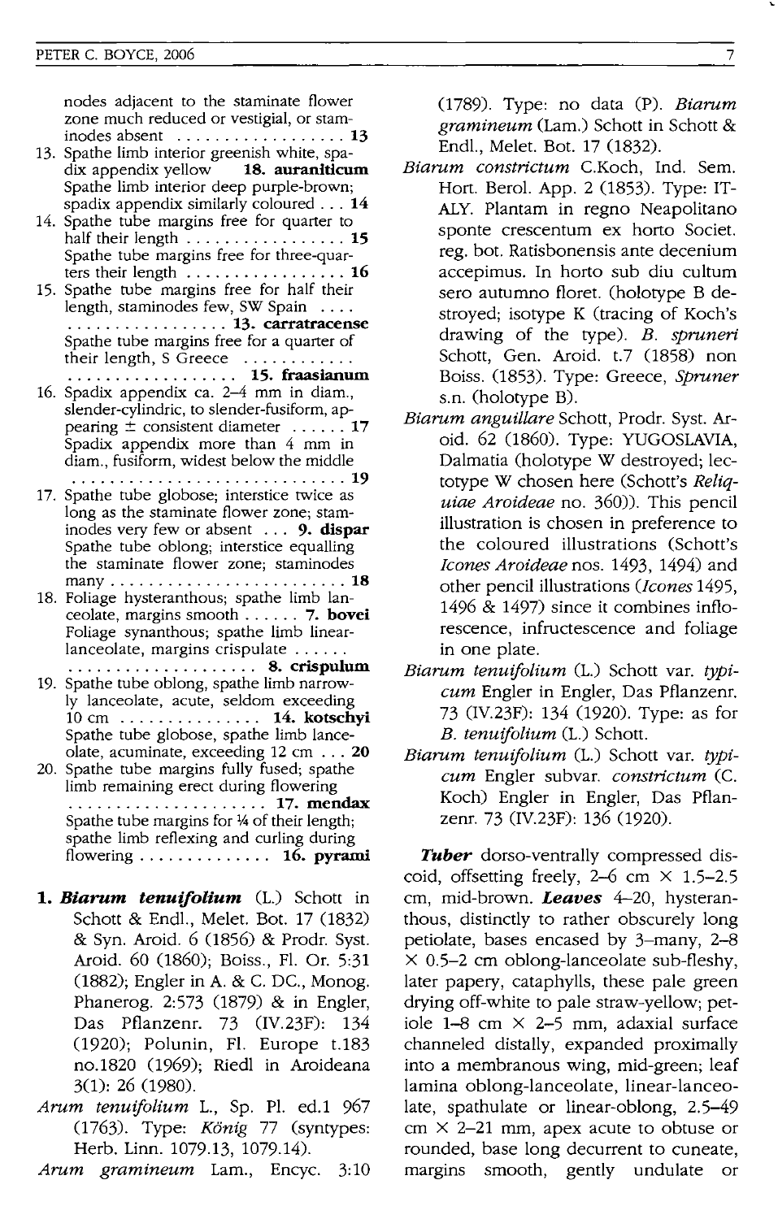nodes adjacent to the staminate flower zone much reduced or vestigial, or staminodes absent . . . . . . . . . . . . . . . . . . **13**

13. Spathe limb interior greenish white, spadix appendix yellow **18. auraniticum**
    Spathe limb interior deep purple-brown; spadix appendix similarly coloured . . . **14**
14. Spathe tube margins free for quarter to half their length . . . . . . . . . . . . . . . . **15**
    Spathe tube margins free for three-quarters their length . . . . . . . . . . . . . . . . **16**
15. Spathe tube margins free for half their length, staminodes few, SW Spain . . . . . . . . . . . . . . . . . . . . . . **13. carratracense**
    Spathe tube margins free for a quarter of their length, S Greece . . . . . . . . . . . . . . . . . . . . . . . . . . . . . . **15. fraasianum**
16. Spadix appendix ca. 2–4 mm in diam., slender-cylindric, to slender-fusiform, appearing ± consistent diameter . . . . . . **17**
    Spadix appendix more than 4 mm in diam., fusiform, widest below the middle . . . . . . . . . . . . . . . . . . . . . . . . . . . . . **19**
17. Spathe tube globose; interstice twice as long as the staminate flower zone; staminodes very few or absent . . . **9. dispar**
    Spathe tube oblong; interstice equalling the staminate flower zone; staminodes many . . . . . . . . . . . . . . . . . . . . . . . . . **18**
18. Foliage hysteranthous; spathe limb lanceolate, margins smooth . . . . . . **7. bovei**
    Foliage synanthous; spathe limb linear-lanceolate, margins crispulate . . . . . . . . . . . . . . . . . . . . . . . . . . **8. crispulum**
19. Spathe tube oblong, spathe limb narrowly lanceolate, acute, seldom exceeding 10 cm . . . . . . . . . . . . . . **14. kotschyi**
    Spathe tube globose, spathe limb lanceolate, acuminate, exceeding 12 cm . . . **20**
20. Spathe tube margins fully fused; spathe limb remaining erect during flowering . . . . . . . . . . . . . . . . . . . . . . **17. mendax**
    Spathe tube margins for ¼ of their length; spathe limb reflexing and curling during flowering . . . . . . . . . . . . . **16. pyrami**

**1. *Biarum tenuifolium*** (L.) Schott in Schott & Endl., Melet. Bot. 17 (1832) & Syn. Aroid. 6 (1856) & Prodr. Syst. Aroid. 60 (1860); Boiss., Fl. Or. 5:31 (1882); Engler in A. & C. DC., Monog. Phanerog. 2:573 (1879) & in Engler, Das Pflanzenr. 73 (IV.23F): 134 (1920); Polunin, Fl. Europe t.183 no.1820 (1969); Riedl in Aroideana 3(1): 26 (1980).

*Arum tenuifolium* L., Sp. Pl. ed.1 967 (1763). Type: *König* 77 (syntypes: Herb. Linn. 1079.13, 1079.14).

*Arum gramineum* Lam., Encyc. 3:10 (1789). Type: no data (P). *Biarum gramineum* (Lam.) Schott in Schott & Endl., Melet. Bot. 17 (1832).

*Biarum constrictum* C.Koch, Ind. Sem. Hort. Berol. App. 2 (1853). Type: ITALY. Plantam in regno Neapolitano sponte crescentum ex horto Societ. reg. bot. Ratisbonensis ante decenium accepimus. In horto sub diu cultum sero autumno floret. (holotype B destroyed; isotype K (tracing of Koch's drawing of the type). *B. spruneri* Schott, Gen. Aroid. t.7 (1858) non Boiss. (1853). Type: Greece, *Spruner* s.n. (holotype B).

*Biarum anguillare* Schott, Prodr. Syst. Aroid. 62 (1860). Type: YUGOSLAVIA, Dalmatia (holotype W destroyed; lectotype W chosen here (Schott's *Reliquiae Aroideae* no. 360)). This pencil illustration is chosen in preference to the coloured illustrations (Schott's *Icones Aroideae* nos. 1493, 1494) and other pencil illustrations (*Icones* 1495, 1496 & 1497) since it combines inflorescence, infructescence and foliage in one plate.

*Biarum tenuifolium* (L.) Schott var. *typicum* Engler in Engler, Das Pflanzenr. 73 (IV.23F): 134 (1920). Type: as for *B. tenuifolium* (L.) Schott.

*Biarum tenuifolium* (L.) Schott var. *typicum* Engler subvar. *constrictum* (C. Koch) Engler in Engler, Das Pflanzenr. 73 (IV.23F): 136 (1920).

***Tuber*** dorso-ventrally compressed discoid, offsetting freely, 2–6 cm × 1.5–2.5 cm, mid-brown. ***Leaves*** 4–20, hysteranthous, distinctly to rather obscurely long petiolate, bases encased by 3–many, 2–8 × 0.5–2 cm oblong-lanceolate sub-fleshy, later papery, cataphylls, these pale green drying off-white to pale straw-yellow; petiole 1–8 cm × 2–5 mm, adaxial surface channeled distally, expanded proximally into a membranous wing, mid-green; leaf lamina oblong-lanceolate, linear-lanceolate, spathulate or linear-oblong, 2.5–49 cm × 2–21 mm, apex acute to obtuse or rounded, base long decurrent to cuneate, margins smooth, gently undulate or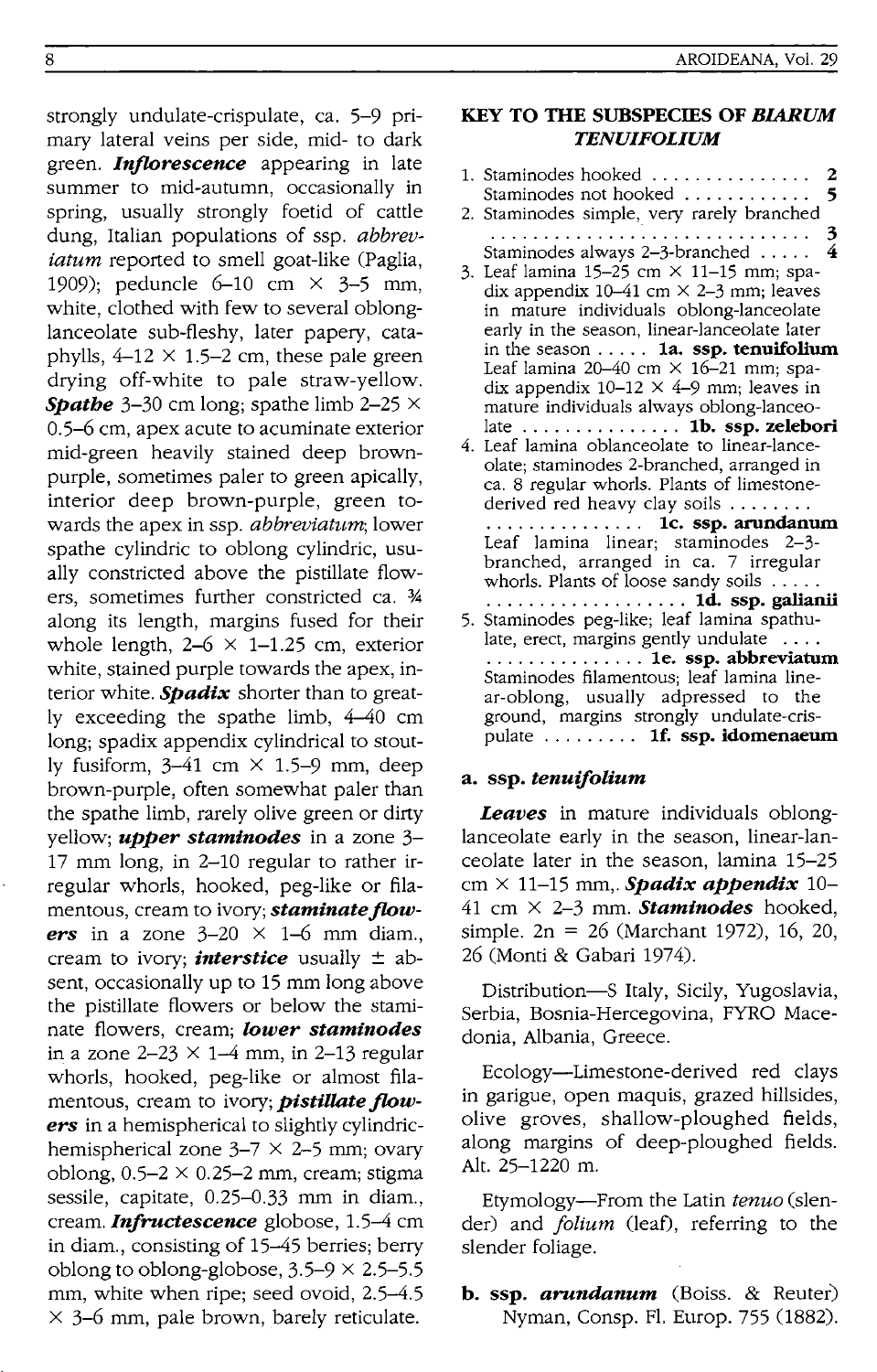strongly undulate-crispulate, ca. 5–9 primary lateral veins per side, mid- to dark green. ***Inflorescence*** appearing in late summer to mid-autumn, occasionally in spring, usually strongly foetid of cattle dung, Italian populations of ssp. *abbreviatum* reported to smell goat-like (Paglia, 1909); peduncle 6–10 cm × 3–5 mm, white, clothed with few to several oblong-lanceolate sub-fleshy, later papery, cataphylls, 4–12 × 1.5–2 cm, these pale green drying off-white to pale straw-yellow. ***Spathe*** 3–30 cm long; spathe limb 2–25 × 0.5–6 cm, apex acute to acuminate exterior mid-green heavily stained deep brown-purple, sometimes paler to green apically, interior deep brown-purple, green towards the apex in ssp. *abbreviatum*; lower spathe cylindric to oblong cylindric, usually constricted above the pistillate flowers, sometimes further constricted ca. ¾ along its length, margins fused for their whole length, 2–6 × 1–1.25 cm, exterior white, stained purple towards the apex, interior white. ***Spadix*** shorter than to greatly exceeding the spathe limb, 4–40 cm long; spadix appendix cylindrical to stoutly fusiform, 3–41 cm × 1.5–9 mm, deep brown-purple, often somewhat paler than the spathe limb, rarely olive green or dirty yellow; ***upper staminodes*** in a zone 3–17 mm long, in 2–10 regular to rather irregular whorls, hooked, peg-like or filamentous, cream to ivory; ***staminate flowers*** in a zone 3–20 × 1–6 mm diam., cream to ivory; ***interstice*** usually ± absent, occasionally up to 15 mm long above the pistillate flowers or below the staminate flowers, cream; ***lower staminodes*** in a zone 2–23 × 1–4 mm, in 2–13 regular whorls, hooked, peg-like or almost filamentous, cream to ivory; ***pistillate flowers*** in a hemispherical to slightly cylindric-hemispherical zone 3–7 × 2–5 mm; ovary oblong, 0.5–2 × 0.25–2 mm, cream; stigma sessile, capitate, 0.25–0.33 mm in diam., cream. ***Infructescence*** globose, 1.5–4 cm in diam., consisting of 15–45 berries; berry oblong to oblong-globose, 3.5–9 × 2.5–5.5 mm, white when ripe; seed ovoid, 2.5–4.5 × 3–6 mm, pale brown, barely reticulate.

### KEY TO THE SUBSPECIES OF *BIARUM TENUIFOLIUM*

1. Staminodes hooked . . . . . . . . . . . . . . . **2**
   Staminodes not hooked . . . . . . . . . . . . **5**
2. Staminodes simple, very rarely branched . . . . . . . . . . . . . . . . . . . . . . . . . . . . . **3**
   Staminodes always 2–3-branched . . . . . **4**
3. Leaf lamina 15–25 cm × 11–15 mm; spadix appendix 10–41 cm × 2–3 mm; leaves in mature individuals oblong-lanceolate early in the season, linear-lanceolate later in the season . . . . . **1a. ssp. tenuifolium**
   Leaf lamina 20–40 cm × 16–21 mm; spadix appendix 10–12 × 4–9 mm; leaves in mature individuals always oblong-lanceolate . . . . . . . . . . . . . . . **1b. ssp. zelebori**
4. Leaf lamina oblanceolate to linear-lanceolate; staminodes 2-branched, arranged in ca. 8 regular whorls. Plants of limestone-derived red heavy clay soils . . . . . . . . . . . . . . . . . . . . . . . **1c. ssp. arundanum**
   Leaf lamina linear; staminodes 2–3-branched, arranged in ca. 7 irregular whorls. Plants of loose sandy soils . . . . . . . . . . . . . . . . . . . . . . . . **1d. ssp. galianii**
5. Staminodes peg-like; leaf lamina spathulate, erect, margins gently undulate . . . . . . . . . . . . . . . . . . . **1e. ssp. abbreviatum**
   Staminodes filamentous; leaf lamina linear-oblong, usually adpressed to the ground, margins strongly undulate-crispulate . . . . . . . . . **1f. ssp. idomenaeum**

### a. ssp. *tenuifolium*

***Leaves*** in mature individuals oblong-lanceolate early in the season, linear-lanceolate later in the season, lamina 15–25 cm × 11–15 mm,. ***Spadix appendix*** 10–41 cm × 2–3 mm. ***Staminodes*** hooked, simple. 2n = 26 (Marchant 1972), 16, 20, 26 (Monti & Gabari 1974).

Distribution—S Italy, Sicily, Yugoslavia, Serbia, Bosnia-Hercegovina, FYRO Macedonia, Albania, Greece.

Ecology—Limestone-derived red clays in garigue, open maquis, grazed hillsides, olive groves, shallow-ploughed fields, along margins of deep-ploughed fields. Alt. 25–1220 m.

Etymology—From the Latin *tenuo* (slender) and *folium* (leaf), referring to the slender foliage.

**b. ssp. *arundanum*** (Boiss. & Reuter) Nyman, Consp. Fl. Europ. 755 (1882).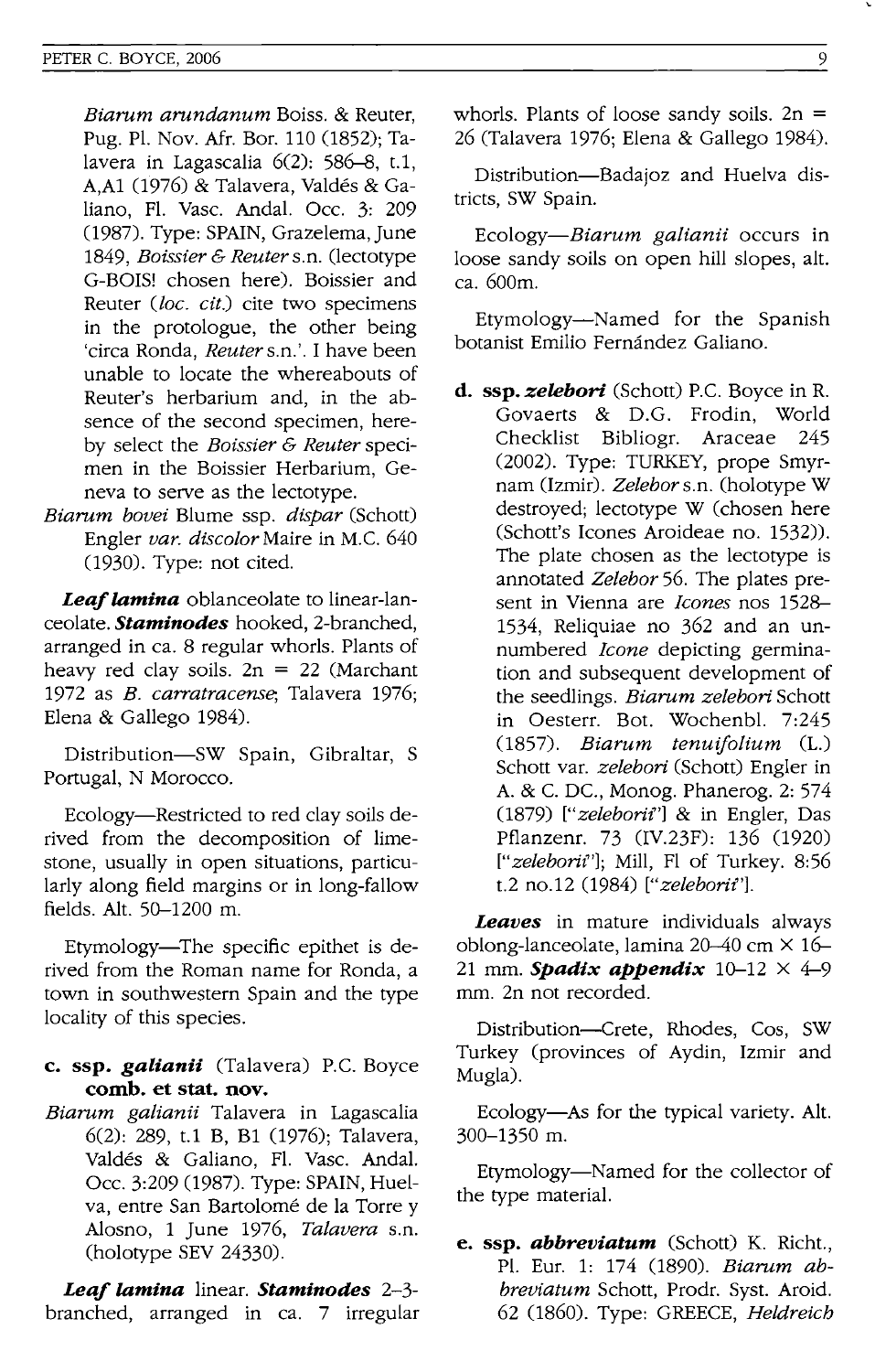*Biarum arundanum* Boiss. & Reuter, Pug. Pl. Nov. Afr. Bor. 110 (1852); Talavera in Lagascalia 6(2): 586–8, t.1, A,A1 (1976) & Talavera, Valdés & Galiano, Fl. Vasc. Andal. Occ. 3: 209 (1987). Type: SPAIN, Grazelema, June 1849, *Boissier & Reuter* s.n. (lectotype G-BOIS! chosen here). Boissier and Reuter (*loc. cit.*) cite two specimens in the protologue, the other being 'circa Ronda, *Reuter* s.n.'. I have been unable to locate the whereabouts of Reuter's herbarium and, in the absence of the second specimen, hereby select the *Boissier & Reuter* specimen in the Boissier Herbarium, Geneva to serve as the lectotype.

*Biarum bovei* Blume ssp. *dispar* (Schott) Engler *var. discolor* Maire in M.C. 640 (1930). Type: not cited.

***Leaf lamina*** oblanceolate to linear-lanceolate. ***Staminodes*** hooked, 2-branched, arranged in ca. 8 regular whorls. Plants of heavy red clay soils. 2n = 22 (Marchant 1972 as *B. carratracense*; Talavera 1976; Elena & Gallego 1984).

Distribution—SW Spain, Gibraltar, S Portugal, N Morocco.

Ecology—Restricted to red clay soils derived from the decomposition of limestone, usually in open situations, particularly along field margins or in long-fallow fields. Alt. 50–1200 m.

Etymology—The specific epithet is derived from the Roman name for Ronda, a town in southwestern Spain and the type locality of this species.

**c. ssp. *galianii*** (Talavera) P.C. Boyce **comb. et stat. nov.**

*Biarum galianii* Talavera in Lagascalia 6(2): 289, t.1 B, B1 (1976); Talavera, Valdés & Galiano, Fl. Vasc. Andal. Occ. 3:209 (1987). Type: SPAIN, Huelva, entre San Bartolomé de la Torre y Alosno, 1 June 1976, *Talavera* s.n. (holotype SEV 24330).

***Leaf lamina*** linear. ***Staminodes*** 2–3-branched, arranged in ca. 7 irregular whorls. Plants of loose sandy soils. 2n = 26 (Talavera 1976; Elena & Gallego 1984).

Distribution—Badajoz and Huelva districts, SW Spain.

Ecology—*Biarum galianii* occurs in loose sandy soils on open hill slopes, alt. ca. 600m.

Etymology—Named for the Spanish botanist Emilio Fernández Galiano.

**d. ssp. *zelebori*** (Schott) P.C. Boyce in R. Govaerts & D.G. Frodin, World Checklist Bibliogr. Araceae 245 (2002). Type: TURKEY, prope Smyrnam (Izmir). *Zelebor* s.n. (holotype W destroyed; lectotype W (chosen here (Schott's Icones Aroideae no. 1532)). The plate chosen as the lectotype is annotated *Zelebor* 56. The plates present in Vienna are *Icones* nos 1528–1534, Reliquiae no 362 and an unnumbered *Icone* depicting germination and subsequent development of the seedlings. *Biarum zelebori* Schott in Oesterr. Bot. Wochenbl. 7:245 (1857). *Biarum tenuifolium* (L.) Schott var. *zelebori* (Schott) Engler in A. & C. DC., Monog. Phanerog. 2: 574 (1879) ["*zeleborii*"] & in Engler, Das Pflanzenr. 73 (IV.23F): 136 (1920) ["*zeleborii*"]; Mill, Fl of Turkey. 8:56 t.2 no.12 (1984) ["*zeleborii*"].

***Leaves*** in mature individuals always oblong-lanceolate, lamina 20–40 cm × 16–21 mm. ***Spadix appendix*** 10–12 × 4–9 mm. 2n not recorded.

Distribution—Crete, Rhodes, Cos, SW Turkey (provinces of Aydin, Izmir and Mugla).

Ecology—As for the typical variety. Alt. 300–1350 m.

Etymology—Named for the collector of the type material.

**e. ssp. *abbreviatum*** (Schott) K. Richt., Pl. Eur. 1: 174 (1890). *Biarum abbreviatum* Schott, Prodr. Syst. Aroid. 62 (1860). Type: GREECE, *Heldreich*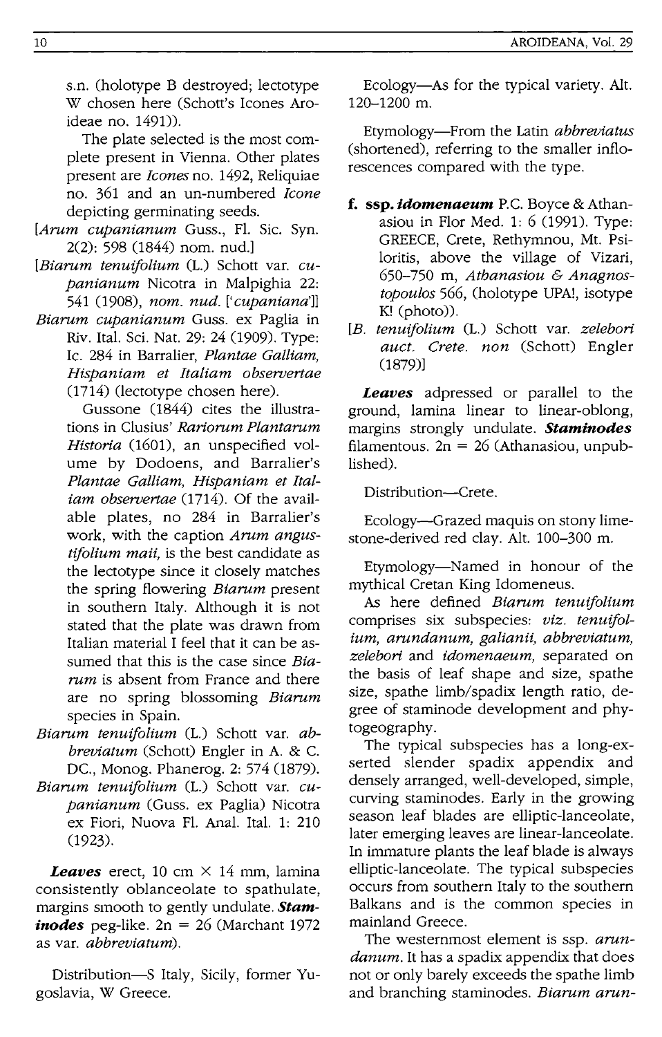s.n. (holotype B destroyed; lectotype W chosen here (Schott's Icones Aroideae no. 1491)).

The plate selected is the most complete present in Vienna. Other plates present are *Icones* no. 1492, Reliquiae no. 361 and an un-numbered *Icone* depicting germinating seeds.

[*Arum cupanianum* Guss., Fl. Sic. Syn. 2(2): 598 (1844) nom. nud.]

[*Biarum tenuifolium* (L.) Schott var. *cupanianum* Nicotra in Malpighia 22: 541 (1908), *nom. nud.* ['*cupaniana*']]

*Biarum cupanianum* Guss. ex Paglia in Riv. Ital. Sci. Nat. 29: 24 (1909). Type: Ic. 284 in Barralier, *Plantae Galliam, Hispaniam et Italiam observertae* (1714) (lectotype chosen here).

Gussone (1844) cites the illustrations in Clusius' *Rariorum Plantarum Historia* (1601), an unspecified volume by Dodoens, and Barralier's *Plantae Galliam, Hispaniam et Italiam observertae* (1714). Of the available plates, no 284 in Barralier's work, with the caption *Arum angustifolium maii,* is the best candidate as the lectotype since it closely matches the spring flowering *Biarum* present in southern Italy. Although it is not stated that the plate was drawn from Italian material I feel that it can be assumed that this is the case since *Biarum* is absent from France and there are no spring blossoming *Biarum* species in Spain.

*Biarum tenuifolium* (L.) Schott var. *abbreviatum* (Schott) Engler in A. & C. DC., Monog. Phanerog. 2: 574 (1879).

*Biarum tenuifolium* (L.) Schott var. *cupanianum* (Guss. ex Paglia) Nicotra ex Fiori, Nuova Fl. Anal. Ital. 1: 210 (1923).

***Leaves*** erect, 10 cm × 14 mm, lamina consistently oblanceolate to spathulate, margins smooth to gently undulate. ***Staminodes*** peg-like. 2n = 26 (Marchant 1972 as var. *abbreviatum*).

Distribution—S Italy, Sicily, former Yugoslavia, W Greece.

Ecology—As for the typical variety. Alt. 120–1200 m.

Etymology—From the Latin *abbreviatus* (shortened), referring to the smaller inflorescences compared with the type.

**f. ssp. *idomenaeum*** P.C. Boyce & Athanasiou in Flor Med. 1: 6 (1991). Type: GREECE, Crete, Rethymnou, Mt. Psiloritis, above the village of Vizari, 650–750 m, *Athanasiou & Anagnostopoulos* 566, (holotype UPA!, isotype K! (photo)).

[*B. tenuifolium* (L.) Schott var. *zelebori auct. Crete. non* (Schott) Engler (1879)]

***Leaves*** adpressed or parallel to the ground, lamina linear to linear-oblong, margins strongly undulate. ***Staminodes*** filamentous. 2n = 26 (Athanasiou, unpublished).

Distribution—Crete.

Ecology—Grazed maquis on stony limestone-derived red clay. Alt. 100–300 m.

Etymology—Named in honour of the mythical Cretan King Idomeneus.

As here defined *Biarum tenuifolium* comprises six subspecies: *viz. tenuifolium, arundanum, galianii, abbreviatum, zelebori* and *idomenaeum,* separated on the basis of leaf shape and size, spathe size, spathe limb/spadix length ratio, degree of staminode development and phytogeography.

The typical subspecies has a long-exserted slender spadix appendix and densely arranged, well-developed, simple, curving staminodes. Early in the growing season leaf blades are elliptic-lanceolate, later emerging leaves are linear-lanceolate. In immature plants the leaf blade is always elliptic-lanceolate. The typical subspecies occurs from southern Italy to the southern Balkans and is the common species in mainland Greece.

The westernmost element is ssp. *arundanum.* It has a spadix appendix that does not or only barely exceeds the spathe limb and branching staminodes. *Biarum arun-*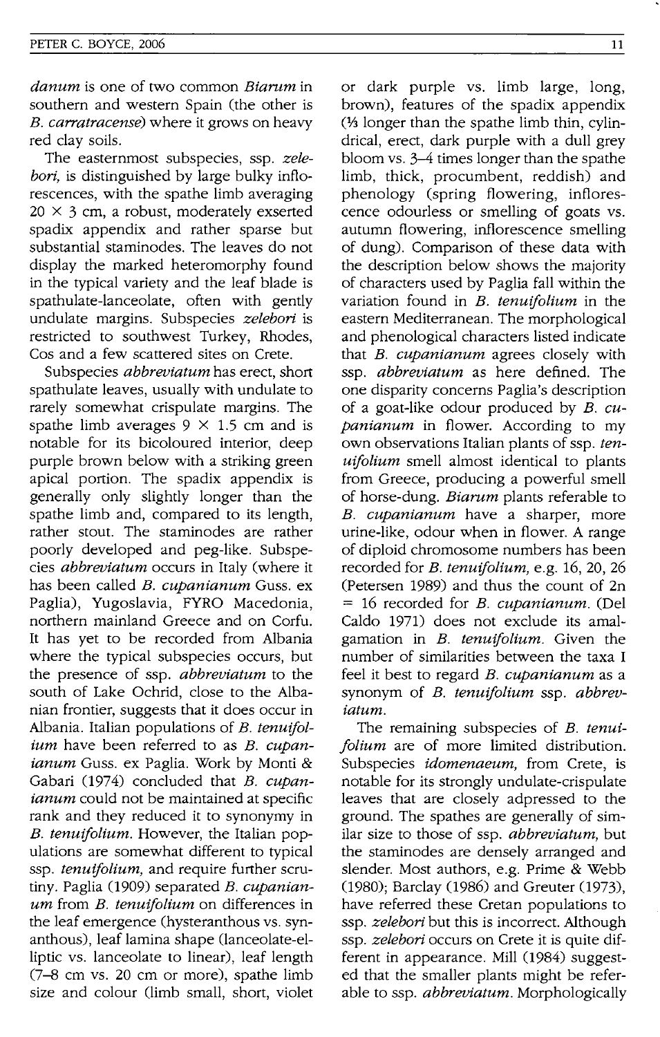*danum* is one of two common *Biarum* in southern and western Spain (the other is *B. carratracense*) where it grows on heavy red clay soils.

The easternmost subspecies, ssp. *zelebori*, is distinguished by large bulky inflorescences, with the spathe limb averaging 20 × 3 cm, a robust, moderately exserted spadix appendix and rather sparse but substantial staminodes. The leaves do not display the marked heteromorphy found in the typical variety and the leaf blade is spathulate-lanceolate, often with gently undulate margins. Subspecies *zelebori* is restricted to southwest Turkey, Rhodes, Cos and a few scattered sites on Crete.

Subspecies *abbreviatum* has erect, short spathulate leaves, usually with undulate to rarely somewhat crispulate margins. The spathe limb averages 9 × 1.5 cm and is notable for its bicoloured interior, deep purple brown below with a striking green apical portion. The spadix appendix is generally only slightly longer than the spathe limb and, compared to its length, rather stout. The staminodes are rather poorly developed and peg-like. Subspecies *abbreviatum* occurs in Italy (where it has been called *B. cupanianum* Guss. ex Paglia), Yugoslavia, FYRO Macedonia, northern mainland Greece and on Corfu. It has yet to be recorded from Albania where the typical subspecies occurs, but the presence of ssp. *abbreviatum* to the south of Lake Ochrid, close to the Albanian frontier, suggests that it does occur in Albania. Italian populations of *B. tenuifolium* have been referred to as *B. cupanianum* Guss. ex Paglia. Work by Monti & Gabari (1974) concluded that *B. cupanianum* could not be maintained at specific rank and they reduced it to synonymy in *B. tenuifolium*. However, the Italian populations are somewhat different to typical ssp. *tenuifolium*, and require further scrutiny. Paglia (1909) separated *B. cupanianum* from *B. tenuifolium* on differences in the leaf emergence (hysteranthous vs. synanthous), leaf lamina shape (lanceolate-elliptic vs. lanceolate to linear), leaf length (7–8 cm vs. 20 cm or more), spathe limb size and colour (limb small, short, violet or dark purple vs. limb large, long, brown), features of the spadix appendix (⅓ longer than the spathe limb thin, cylindrical, erect, dark purple with a dull grey bloom vs. 3–4 times longer than the spathe limb, thick, procumbent, reddish) and phenology (spring flowering, inflorescence odourless or smelling of goats vs. autumn flowering, inflorescence smelling of dung). Comparison of these data with the description below shows the majority of characters used by Paglia fall within the variation found in *B. tenuifolium* in the eastern Mediterranean. The morphological and phenological characters listed indicate that *B. cupanianum* agrees closely with ssp. *abbreviatum* as here defined. The one disparity concerns Paglia's description of a goat-like odour produced by *B. cupanianum* in flower. According to my own observations Italian plants of ssp. *tenuifolium* smell almost identical to plants from Greece, producing a powerful smell of horse-dung. *Biarum* plants referable to *B. cupanianum* have a sharper, more urine-like, odour when in flower. A range of diploid chromosome numbers has been recorded for *B. tenuifolium*, e.g. 16, 20, 26 (Petersen 1989) and thus the count of $2n = 16$ recorded for *B. cupanianum*. (Del Caldo 1971) does not exclude its amalgamation in *B. tenuifolium*. Given the number of similarities between the taxa I feel it best to regard *B. cupanianum* as a synonym of *B. tenuifolium* ssp. *abbreviatum*.

The remaining subspecies of *B. tenuifolium* are of more limited distribution. Subspecies *idomenaeum*, from Crete, is notable for its strongly undulate-crispulate leaves that are closely adpressed to the ground. The spathes are generally of similar size to those of ssp. *abbreviatum*, but the staminodes are densely arranged and slender. Most authors, e.g. Prime & Webb (1980); Barclay (1986) and Greuter (1973), have referred these Cretan populations to ssp. *zelebori* but this is incorrect. Although ssp. *zelebori* occurs on Crete it is quite different in appearance. Mill (1984) suggested that the smaller plants might be referable to ssp. *abbreviatum*. Morphologically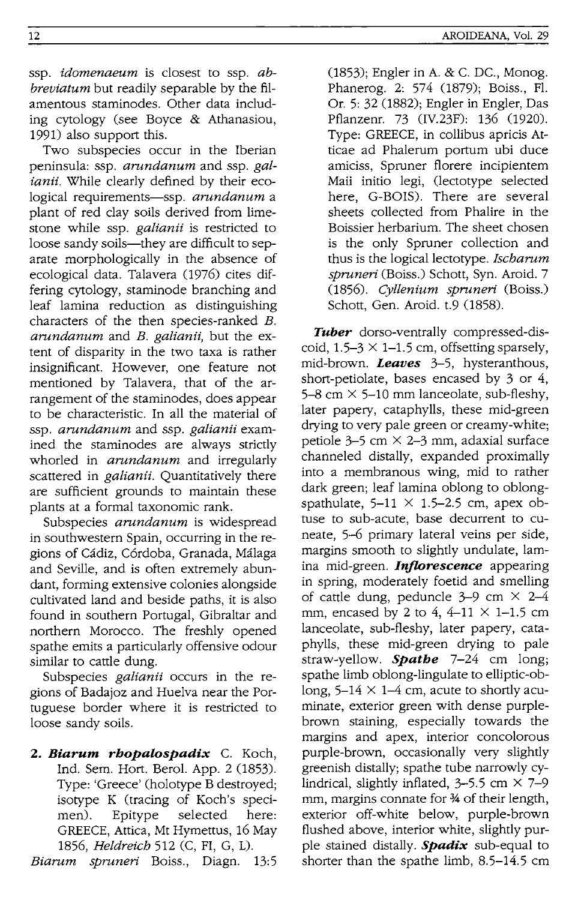ssp. *idomenaeum* is closest to ssp. *abbreviatum* but readily separable by the filamentous staminodes. Other data including cytology (see Boyce & Athanasiou, 1991) also support this.

Two subspecies occur in the Iberian peninsula: ssp. *arundanum* and ssp. *galianii*. While clearly defined by their ecological requirements—ssp. *arundanum* a plant of red clay soils derived from limestone while ssp. *galianii* is restricted to loose sandy soils—they are difficult to separate morphologically in the absence of ecological data. Talavera (1976) cites differing cytology, staminode branching and leaf lamina reduction as distinguishing characters of the then species-ranked *B. arundanum* and *B. galianii*, but the extent of disparity in the two taxa is rather insignificant. However, one feature not mentioned by Talavera, that of the arrangement of the staminodes, does appear to be characteristic. In all the material of ssp. *arundanum* and ssp. *galianii* examined the staminodes are always strictly whorled in *arundanum* and irregularly scattered in *galianii*. Quantitatively there are sufficient grounds to maintain these plants at a formal taxonomic rank.

Subspecies *arundanum* is widespread in southwestern Spain, occurring in the regions of Cádiz, Córdoba, Granada, Málaga and Seville, and is often extremely abundant, forming extensive colonies alongside cultivated land and beside paths, it is also found in southern Portugal, Gibraltar and northern Morocco. The freshly opened spathe emits a particularly offensive odour similar to cattle dung.

Subspecies *galianii* occurs in the regions of Badajoz and Huelva near the Portuguese border where it is restricted to loose sandy soils.

**2. *Biarum rhopalospadix*** C. Koch, Ind. Sem. Hort. Berol. App. 2 (1853). Type: 'Greece' (holotype B destroyed; isotype K (tracing of Koch's specimen). Epitype selected here: GREECE, Attica, Mt Hymettus, 16 May 1856, *Heldreich* 512 (C, FI, G, L).

*Biarum spruneri* Boiss., Diagn. 13:5 (1853); Engler in A. & C. DC., Monog. Phanerog. 2: 574 (1879); Boiss., Fl. Or. 5: 32 (1882); Engler in Engler, Das Pflanzenr. 73 (IV.23F): 136 (1920). Type: GREECE, in collibus apricis Atticae ad Phalerum portum ubi duce amiciss, Spruner florere incipientem Maii initio legi, (lectotype selected here, G-BOIS). There are several sheets collected from Phalire in the Boissier herbarium. The sheet chosen is the only Spruner collection and thus is the logical lectotype. *Ischarum spruneri* (Boiss.) Schott, Syn. Aroid. 7 (1856). *Cyllenium spruneri* (Boiss.) Schott, Gen. Aroid. t.9 (1858).

***Tuber*** dorso-ventrally compressed-discoid, 1.5–3 × 1–1.5 cm, offsetting sparsely, mid-brown. ***Leaves*** 3–5, hysteranthous, short-petiolate, bases encased by 3 or 4, 5–8 cm × 5–10 mm lanceolate, sub-fleshy, later papery, cataphylls, these mid-green drying to very pale green or creamy-white; petiole 3–5 cm × 2–3 mm, adaxial surface channeled distally, expanded proximally into a membranous wing, mid to rather dark green; leaf lamina oblong to oblong-spathulate, 5–11 × 1.5–2.5 cm, apex obtuse to sub-acute, base decurrent to cuneate, 5–6 primary lateral veins per side, margins smooth to slightly undulate, lamina mid-green. ***Inflorescence*** appearing in spring, moderately foetid and smelling of cattle dung, peduncle 3–9 cm × 2–4 mm, encased by 2 to 4, 4–11 × 1–1.5 cm lanceolate, sub-fleshy, later papery, cataphylls, these mid-green drying to pale straw-yellow. ***Spathe*** 7–24 cm long; spathe limb oblong-lingulate to elliptic-oblong, 5–14 × 1–4 cm, acute to shortly acuminate, exterior green with dense purple-brown staining, especially towards the margins and apex, interior concolorous purple-brown, occasionally very slightly greenish distally; spathe tube narrowly cylindrical, slightly inflated, 3–5.5 cm × 7–9 mm, margins connate for ¾ of their length, exterior off-white below, purple-brown flushed above, interior white, slightly purple stained distally. ***Spadix*** sub-equal to shorter than the spathe limb, 8.5–14.5 cm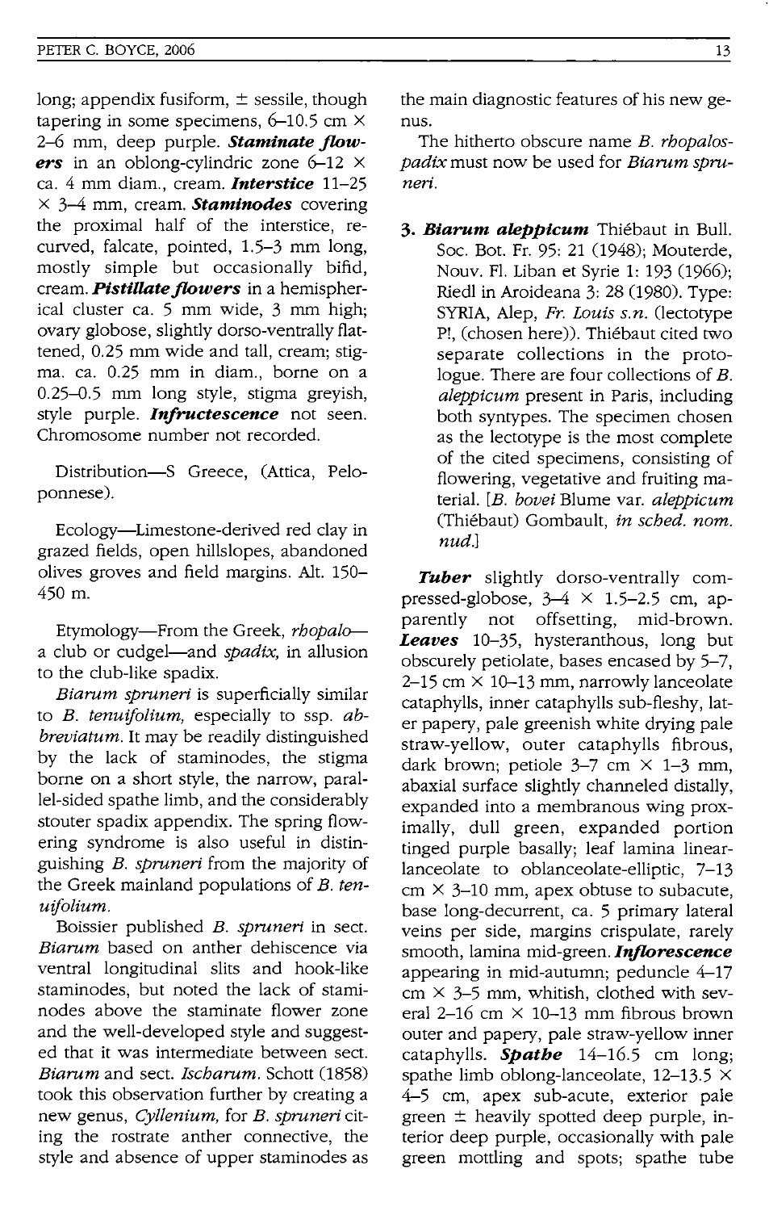long; appendix fusiform, ± sessile, though tapering in some specimens, 6–10.5 cm × 2–6 mm, deep purple. ***Staminate flowers*** in an oblong-cylindric zone 6–12 × ca. 4 mm diam., cream. ***Interstice*** 11–25 × 3–4 mm, cream. ***Staminodes*** covering the proximal half of the interstice, recurved, falcate, pointed, 1.5–3 mm long, mostly simple but occasionally bifid, cream. ***Pistillate flowers*** in a hemispherical cluster ca. 5 mm wide, 3 mm high; ovary globose, slightly dorso-ventrally flattened, 0.25 mm wide and tall, cream; stigma. ca. 0.25 mm in diam., borne on a 0.25–0.5 mm long style, stigma greyish, style purple. ***Infructescence*** not seen. Chromosome number not recorded.

Distribution—S Greece, (Attica, Peloponnese).

Ecology—Limestone-derived red clay in grazed fields, open hillslopes, abandoned olives groves and field margins. Alt. 150–450 m.

Etymology—From the Greek, *rhopalo*—a club or cudgel—and *spadix,* in allusion to the club-like spadix.

*Biarum spruneri* is superficially similar to *B. tenuifolium,* especially to ssp. *abbreviatum*. It may be readily distinguished by the lack of staminodes, the stigma borne on a short style, the narrow, parallel-sided spathe limb, and the considerably stouter spadix appendix. The spring flowering syndrome is also useful in distinguishing *B. spruneri* from the majority of the Greek mainland populations of *B. tenuifolium*.

Boissier published *B. spruneri* in sect. *Biarum* based on anther dehiscence via ventral longitudinal slits and hook-like staminodes, but noted the lack of staminodes above the staminate flower zone and the well-developed style and suggested that it was intermediate between sect. *Biarum* and sect. *Ischarum*. Schott (1858) took this observation further by creating a new genus, *Cyllenium,* for *B. spruneri* citing the rostrate anther connective, the style and absence of upper staminodes as the main diagnostic features of his new genus.

The hitherto obscure name *B. rhopalospadix* must now be used for *Biarum spruneri*.

**3. *Biarum aleppicum*** Thiébaut in Bull. Soc. Bot. Fr. 95: 21 (1948); Mouterde, Nouv. Fl. Liban et Syrie 1: 193 (1966); Riedl in Aroideana 3: 28 (1980). Type: SYRIA, Alep, *Fr. Louis s.n.* (lectotype P!, (chosen here)). Thiébaut cited two separate collections in the protologue. There are four collections of *B. aleppicum* present in Paris, including both syntypes. The specimen chosen as the lectotype is the most complete of the cited specimens, consisting of flowering, vegetative and fruiting material. [*B. bovei* Blume var. *aleppicum* (Thiébaut) Gombault, *in sched. nom. nud.*]

***Tuber*** slightly dorso-ventrally compressed-globose, 3–4 × 1.5–2.5 cm, apparently not offsetting, mid-brown. ***Leaves*** 10–35, hysteranthous, long but obscurely petiolate, bases encased by 5–7, 2–15 cm × 10–13 mm, narrowly lanceolate cataphylls, inner cataphylls sub-fleshy, later papery, pale greenish white drying pale straw-yellow, outer cataphylls fibrous, dark brown; petiole 3–7 cm × 1–3 mm, abaxial surface slightly channeled distally, expanded into a membranous wing proximally, dull green, expanded portion tinged purple basally; leaf lamina linear-lanceolate to oblanceolate-elliptic, 7–13 cm × 3–10 mm, apex obtuse to subacute, base long-decurrent, ca. 5 primary lateral veins per side, margins crispulate, rarely smooth, lamina mid-green. ***Inflorescence*** appearing in mid-autumn; peduncle 4–17 cm × 3–5 mm, whitish, clothed with several 2–16 cm × 10–13 mm fibrous brown outer and papery, pale straw-yellow inner cataphylls. ***Spathe*** 14–16.5 cm long; spathe limb oblong-lanceolate, 12–13.5 × 4–5 cm, apex sub-acute, exterior pale green ± heavily spotted deep purple, interior deep purple, occasionally with pale green mottling and spots; spathe tube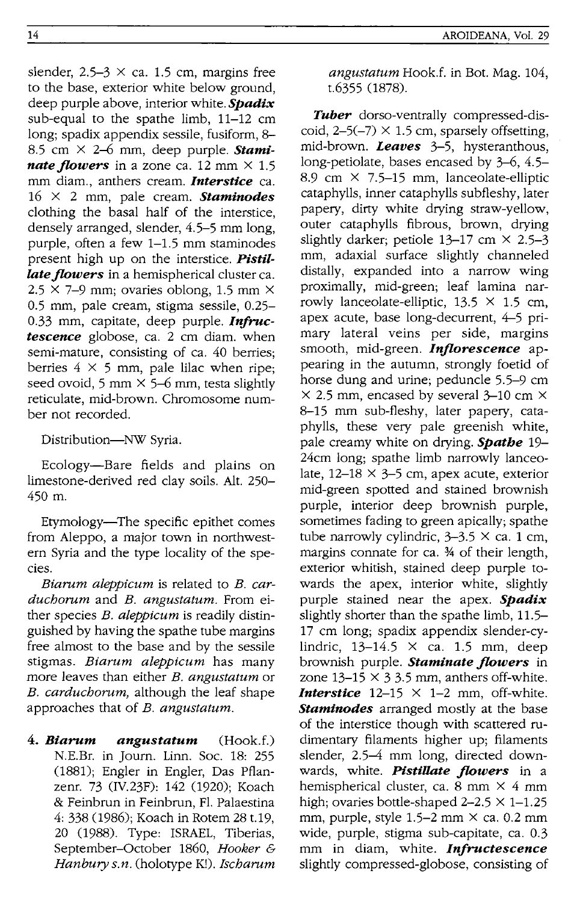slender, 2.5–3 × ca. 1.5 cm, margins free to the base, exterior white below ground, deep purple above, interior white. ***Spadix*** sub-equal to the spathe limb, 11–12 cm long; spadix appendix sessile, fusiform, 8–8.5 cm × 2–6 mm, deep purple. ***Staminate flowers*** in a zone ca. 12 mm × 1.5 mm diam., anthers cream. ***Interstice*** ca. 16 × 2 mm, pale cream. ***Staminodes*** clothing the basal half of the interstice, densely arranged, slender, 4.5–5 mm long, purple, often a few 1–1.5 mm staminodes present high up on the interstice. ***Pistillate flowers*** in a hemispherical cluster ca. 2.5 × 7–9 mm; ovaries oblong, 1.5 mm × 0.5 mm, pale cream, stigma sessile, 0.25–0.33 mm, capitate, deep purple. ***Infructescence*** globose, ca. 2 cm diam. when semi-mature, consisting of ca. 40 berries; berries 4 × 5 mm, pale lilac when ripe; seed ovoid, 5 mm × 5–6 mm, testa slightly reticulate, mid-brown. Chromosome number not recorded.

Distribution—NW Syria.

Ecology—Bare fields and plains on limestone-derived red clay soils. Alt. 250–450 m.

Etymology—The specific epithet comes from Aleppo, a major town in northwestern Syria and the type locality of the species.

*Biarum aleppicum* is related to *B. carduchorum* and *B. angustatum*. From either species *B. aleppicum* is readily distinguished by having the spathe tube margins free almost to the base and by the sessile stigmas. *Biarum aleppicum* has many more leaves than either *B. angustatum* or *B. carduchorum*, although the leaf shape approaches that of *B. angustatum*.

4. ***Biarum angustatum*** (Hook.f.) N.E.Br. in Journ. Linn. Soc. 18: 255 (1881); Engler in Engler, Das Pflanzenr. 73 (IV.23F): 142 (1920); Koach & Feinbrun in Feinbrun, Fl. Palaestina 4: 338 (1986); Koach in Rotem 28 t.19, 20 (1988). Type: ISRAEL, Tiberias, September–October 1860, *Hooker & Hanbury s.n.* (holotype K!). *Ischarum angustatum* Hook.f. in Bot. Mag. 104, t.6355 (1878).

***Tuber*** dorso-ventrally compressed-discoid, 2–5(–7) × 1.5 cm, sparsely offsetting, mid-brown. ***Leaves*** 3–5, hysteranthous, long-petiolate, bases encased by 3–6, 4.5–8.9 cm × 7.5–15 mm, lanceolate-elliptic cataphylls, inner cataphylls subfleshy, later papery, dirty white drying straw-yellow, outer cataphylls fibrous, brown, drying slightly darker; petiole 13–17 cm × 2.5–3 mm, adaxial surface slightly channeled distally, expanded into a narrow wing proximally, mid-green; leaf lamina narrowly lanceolate-elliptic, 13.5 × 1.5 cm, apex acute, base long-decurrent, 4–5 primary lateral veins per side, margins smooth, mid-green. ***Inflorescence*** appearing in the autumn, strongly foetid of horse dung and urine; peduncle 5.5–9 cm × 2.5 mm, encased by several 3–10 cm × 8–15 mm sub-fleshy, later papery, cataphylls, these very pale greenish white, pale creamy white on drying. ***Spathe*** 19–24cm long; spathe limb narrowly lanceolate, 12–18 × 3–5 cm, apex acute, exterior mid-green spotted and stained brownish purple, interior deep brownish purple, sometimes fading to green apically; spathe tube narrowly cylindric, 3–3.5 × ca. 1 cm, margins connate for ca. ¾ of their length, exterior whitish, stained deep purple towards the apex, interior white, slightly purple stained near the apex. ***Spadix*** slightly shorter than the spathe limb, 11.5–17 cm long; spadix appendix slender-cylindric, 13–14.5 × ca. 1.5 mm, deep brownish purple. ***Staminate flowers*** in zone 13–15 × 3 3.5 mm, anthers off-white. ***Interstice*** 12–15 × 1–2 mm, off-white. ***Staminodes*** arranged mostly at the base of the interstice though with scattered rudimentary filaments higher up; filaments slender, 2.5–4 mm long, directed downwards, white. ***Pistillate flowers*** in a hemispherical cluster, ca. 8 mm × 4 mm high; ovaries bottle-shaped 2–2.5 × 1–1.25 mm, purple, style 1.5–2 mm × ca. 0.2 mm wide, purple, stigma sub-capitate, ca. 0.3 mm in diam, white. ***Infructescence*** slightly compressed-globose, consisting of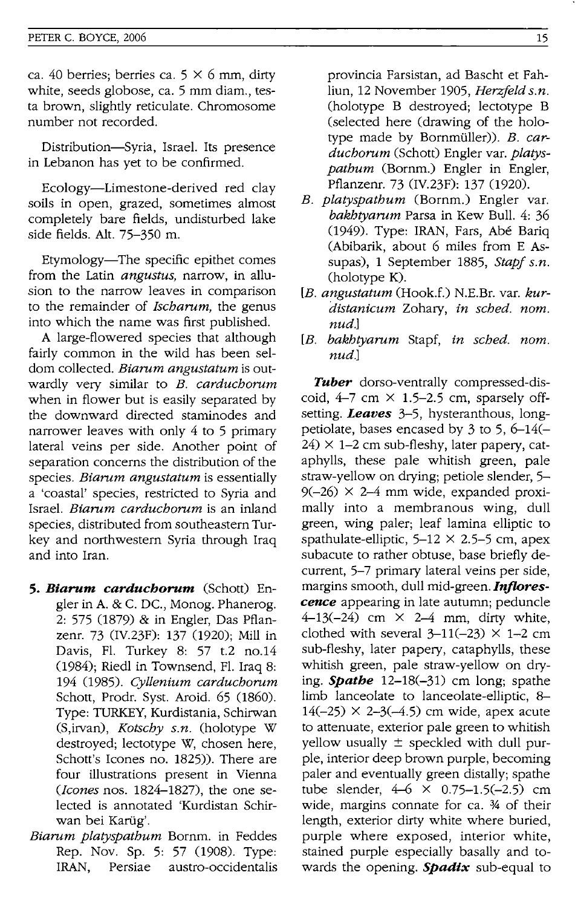ca. 40 berries; berries ca. 5 × 6 mm, dirty white, seeds globose, ca. 5 mm diam., testa brown, slightly reticulate. Chromosome number not recorded.

Distribution—Syria, Israel. Its presence in Lebanon has yet to be confirmed.

Ecology—Limestone-derived red clay soils in open, grazed, sometimes almost completely bare fields, undisturbed lake side fields. Alt. 75–350 m.

Etymology—The specific epithet comes from the Latin *angustus,* narrow, in allusion to the narrow leaves in comparison to the remainder of *Ischarum,* the genus into which the name was first published.

A large-flowered species that although fairly common in the wild has been seldom collected. *Biarum angustatum* is outwardly very similar to *B. carduchorum* when in flower but is easily separated by the downward directed staminodes and narrower leaves with only 4 to 5 primary lateral veins per side. Another point of separation concerns the distribution of the species. *Biarum angustatum* is essentially a 'coastal' species, restricted to Syria and Israel. *Biarum carduchorum* is an inland species, distributed from southeastern Turkey and northwestern Syria through Iraq and into Iran.

**5. *Biarum carduchorum*** (Schott) Engler in A. & C. DC., Monog. Phanerog. 2: 575 (1879) & in Engler, Das Pflanzenr. 73 (IV.23F): 137 (1920); Mill in Davis, Fl. Turkey 8: 57 t.2 no.14 (1984); Riedl in Townsend, Fl. Iraq 8: 194 (1985). *Cyllenium carduchorum* Schott, Prodr. Syst. Aroid. 65 (1860). Type: TURKEY, Kurdistania, Schirwan (S,irvan), *Kotschy s.n.* (holotype W destroyed; lectotype W, chosen here, Schott's Icones no. 1825)). There are four illustrations present in Vienna (*Icones* nos. 1824–1827), the one selected is annotated 'Kurdistan Schirwan bei Karüg'.

*Biarum platyspathum* Bornm. in Feddes Rep. Nov. Sp. 5: 57 (1908). Type: IRAN, Persiae austro-occidentalis provincia Farsistan, ad Bascht et Fahliun, 12 November 1905, *Herzfeld s.n.* (holotype B destroyed; lectotype B (selected here (drawing of the holotype made by Bornmüller)). *B. carduchorum* (Schott) Engler var. *platyspathum* (Bornm.) Engler in Engler, Pflanzenr. 73 (IV.23F): 137 (1920).

*B. platyspathum* (Bornm.) Engler var. *bakhtyarum* Parsa in Kew Bull. 4: 36 (1949). Type: IRAN, Fars, Abé Bariq (Abibarik, about 6 miles from E Assupas), 1 September 1885, *Stapf s.n.* (holotype K).

[*B. angustatum* (Hook.f.) N.E.Br. var. *kurdistanicum* Zohary, *in sched. nom. nud.*]

[*B. bakhtyarum* Stapf, *in sched. nom. nud.*]

***Tuber*** dorso-ventrally compressed-discoid, 4–7 cm × 1.5–2.5 cm, sparsely offsetting. ***Leaves*** 3–5, hysteranthous, long-petiolate, bases encased by 3 to 5, 6–14(–24) × 1–2 cm sub-fleshy, later papery, cataphylls, these pale whitish green, pale straw-yellow on drying; petiole slender, 5–9(–26) × 2–4 mm wide, expanded proximally into a membranous wing, dull green, wing paler; leaf lamina elliptic to spathulate-elliptic, 5–12 × 2.5–5 cm, apex subacute to rather obtuse, base briefly decurrent, 5–7 primary lateral veins per side, margins smooth, dull mid-green. ***Inflorescence*** appearing in late autumn; peduncle 4–13(–24) cm × 2–4 mm, dirty white, clothed with several 3–11(–23) × 1–2 cm sub-fleshy, later papery, cataphylls, these whitish green, pale straw-yellow on drying. ***Spathe*** 12–18(–31) cm long; spathe limb lanceolate to lanceolate-elliptic, 8–14(–25) × 2–3(–4.5) cm wide, apex acute to attenuate, exterior pale green to whitish yellow usually ± speckled with dull purple, interior deep brown purple, becoming paler and eventually green distally; spathe tube slender, 4–6 × 0.75–1.5(–2.5) cm wide, margins connate for ca. ¾ of their length, exterior dirty white where buried, purple where exposed, interior white, stained purple especially basally and towards the opening. ***Spadix*** sub-equal to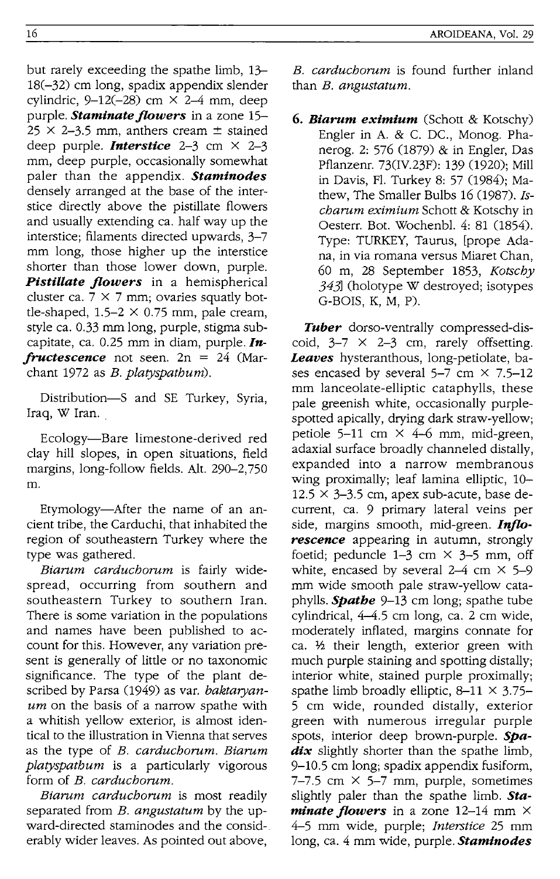but rarely exceeding the spathe limb, 13–18(–32) cm long, spadix appendix slender cylindric, 9–12(–28) cm × 2–4 mm, deep purple. ***Staminate flowers*** in a zone 15–25 × 2–3.5 mm, anthers cream ± stained deep purple. ***Interstice*** 2–3 cm × 2–3 mm, deep purple, occasionally somewhat paler than the appendix. ***Staminodes*** densely arranged at the base of the interstice directly above the pistillate flowers and usually extending ca. half way up the interstice; filaments directed upwards, 3–7 mm long, those higher up the interstice shorter than those lower down, purple. ***Pistillate flowers*** in a hemispherical cluster ca. 7 × 7 mm; ovaries squatly bottle-shaped, 1.5–2 × 0.75 mm, pale cream, style ca. 0.33 mm long, purple, stigma subcapitate, ca. 0.25 mm in diam, purple. ***Infructescence*** not seen. 2n = 24 (Marchant 1972 as *B. platyspathum*).

Distribution—S and SE Turkey, Syria, Iraq, W Iran.

Ecology—Bare limestone-derived red clay hill slopes, in open situations, field margins, long-follow fields. Alt. 290–2,750 m.

Etymology—After the name of an ancient tribe, the Carduchi, that inhabited the region of southeastern Turkey where the type was gathered.

*Biarum carduchorum* is fairly widespread, occurring from southern and southeastern Turkey to southern Iran. There is some variation in the populations and names have been published to account for this. However, any variation present is generally of little or no taxonomic significance. The type of the plant described by Parsa (1949) as var. *baktaryanum* on the basis of a narrow spathe with a whitish yellow exterior, is almost identical to the illustration in Vienna that serves as the type of *B. carduchorum*. *Biarum platyspathum* is a particularly vigorous form of *B. carduchorum*.

*Biarum carduchorum* is most readily separated from *B. angustatum* by the upward-directed staminodes and the considerably wider leaves. As pointed out above, *B. carduchorum* is found further inland than *B. angustatum*.

**6. *Biarum eximium*** (Schott & Kotschy) Engler in A. & C. DC., Monog. Phanerog. 2: 576 (1879) & in Engler, Das Pflanzenr. 73(IV.23F): 139 (1920); Mill in Davis, Fl. Turkey 8: 57 (1984); Mathew, The Smaller Bulbs 16 (1987). *Ischarum eximium* Schott & Kotschy in Oesterr. Bot. Wochenbl. 4: 81 (1854). Type: TURKEY, Taurus, [prope Adana, in via romana versus Miaret Chan, 60 m, 28 September 1853, *Kotschy 343*] (holotype W destroyed; isotypes G-BOIS, K, M, P).

***Tuber*** dorso-ventrally compressed-discoid, 3–7 × 2–3 cm, rarely offsetting. ***Leaves*** hysteranthous, long-petiolate, bases encased by several 5–7 cm × 7.5–12 mm lanceolate-elliptic cataphylls, these pale greenish white, occasionally purple-spotted apically, drying dark straw-yellow; petiole 5–11 cm × 4–6 mm, mid-green, adaxial surface broadly channeled distally, expanded into a narrow membranous wing proximally; leaf lamina elliptic, 10–12.5 × 3–3.5 cm, apex sub-acute, base decurrent, ca. 9 primary lateral veins per side, margins smooth, mid-green. ***Inflorescence*** appearing in autumn, strongly foetid; peduncle 1–3 cm × 3–5 mm, off white, encased by several 2–4 cm × 5–9 mm wide smooth pale straw-yellow cataphylls. ***Spathe*** 9–13 cm long; spathe tube cylindrical, 4–4.5 cm long, ca. 2 cm wide, moderately inflated, margins connate for ca. ½ their length, exterior green with much purple staining and spotting distally; interior white, stained purple proximally; spathe limb broadly elliptic, 8–11 × 3.75–5 cm wide, rounded distally, exterior green with numerous irregular purple spots, interior deep brown-purple. ***Spadix*** slightly shorter than the spathe limb, 9–10.5 cm long; spadix appendix fusiform, 7–7.5 cm × 5–7 mm, purple, sometimes slightly paler than the spathe limb. ***Staminate flowers*** in a zone 12–14 mm × 4–5 mm wide, purple; *Interstice* 25 mm long, ca. 4 mm wide, purple. ***Staminodes***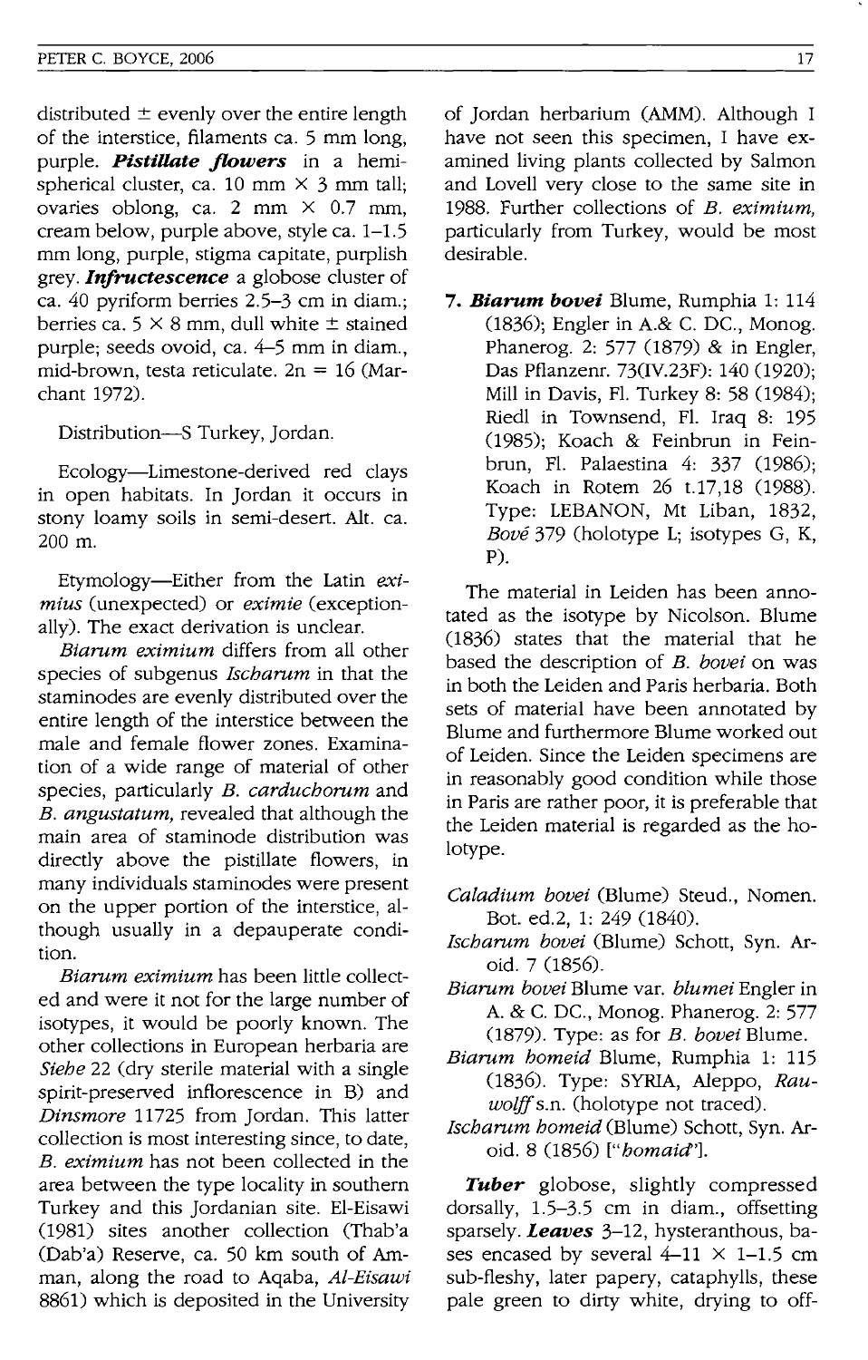distributed ± evenly over the entire length of the interstice, filaments ca. 5 mm long, purple. ***Pistillate flowers*** in a hemispherical cluster, ca. 10 mm × 3 mm tall; ovaries oblong, ca. 2 mm × 0.7 mm, cream below, purple above, style ca. 1–1.5 mm long, purple, stigma capitate, purplish grey. ***Infructescence*** a globose cluster of ca. 40 pyriform berries 2.5–3 cm in diam.; berries ca. 5 × 8 mm, dull white ± stained purple; seeds ovoid, ca. 4–5 mm in diam., mid-brown, testa reticulate. 2n = 16 (Marchant 1972).

Distribution—S Turkey, Jordan.

Ecology—Limestone-derived red clays in open habitats. In Jordan it occurs in stony loamy soils in semi-desert. Alt. ca. 200 m.

Etymology—Either from the Latin *eximius* (unexpected) or *eximie* (exceptionally). The exact derivation is unclear.

*Biarum eximium* differs from all other species of subgenus *Ischarum* in that the staminodes are evenly distributed over the entire length of the interstice between the male and female flower zones. Examination of a wide range of material of other species, particularly *B. carduchorum* and *B. angustatum*, revealed that although the main area of staminode distribution was directly above the pistillate flowers, in many individuals staminodes were present on the upper portion of the interstice, although usually in a depauperate condition.

*Biarum eximium* has been little collected and were it not for the large number of isotypes, it would be poorly known. The other collections in European herbaria are *Siehe* 22 (dry sterile material with a single spirit-preserved inflorescence in B) and *Dinsmore* 11725 from Jordan. This latter collection is most interesting since, to date, *B. eximium* has not been collected in the area between the type locality in southern Turkey and this Jordanian site. El-Eisawi (1981) sites another collection (Thab'a (Dab'a) Reserve, ca. 50 km south of Amman, along the road to Aqaba, *Al-Eisawi* 8861) which is deposited in the University of Jordan herbarium (AMM). Although I have not seen this specimen, I have examined living plants collected by Salmon and Lovell very close to the same site in 1988. Further collections of *B. eximium*, particularly from Turkey, would be most desirable.

**7. *Biarum bovei*** Blume, Rumphia 1: 114 (1836); Engler in A.& C. DC., Monog. Phanerog. 2: 577 (1879) & in Engler, Das Pflanzenr. 73(IV.23F): 140 (1920); Mill in Davis, Fl. Turkey 8: 58 (1984); Riedl in Townsend, Fl. Iraq 8: 195 (1985); Koach & Feinbrun in Feinbrun, Fl. Palaestina 4: 337 (1986); Koach in Rotem 26 t.17,18 (1988). Type: LEBANON, Mt Liban, 1832, *Bové* 379 (holotype L; isotypes G, K, P).

The material in Leiden has been annotated as the isotype by Nicolson. Blume (1836) states that the material that he based the description of *B. bovei* on was in both the Leiden and Paris herbaria. Both sets of material have been annotated by Blume and furthermore Blume worked out of Leiden. Since the Leiden specimens are in reasonably good condition while those in Paris are rather poor, it is preferable that the Leiden material is regarded as the holotype.

*Caladium bovei* (Blume) Steud., Nomen. Bot. ed.2, 1: 249 (1840).

*Ischarum bovei* (Blume) Schott, Syn. Aroid. 7 (1856).

*Biarum bovei* Blume var. *blumei* Engler in A. & C. DC., Monog. Phanerog. 2: 577 (1879). Type: as for *B. bovei* Blume.

*Biarum homeid* Blume, Rumphia 1: 115 (1836). Type: SYRIA, Aleppo, *Rauwolff* s.n. (holotype not traced).

*Ischarum homeid* (Blume) Schott, Syn. Aroid. 8 (1856) ["*homaid*"].

***Tuber*** globose, slightly compressed dorsally, 1.5–3.5 cm in diam., offsetting sparsely. ***Leaves*** 3–12, hysteranthous, bases encased by several 4–11 × 1–1.5 cm sub-fleshy, later papery, cataphylls, these pale green to dirty white, drying to off-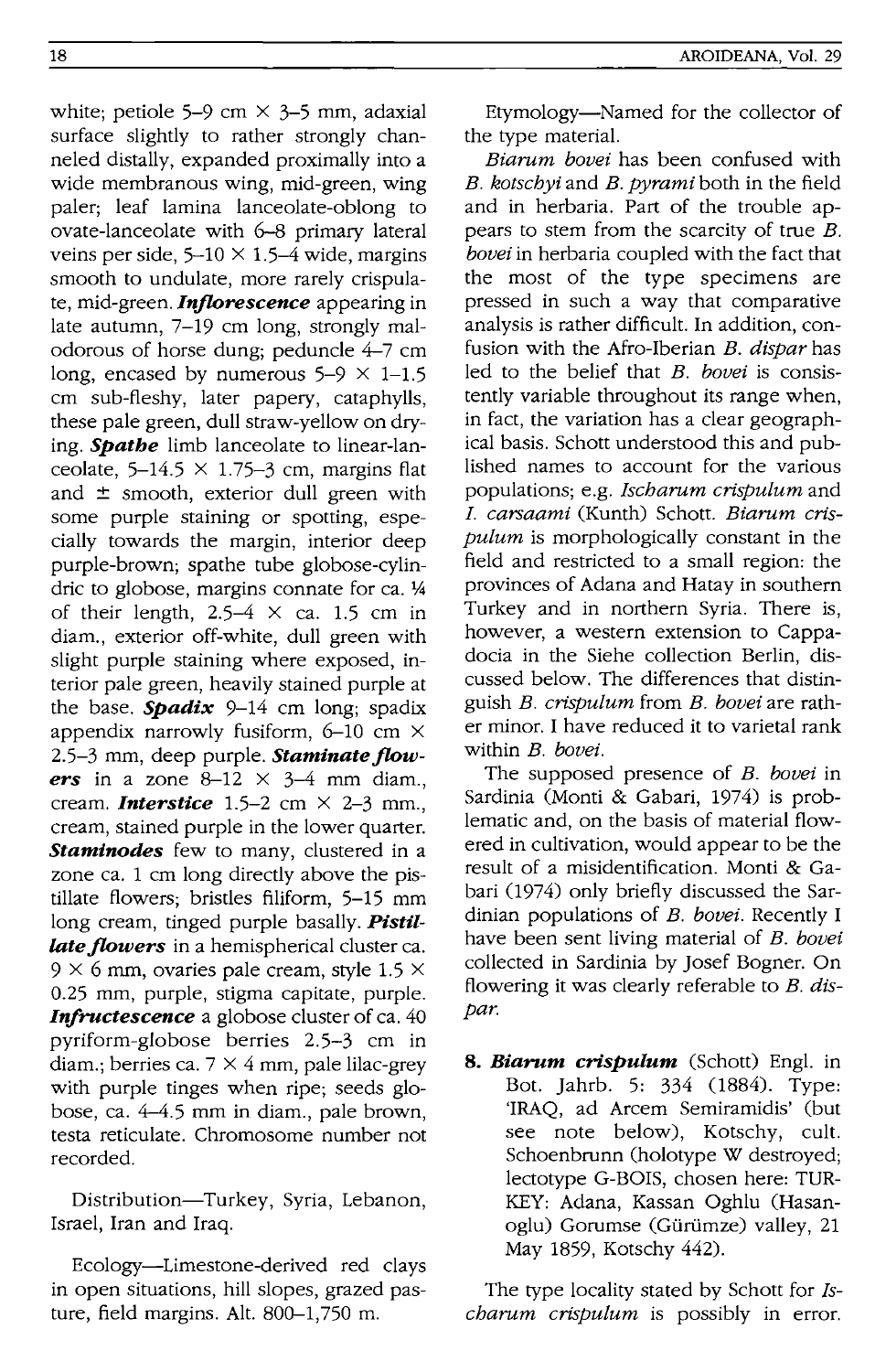white; petiole 5–9 cm × 3–5 mm, adaxial surface slightly to rather strongly channeled distally, expanded proximally into a wide membranous wing, mid-green, wing paler; leaf lamina lanceolate-oblong to ovate-lanceolate with 6–8 primary lateral veins per side, 5–10 × 1.5–4 wide, margins smooth to undulate, more rarely crispulate, mid-green. ***Inflorescence*** appearing in late autumn, 7–19 cm long, strongly malodorous of horse dung; peduncle 4–7 cm long, encased by numerous 5–9 × 1–1.5 cm sub-fleshy, later papery, cataphylls, these pale green, dull straw-yellow on drying. ***Spathe*** limb lanceolate to linear-lanceolate, 5–14.5 × 1.75–3 cm, margins flat and ± smooth, exterior dull green with some purple staining or spotting, especially towards the margin, interior deep purple-brown; spathe tube globose-cylindric to globose, margins connate for ca. ¼ of their length, 2.5–4 × ca. 1.5 cm in diam., exterior off-white, dull green with slight purple staining where exposed, interior pale green, heavily stained purple at the base. ***Spadix*** 9–14 cm long; spadix appendix narrowly fusiform, 6–10 cm × 2.5–3 mm, deep purple. ***Staminate flowers*** in a zone 8–12 × 3–4 mm diam., cream. ***Interstice*** 1.5–2 cm × 2–3 mm., cream, stained purple in the lower quarter. ***Staminodes*** few to many, clustered in a zone ca. 1 cm long directly above the pistillate flowers; bristles filiform, 5–15 mm long cream, tinged purple basally. ***Pistillate flowers*** in a hemispherical cluster ca. 9 × 6 mm, ovaries pale cream, style 1.5 × 0.25 mm, purple, stigma capitate, purple. ***Infructescence*** a globose cluster of ca. 40 pyriform-globose berries 2.5–3 cm in diam.; berries ca. 7 × 4 mm, pale lilac-grey with purple tinges when ripe; seeds globose, ca. 4–4.5 mm in diam., pale brown, testa reticulate. Chromosome number not recorded.

Distribution—Turkey, Syria, Lebanon, Israel, Iran and Iraq.

Ecology—Limestone-derived red clays in open situations, hill slopes, grazed pasture, field margins. Alt. 800–1,750 m.

Etymology—Named for the collector of the type material.

*Biarum bovei* has been confused with *B. kotschyi* and *B. pyrami* both in the field and in herbaria. Part of the trouble appears to stem from the scarcity of true *B. bovei* in herbaria coupled with the fact that the most of the type specimens are pressed in such a way that comparative analysis is rather difficult. In addition, confusion with the Afro-Iberian *B. dispar* has led to the belief that *B. bovei* is consistently variable throughout its range when, in fact, the variation has a clear geographical basis. Schott understood this and published names to account for the various populations; e.g. *Ischarum crispulum* and *I. carsaami* (Kunth) Schott. *Biarum crispulum* is morphologically constant in the field and restricted to a small region: the provinces of Adana and Hatay in southern Turkey and in northern Syria. There is, however, a western extension to Cappadocia in the Siehe collection Berlin, discussed below. The differences that distinguish *B. crispulum* from *B. bovei* are rather minor. I have reduced it to varietal rank within *B. bovei*.

The supposed presence of *B. bovei* in Sardinia (Monti & Gabari, 1974) is problematic and, on the basis of material flowered in cultivation, would appear to be the result of a misidentification. Monti & Gabari (1974) only briefly discussed the Sardinian populations of *B. bovei*. Recently I have been sent living material of *B. bovei* collected in Sardinia by Josef Bogner. On flowering it was clearly referable to *B. dispar*.

**8. *Biarum crispulum*** (Schott) Engl. in Bot. Jahrb. 5: 334 (1884). Type: 'IRAQ, ad Arcem Semiramidis' (but see note below), Kotschy, cult. Schoenbrunn (holotype W destroyed; lectotype G-BOIS, chosen here: TURKEY: Adana, Kassan Oghlu (Hasanoglu) Gorumse (Gürümze) valley, 21 May 1859, Kotschy 442).

The type locality stated by Schott for *Ischarum crispulum* is possibly in error.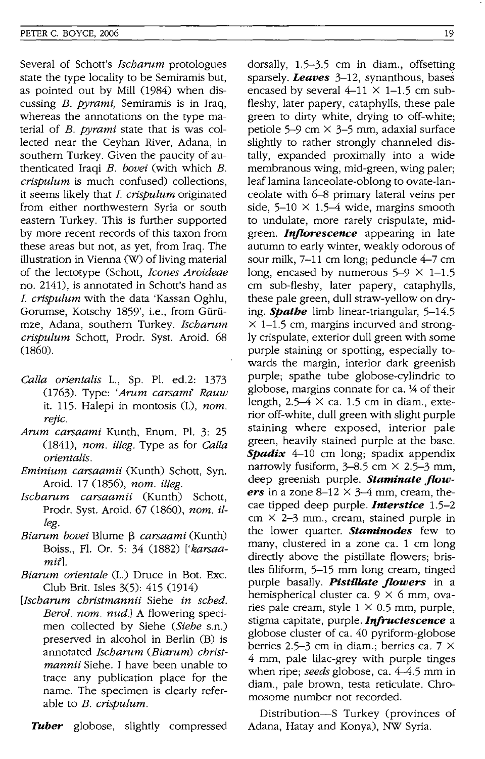Several of Schott's *Ischarum* protologues state the type locality to be Semiramis but, as pointed out by Mill (1984) when discussing *B. pyrami*, Semiramis is in Iraq, whereas the annotations on the type material of *B. pyrami* state that is was collected near the Ceyhan River, Adana, in southern Turkey. Given the paucity of authenticated Iraqi *B. bovei* (with which *B. crispulum* is much confused) collections, it seems likely that *I. crispulum* originated from either northwestern Syria or south eastern Turkey. This is further supported by more recent records of this taxon from these areas but not, as yet, from Iraq. The illustration in Vienna (W) of living material of the lectotype (Schott, *Icones Aroideae* no. 2141), is annotated in Schott's hand as *I. crispulum* with the data 'Kassan Oghlu, Gorumse, Kotschy 1859', i.e., from Gürümze, Adana, southern Turkey. *Ischarum crispulum* Schott, Prodr. Syst. Aroid. 68 (1860).

*Calla orientalis* L., Sp. Pl. ed.2: 1373 (1763). Type: '*Arum carsami*' *Rauw* it. 115. Halepi in montosis (L), *nom. rejic.*

*Arum carsaami* Kunth, Enum. Pl. 3: 25 (1841), *nom. illeg.* Type as for *Calla orientalis*.

*Eminium carsaamii* (Kunth) Schott, Syn. Aroid. 17 (1856), *nom. illeg.*

*Ischarum carsaamii* (Kunth) Schott, Prodr. Syst. Aroid. 67 (1860), *nom. illeg.*

*Biarum bovei* Blume β *carsaami* (Kunth) Boiss., Fl. Or. 5: 34 (1882) ['*karsaamii*'].

*Biarum orientale* (L.) Druce in Bot. Exc. Club Brit. Isles 3(5): 415 (1914)

[*Ischarum christmannii* Siehe *in sched. Berol. nom. nud.*] A flowering specimen collected by Siehe (*Siehe* s.n.) preserved in alcohol in Berlin (B) is annotated *Ischarum* (*Biarum*) *christmannii* Siehe. I have been unable to trace any publication place for the name. The specimen is clearly referable to *B. crispulum*.

***Tuber*** globose, slightly compressed dorsally, 1.5–3.5 cm in diam., offsetting sparsely. ***Leaves*** 3–12, synanthous, bases encased by several 4–11 × 1–1.5 cm sub-fleshy, later papery, cataphylls, these pale green to dirty white, drying to off-white; petiole 5–9 cm × 3–5 mm, adaxial surface slightly to rather strongly channeled distally, expanded proximally into a wide membranous wing, mid-green, wing paler; leaf lamina lanceolate-oblong to ovate-lanceolate with 6–8 primary lateral veins per side, 5–10 × 1.5–4 wide, margins smooth to undulate, more rarely crispulate, mid-green. ***Inflorescence*** appearing in late autumn to early winter, weakly odorous of sour milk, 7–11 cm long; peduncle 4–7 cm long, encased by numerous 5–9 × 1–1.5 cm sub-fleshy, later papery, cataphylls, these pale green, dull straw-yellow on drying. ***Spathe*** limb linear-triangular, 5–14.5 × 1–1.5 cm, margins incurved and strongly crispulate, exterior dull green with some purple staining or spotting, especially towards the margin, interior dark greenish purple; spathe tube globose-cylindric to globose, margins connate for ca. ¼ of their length, 2.5–4 × ca. 1.5 cm in diam., exterior off-white, dull green with slight purple staining where exposed, interior pale green, heavily stained purple at the base. ***Spadix*** 4–10 cm long; spadix appendix narrowly fusiform, 3–8.5 cm × 2.5–3 mm, deep greenish purple. ***Staminate flowers*** in a zone 8–12 × 3–4 mm, cream, thecae tipped deep purple. ***Interstice*** 1.5–2 cm × 2–3 mm., cream, stained purple in the lower quarter. ***Staminodes*** few to many, clustered in a zone ca. 1 cm long directly above the pistillate flowers; bristles filiform, 5–15 mm long cream, tinged purple basally. ***Pistillate flowers*** in a hemispherical cluster ca. 9 × 6 mm, ovaries pale cream, style 1 × 0.5 mm, purple, stigma capitate, purple. ***Infructescence*** a globose cluster of ca. 40 pyriform-globose berries 2.5–3 cm in diam.; berries ca. 7 × 4 mm, pale lilac-grey with purple tinges when ripe; *seeds* globose, ca. 4–4.5 mm in diam., pale brown, testa reticulate. Chromosome number not recorded.

Distribution—S Turkey (provinces of Adana, Hatay and Konya), NW Syria.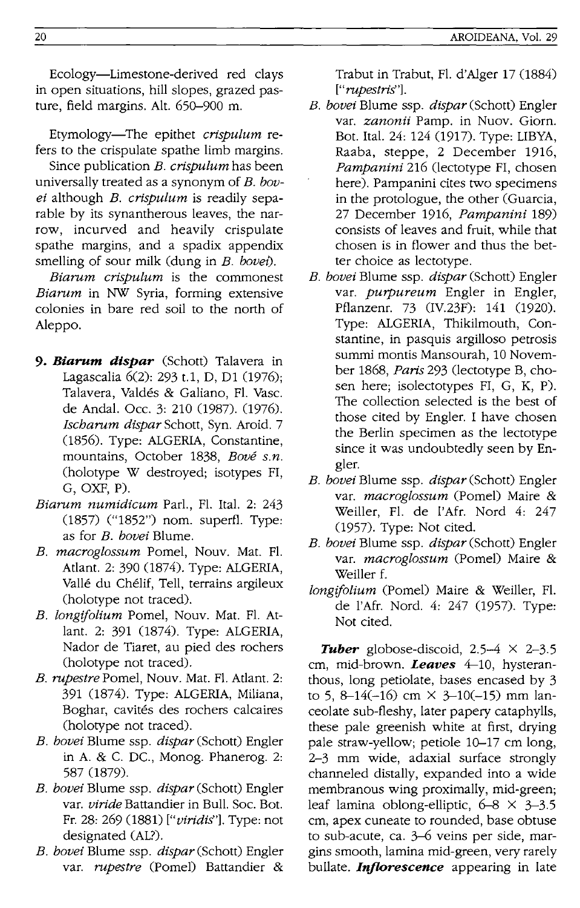Ecology—Limestone-derived red clays in open situations, hill slopes, grazed pasture, field margins. Alt. 650–900 m.

Etymology—The epithet *crispulum* refers to the crispulate spathe limb margins.

Since publication *B. crispulum* has been universally treated as a synonym of *B. bovei* although *B. crispulum* is readily separable by its synantherous leaves, the narrow, incurved and heavily crispulate spathe margins, and a spadix appendix smelling of sour milk (dung in *B. bovei*).

*Biarum crispulum* is the commonest *Biarum* in NW Syria, forming extensive colonies in bare red soil to the north of Aleppo.

**9. *Biarum dispar*** (Schott) Talavera in Lagascalia 6(2): 293 t.1, D, D1 (1976); Talavera, Valdés & Galiano, Fl. Vasc. de Andal. Occ. 3: 210 (1987). (1976). *Ischarum dispar* Schott, Syn. Aroid. 7 (1856). Type: ALGERIA, Constantine, mountains, October 1838, *Bové s.n.* (holotype W destroyed; isotypes FI, G, OXF, P).

*Biarum numidicum* Parl., Fl. Ital. 2: 243 (1857) ("1852") nom. superfl. Type: as for *B. bovei* Blume.

*B. macroglossum* Pomel, Nouv. Mat. Fl. Atlant. 2: 390 (1874). Type: ALGERIA, Vallé du Chélif, Tell, terrains argileux (holotype not traced).

*B. longifolium* Pomel, Nouv. Mat. Fl. Atlant. 2: 391 (1874). Type: ALGERIA, Nador de Tiaret, au pied des rochers (holotype not traced).

*B. rupestre* Pomel, Nouv. Mat. Fl. Atlant. 2: 391 (1874). Type: ALGERIA, Miliana, Boghar, cavités des rochers calcaires (holotype not traced).

*B. bovei* Blume ssp. *dispar* (Schott) Engler in A. & C. DC., Monog. Phanerog. 2: 587 (1879).

*B. bovei* Blume ssp. *dispar* (Schott) Engler var. *viride* Battandier in Bull. Soc. Bot. Fr. 28: 269 (1881) ["*viridis*"]. Type: not designated (AL?).

*B. bovei* Blume ssp. *dispar* (Schott) Engler var. *rupestre* (Pomel) Battandier & Trabut in Trabut, Fl. d'Alger 17 (1884) ["*rupestris*"].

*B. bovei* Blume ssp. *dispar* (Schott) Engler var. *zanonii* Pamp. in Nuov. Giorn. Bot. Ital. 24: 124 (1917). Type: LIBYA, Raaba, steppe, 2 December 1916, *Pampanini* 216 (lectotype FI, chosen here). Pampanini cites two specimens in the protologue, the other (Guarcia, 27 December 1916, *Pampanini* 189) consists of leaves and fruit, while that chosen is in flower and thus the better choice as lectotype.

*B. bovei* Blume ssp. *dispar* (Schott) Engler var. *purpureum* Engler in Engler, Pflanzenr. 73 (IV.23F): 141 (1920). Type: ALGERIA, Thikilmouth, Constantine, in pasquis argilloso petrosis summi montis Mansourah, 10 November 1868, *Paris* 293 (lectotype B, chosen here; isolectotypes FI, G, K, P). The collection selected is the best of those cited by Engler. I have chosen the Berlin specimen as the lectotype since it was undoubtedly seen by Engler.

*B. bovei* Blume ssp. *dispar* (Schott) Engler var. *macroglossum* (Pomel) Maire & Weiller, Fl. de l'Afr. Nord 4: 247 (1957). Type: Not cited.

*B. bovei* Blume ssp. *dispar* (Schott) Engler var. *macroglossum* (Pomel) Maire & Weiller f.

*longifolium* (Pomel) Maire & Weiller, Fl. de l'Afr. Nord. 4: 247 (1957). Type: Not cited.

***Tuber*** globose-discoid, 2.5–4 × 2–3.5 cm, mid-brown. ***Leaves*** 4–10, hysteranthous, long petiolate, bases encased by 3 to 5, 8–14(–16) cm × 3–10(–15) mm lanceolate sub-fleshy, later papery cataphylls, these pale greenish white at first, drying pale straw-yellow; petiole 10–17 cm long, 2–3 mm wide, adaxial surface strongly channeled distally, expanded into a wide membranous wing proximally, mid-green; leaf lamina oblong-elliptic, 6–8 × 3–3.5 cm, apex cuneate to rounded, base obtuse to sub-acute, ca. 3–6 veins per side, margins smooth, lamina mid-green, very rarely bullate. ***Inflorescence*** appearing in late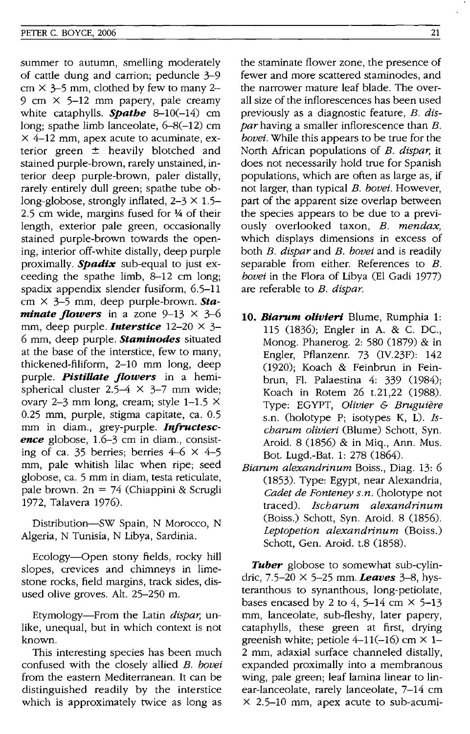summer to autumn, smelling moderately of cattle dung and carrion; peduncle 3–9 cm × 3–5 mm, clothed by few to many 2–9 cm × 5–12 mm papery, pale creamy white cataphylls. ***Spathe*** 8–10(–14) cm long; spathe limb lanceolate, 6–8(–12) cm × 4–12 mm, apex acute to acuminate, exterior green ± heavily blotched and stained purple-brown, rarely unstained, interior deep purple-brown, paler distally, rarely entirely dull green; spathe tube oblong-globose, strongly inflated, 2–3 × 1.5–2.5 cm wide, margins fused for ¼ of their length, exterior pale green, occasionally stained purple-brown towards the opening, interior off-white distally, deep purple proximally. ***Spadix*** sub-equal to just exceeding the spathe limb, 8–12 cm long; spadix appendix slender fusiform, 6.5–11 cm × 3–5 mm, deep purple-brown. ***Staminate flowers*** in a zone 9–13 × 3–6 mm, deep purple. ***Interstice*** 12–20 × 3–6 mm, deep purple. ***Staminodes*** situated at the base of the interstice, few to many, thickened-filiform, 2–10 mm long, deep purple. ***Pistillate flowers*** in a hemispherical cluster 2.5–4 × 3–7 mm wide; ovary 2–3 mm long, cream; style 1–1.5 × 0.25 mm, purple, stigma capitate, ca. 0.5 mm in diam., grey-purple. ***Infructescence*** globose, 1.6–3 cm in diam., consisting of ca. 35 berries; berries 4–6 × 4–5 mm, pale whitish lilac when ripe; seed globose, ca. 5 mm in diam, testa reticulate, pale brown. 2n = 74 (Chiappini & Scrugli 1972, Talavera 1976).

Distribution—SW Spain, N Morocco, N Algeria, N Tunisia, N Libya, Sardinia.

Ecology—Open stony fields, rocky hill slopes, crevices and chimneys in limestone rocks, field margins, track sides, disused olive groves. Alt. 25–250 m.

Etymology—From the Latin *dispar,* unlike, unequal, but in which context is not known.

This interesting species has been much confused with the closely allied *B. bovei* from the eastern Mediterranean. It can be distinguished readily by the interstice which is approximately twice as long as the staminate flower zone, the presence of fewer and more scattered staminodes, and the narrower mature leaf blade. The overall size of the inflorescences has been used previously as a diagnostic feature, *B. dispar* having a smaller inflorescence than *B. bovei.* While this appears to be true for the North African populations of *B. dispar,* it does not necessarily hold true for Spanish populations, which are often as large as, if not larger, than typical *B. bovei.* However, part of the apparent size overlap between the species appears to be due to a previously overlooked taxon, *B. mendax,* which displays dimensions in excess of both *B. dispar* and *B. bovei* and is readily separable from either. References to *B. bovei* in the Flora of Libya (El Gadi 1977) are referable to *B. dispar.*

**10. *Biarum olivieri*** Blume, Rumphia 1: 115 (1836); Engler in A. & C. DC., Monog. Phanerog. 2: 580 (1879) & in Engler, Pflanzenr. 73 (IV.23F): 142 (1920); Koach & Feinbrun in Feinbrun, Fl. Palaestina 4: 339 (1984); Koach in Rotem 26 t.21,22 (1988). Type: EGYPT, *Olivier & Bruguière* s.n. (holotype P; isotypes K, L). *Ischarum olivieri* (Blume) Schott, Syn. Aroid. 8 (1856) & in Miq., Ann. Mus. Bot. Lugd.-Bat. 1: 278 (1864).

*Biarum alexandrinum* Boiss., Diag. 13: 6 (1853). Type: Egypt, near Alexandria, *Cadet de Fonteney s.n.* (holotype not traced). *Ischarum alexandrinum* (Boiss.) Schott, Syn. Aroid. 8 (1856). *Leptopetion alexandrinum* (Boiss.) Schott, Gen. Aroid. t.8 (1858).

***Tuber*** globose to somewhat sub-cylindric, 7.5–20 × 5–25 mm. ***Leaves*** 3–8, hysteranthous to synanthous, long-petiolate, bases encased by 2 to 4, 5–14 cm × 5–13 mm, lanceolate, sub-fleshy, later papery, cataphylls, these green at first, drying greenish white; petiole 4–11(–16) cm × 1–2 mm, adaxial surface channeled distally, expanded proximally into a membranous wing, pale green; leaf lamina linear to linear-lanceolate, rarely lanceolate, 7–14 cm × 2.5–10 mm, apex acute to sub-acumi-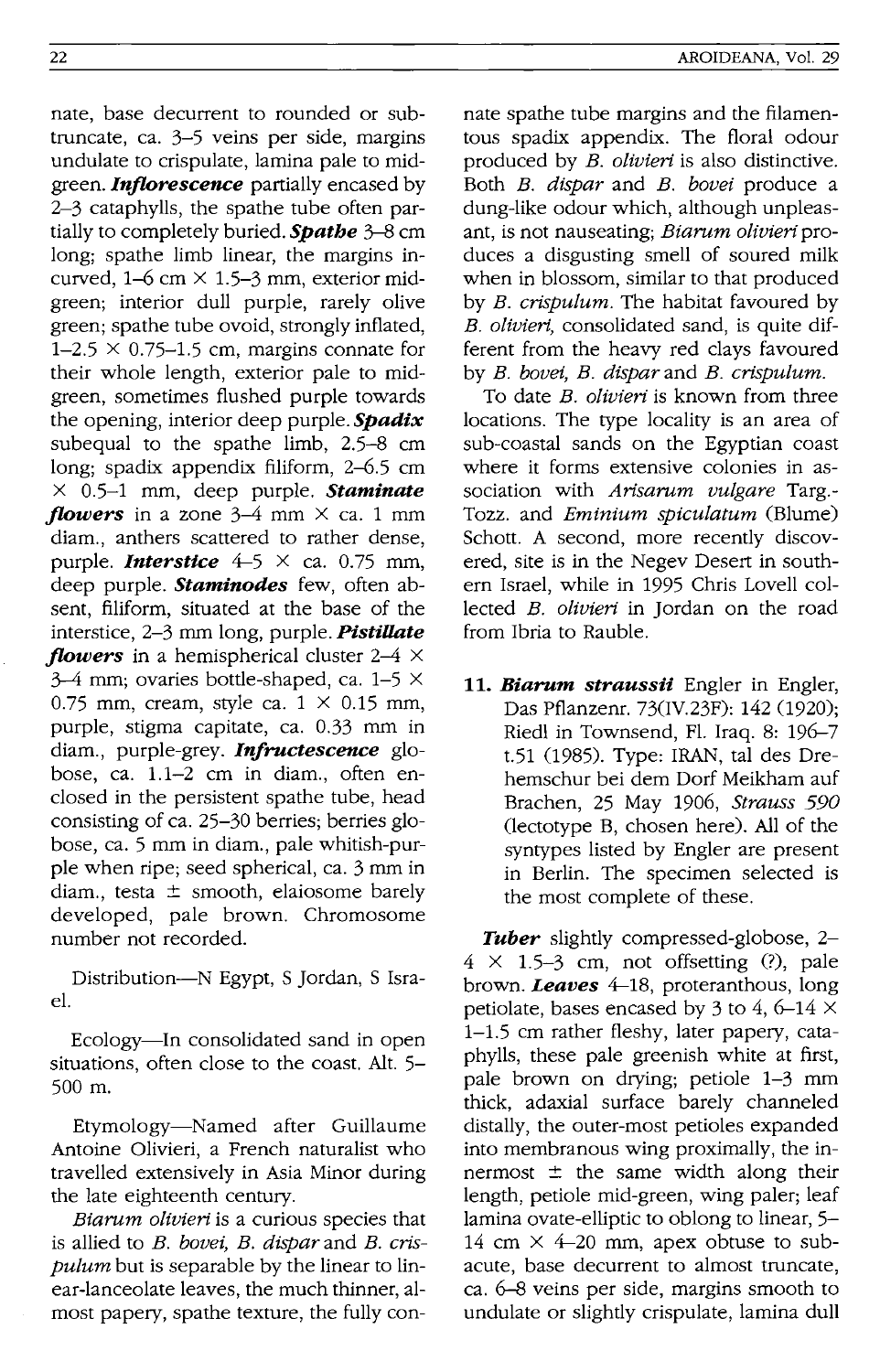nate, base decurrent to rounded or subtruncate, ca. 3–5 veins per side, margins undulate to crispulate, lamina pale to mid-green. ***Inflorescence*** partially encased by 2–3 cataphylls, the spathe tube often partially to completely buried. ***Spathe*** 3–8 cm long; spathe limb linear, the margins incurved, 1–6 cm × 1.5–3 mm, exterior mid-green; interior dull purple, rarely olive green; spathe tube ovoid, strongly inflated, 1–2.5 × 0.75–1.5 cm, margins connate for their whole length, exterior pale to mid-green, sometimes flushed purple towards the opening, interior deep purple. ***Spadix*** subequal to the spathe limb, 2.5–8 cm long; spadix appendix filiform, 2–6.5 cm × 0.5–1 mm, deep purple. ***Staminate flowers*** in a zone 3–4 mm × ca. 1 mm diam., anthers scattered to rather dense, purple. ***Interstice*** 4–5 × ca. 0.75 mm, deep purple. ***Staminodes*** few, often absent, filiform, situated at the base of the interstice, 2–3 mm long, purple. ***Pistillate flowers*** in a hemispherical cluster 2–4 × 3–4 mm; ovaries bottle-shaped, ca. 1–5 × 0.75 mm, cream, style ca. 1 × 0.15 mm, purple, stigma capitate, ca. 0.33 mm in diam., purple-grey. ***Infructescence*** globose, ca. 1.1–2 cm in diam., often enclosed in the persistent spathe tube, head consisting of ca. 25–30 berries; berries globose, ca. 5 mm in diam., pale whitish-purple when ripe; seed spherical, ca. 3 mm in diam., testa ± smooth, elaiosome barely developed, pale brown. Chromosome number not recorded.

Distribution—N Egypt, S Jordan, S Israel.

Ecology—In consolidated sand in open situations, often close to the coast. Alt. 5–500 m.

Etymology—Named after Guillaume Antoine Olivieri, a French naturalist who travelled extensively in Asia Minor during the late eighteenth century.

*Biarum olivieri* is a curious species that is allied to *B. bovei, B. dispar* and *B. crispulum* but is separable by the linear to linear-lanceolate leaves, the much thinner, almost papery, spathe texture, the fully connate spathe tube margins and the filamentous spadix appendix. The floral odour produced by *B. olivieri* is also distinctive. Both *B. dispar* and *B. bovei* produce a dung-like odour which, although unpleasant, is not nauseating; *Biarum olivieri* produces a disgusting smell of soured milk when in blossom, similar to that produced by *B. crispulum*. The habitat favoured by *B. olivieri*, consolidated sand, is quite different from the heavy red clays favoured by *B. bovei, B. dispar* and *B. crispulum*.

To date *B. olivieri* is known from three locations. The type locality is an area of sub-coastal sands on the Egyptian coast where it forms extensive colonies in association with *Arisarum vulgare* Targ.-Tozz. and *Eminium spiculatum* (Blume) Schott. A second, more recently discovered, site is in the Negev Desert in southern Israel, while in 1995 Chris Lovell collected *B. olivieri* in Jordan on the road from Ibria to Rauble.

**11. *Biarum straussii*** Engler in Engler, Das Pflanzenr. 73(IV.23F): 142 (1920); Riedl in Townsend, Fl. Iraq. 8: 196–7 t.51 (1985). Type: IRAN, tal des Drehemschur bei dem Dorf Meikham auf Brachen, 25 May 1906, *Strauss 590* (lectotype B, chosen here). All of the syntypes listed by Engler are present in Berlin. The specimen selected is the most complete of these.

***Tuber*** slightly compressed-globose, 2–4 × 1.5–3 cm, not offsetting (?), pale brown. ***Leaves*** 4–18, proteranthous, long petiolate, bases encased by 3 to 4, 6–14 × 1–1.5 cm rather fleshy, later papery, cataphylls, these pale greenish white at first, pale brown on drying; petiole 1–3 mm thick, adaxial surface barely channeled distally, the outer-most petioles expanded into membranous wing proximally, the innermost ± the same width along their length, petiole mid-green, wing paler; leaf lamina ovate-elliptic to oblong to linear, 5–14 cm × 4–20 mm, apex obtuse to subacute, base decurrent to almost truncate, ca. 6–8 veins per side, margins smooth to undulate or slightly crispulate, lamina dull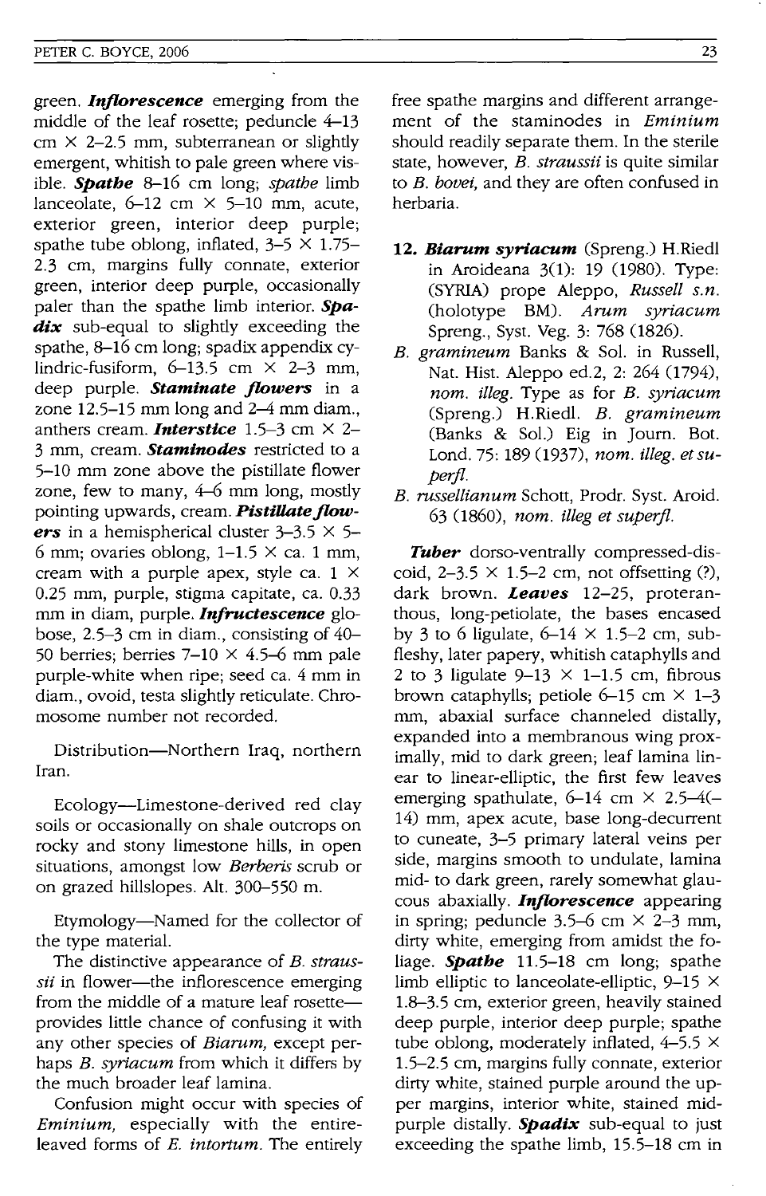green. ***Inflorescence*** emerging from the middle of the leaf rosette; peduncle 4–13 cm × 2–2.5 mm, subterranean or slightly emergent, whitish to pale green where visible. ***Spathe*** 8–16 cm long; *spathe* limb lanceolate, 6–12 cm × 5–10 mm, acute, exterior green, interior deep purple; spathe tube oblong, inflated, 3–5 × 1.75–2.3 cm, margins fully connate, exterior green, interior deep purple, occasionally paler than the spathe limb interior. ***Spadix*** sub-equal to slightly exceeding the spathe, 8–16 cm long; spadix appendix cylindric-fusiform, 6–13.5 cm × 2–3 mm, deep purple. ***Staminate flowers*** in a zone 12.5–15 mm long and 2–4 mm diam., anthers cream. ***Interstice*** 1.5–3 cm × 2–3 mm, cream. ***Staminodes*** restricted to a 5–10 mm zone above the pistillate flower zone, few to many, 4–6 mm long, mostly pointing upwards, cream. ***Pistillate flowers*** in a hemispherical cluster 3–3.5 × 5–6 mm; ovaries oblong, 1–1.5 × ca. 1 mm, cream with a purple apex, style ca. 1 × 0.25 mm, purple, stigma capitate, ca. 0.33 mm in diam, purple. ***Infructescence*** globose, 2.5–3 cm in diam., consisting of 40–50 berries; berries 7–10 × 4.5–6 mm pale purple-white when ripe; seed ca. 4 mm in diam., ovoid, testa slightly reticulate. Chromosome number not recorded.

Distribution—Northern Iraq, northern Iran.

Ecology—Limestone-derived red clay soils or occasionally on shale outcrops on rocky and stony limestone hills, in open situations, amongst low *Berberis* scrub or on grazed hillslopes. Alt. 300–550 m.

Etymology—Named for the collector of the type material.

The distinctive appearance of *B. straussii* in flower—the inflorescence emerging from the middle of a mature leaf rosette—provides little chance of confusing it with any other species of *Biarum*, except perhaps *B. syriacum* from which it differs by the much broader leaf lamina.

Confusion might occur with species of *Eminium*, especially with the entire-leaved forms of *E. intortum*. The entirely free spathe margins and different arrangement of the staminodes in *Eminium* should readily separate them. In the sterile state, however, *B. straussii* is quite similar to *B. bovei*, and they are often confused in herbaria.

**12. *Biarum syriacum*** (Spreng.) H.Riedl in Aroideana 3(1): 19 (1980). Type: (SYRIA) prope Aleppo, *Russell s.n.* (holotype BM). *Arum syriacum* Spreng., Syst. Veg. 3: 768 (1826).

*B. gramineum* Banks & Sol. in Russell, Nat. Hist. Aleppo ed.2, 2: 264 (1794), *nom. illeg.* Type as for *B. syriacum* (Spreng.) H.Riedl. *B. gramineum* (Banks & Sol.) Eig in Journ. Bot. Lond. 75: 189 (1937), *nom. illeg. et superfl.*

*B. russellianum* Schott, Prodr. Syst. Aroid. 63 (1860), *nom. illeg et superfl.*

***Tuber*** dorso-ventrally compressed-discoid, 2–3.5 × 1.5–2 cm, not offsetting (?), dark brown. ***Leaves*** 12–25, proteranthous, long-petiolate, the bases encased by 3 to 6 ligulate, 6–14 × 1.5–2 cm, subfleshy, later papery, whitish cataphylls and 2 to 3 ligulate 9–13 × 1–1.5 cm, fibrous brown cataphylls; petiole 6–15 cm × 1–3 mm, abaxial surface channeled distally, expanded into a membranous wing proximally, mid to dark green; leaf lamina linear to linear-elliptic, the first few leaves emerging spathulate, 6–14 cm × 2.5–4(–14) mm, apex acute, base long-decurrent to cuneate, 3–5 primary lateral veins per side, margins smooth to undulate, lamina mid- to dark green, rarely somewhat glaucous abaxially. ***Inflorescence*** appearing in spring; peduncle 3.5–6 cm × 2–3 mm, dirty white, emerging from amidst the foliage. ***Spathe*** 11.5–18 cm long; spathe limb elliptic to lanceolate-elliptic, 9–15 × 1.8–3.5 cm, exterior green, heavily stained deep purple, interior deep purple; spathe tube oblong, moderately inflated, 4–5.5 × 1.5–2.5 cm, margins fully connate, exterior dirty white, stained purple around the upper margins, interior white, stained mid-purple distally. ***Spadix*** sub-equal to just exceeding the spathe limb, 15.5–18 cm in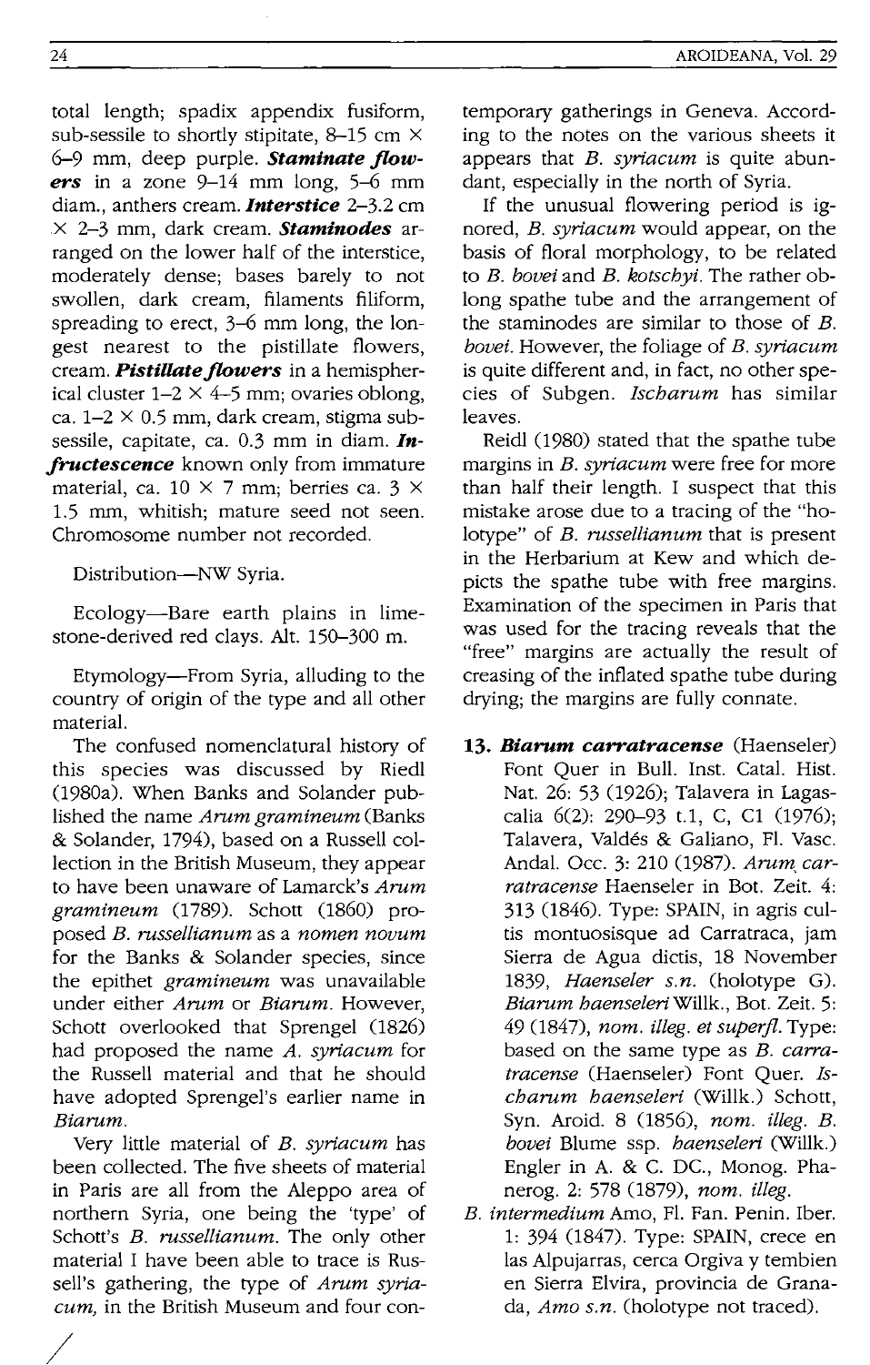total length; spadix appendix fusiform, sub-sessile to shortly stipitate, 8–15 cm × 6–9 mm, deep purple. ***Staminate flowers*** in a zone 9–14 mm long, 5–6 mm diam., anthers cream. ***Interstice*** 2–3.2 cm × 2–3 mm, dark cream. ***Staminodes*** arranged on the lower half of the interstice, moderately dense; bases barely to not swollen, dark cream, filaments filiform, spreading to erect, 3–6 mm long, the longest nearest to the pistillate flowers, cream. ***Pistillate flowers*** in a hemispherical cluster 1–2 × 4–5 mm; ovaries oblong, ca. 1–2 × 0.5 mm, dark cream, stigma subsessile, capitate, ca. 0.3 mm in diam. ***Infructescence*** known only from immature material, ca. 10 × 7 mm; berries ca. 3 × 1.5 mm, whitish; mature seed not seen. Chromosome number not recorded.

Distribution—NW Syria.

Ecology—Bare earth plains in limestone-derived red clays. Alt. 150–300 m.

Etymology—From Syria, alluding to the country of origin of the type and all other material.

The confused nomenclatural history of this species was discussed by Riedl (1980a). When Banks and Solander published the name *Arum gramineum* (Banks & Solander, 1794), based on a Russell collection in the British Museum, they appear to have been unaware of Lamarck's *Arum gramineum* (1789). Schott (1860) proposed *B. russellianum* as a *nomen novum* for the Banks & Solander species, since the epithet *gramineum* was unavailable under either *Arum* or *Biarum*. However, Schott overlooked that Sprengel (1826) had proposed the name *A. syriacum* for the Russell material and that he should have adopted Sprengel's earlier name in *Biarum*.

Very little material of *B. syriacum* has been collected. The five sheets of material in Paris are all from the Aleppo area of northern Syria, one being the 'type' of Schott's *B. russellianum*. The only other material I have been able to trace is Russell's gathering, the type of *Arum syriacum*, in the British Museum and four contemporary gatherings in Geneva. According to the notes on the various sheets it appears that *B. syriacum* is quite abundant, especially in the north of Syria.

If the unusual flowering period is ignored, *B. syriacum* would appear, on the basis of floral morphology, to be related to *B. bovei* and *B. kotschyi*. The rather oblong spathe tube and the arrangement of the staminodes are similar to those of *B. bovei*. However, the foliage of *B. syriacum* is quite different and, in fact, no other species of Subgen. *Ischarum* has similar leaves.

Reidl (1980) stated that the spathe tube margins in *B. syriacum* were free for more than half their length. I suspect that this mistake arose due to a tracing of the "holotype" of *B. russellianum* that is present in the Herbarium at Kew and which depicts the spathe tube with free margins. Examination of the specimen in Paris that was used for the tracing reveals that the "free" margins are actually the result of creasing of the inflated spathe tube during drying; the margins are fully connate.

**13. *Biarum carratracense*** (Haenseler) Font Quer in Bull. Inst. Catal. Hist. Nat. 26: 53 (1926); Talavera in Lagascalia 6(2): 290–93 t.1, C, C1 (1976); Talavera, Valdés & Galiano, Fl. Vasc. Andal. Occ. 3: 210 (1987). *Arum carratracense* Haenseler in Bot. Zeit. 4: 313 (1846). Type: SPAIN, in agris cultis montuosisque ad Carratraca, jam Sierra de Agua dictis, 18 November 1839, *Haenseler s.n.* (holotype G). *Biarum haenseleri* Willk., Bot. Zeit. 5: 49 (1847), *nom. illeg. et superfl.* Type: based on the same type as *B. carratracense* (Haenseler) Font Quer. *Ischarum haenseleri* (Willk.) Schott, Syn. Aroid. 8 (1856), *nom. illeg. B. bovei* Blume ssp. *haenseleri* (Willk.) Engler in A. & C. DC., Monog. Phanerog. 2: 578 (1879), *nom. illeg.*

*B. intermedium* Amo, Fl. Fan. Penin. Iber. 1: 394 (1847). Type: SPAIN, crece en las Alpujarras, cerca Orgiva y tembien en Sierra Elvira, provincia de Granada, *Amo s.n.* (holotype not traced).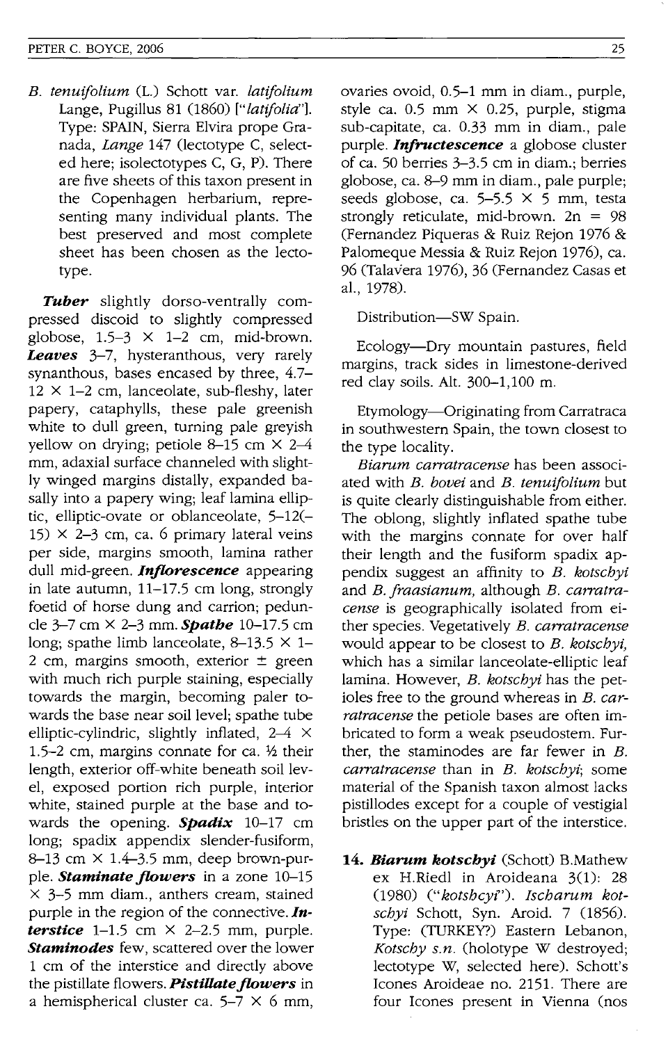*B. tenuifolium* (L.) Schott var. *latifolium* Lange, Pugillus 81 (1860) ["*latifolia*"]. Type: SPAIN, Sierra Elvira prope Granada, *Lange* 147 (lectotype C, selected here; isolectotypes C, G, P). There are five sheets of this taxon present in the Copenhagen herbarium, representing many individual plants. The best preserved and most complete sheet has been chosen as the lectotype.

***Tuber*** slightly dorso-ventrally compressed discoid to slightly compressed globose, 1.5–3 × 1–2 cm, mid-brown. ***Leaves*** 3–7, hysteranthous, very rarely synanthous, bases encased by three, 4.7–12 × 1–2 cm, lanceolate, sub-fleshy, later papery, cataphylls, these pale greenish white to dull green, turning pale greyish yellow on drying; petiole 8–15 cm × 2–4 mm, adaxial surface channeled with slightly winged margins distally, expanded basally into a papery wing; leaf lamina elliptic, elliptic-ovate or oblanceolate, 5–12(–15) × 2–3 cm, ca. 6 primary lateral veins per side, margins smooth, lamina rather dull mid-green. ***Inflorescence*** appearing in late autumn, 11–17.5 cm long, strongly foetid of horse dung and carrion; peduncle 3–7 cm × 2–3 mm. ***Spathe*** 10–17.5 cm long; spathe limb lanceolate, 8–13.5 × 1–2 cm, margins smooth, exterior ± green with much rich purple staining, especially towards the margin, becoming paler towards the base near soil level; spathe tube elliptic-cylindric, slightly inflated, 2–4 × 1.5–2 cm, margins connate for ca. ½ their length, exterior off-white beneath soil level, exposed portion rich purple, interior white, stained purple at the base and towards the opening. ***Spadix*** 10–17 cm long; spadix appendix slender-fusiform, 8–13 cm × 1.4–3.5 mm, deep brown-purple. ***Staminate flowers*** in a zone 10–15 × 3–5 mm diam., anthers cream, stained purple in the region of the connective. ***Interstice*** 1–1.5 cm × 2–2.5 mm, purple. ***Staminodes*** few, scattered over the lower 1 cm of the interstice and directly above the pistillate flowers. ***Pistillate flowers*** in a hemispherical cluster ca. 5–7 × 6 mm, ovaries ovoid, 0.5–1 mm in diam., purple, style ca. 0.5 mm × 0.25, purple, stigma sub-capitate, ca. 0.33 mm in diam., pale purple. ***Infructescence*** a globose cluster of ca. 50 berries 3–3.5 cm in diam.; berries globose, ca. 8–9 mm in diam., pale purple; seeds globose, ca. 5–5.5 × 5 mm, testa strongly reticulate, mid-brown. 2n = 98 (Fernandez Piqueras & Ruiz Rejon 1976 & Palomeque Messia & Ruiz Rejon 1976), ca. 96 (Talavera 1976), 36 (Fernandez Casas et al., 1978).

Distribution—SW Spain.

Ecology—Dry mountain pastures, field margins, track sides in limestone-derived red clay soils. Alt. 300–1,100 m.

Etymology—Originating from Carratraca in southwestern Spain, the town closest to the type locality.

*Biarum carratracense* has been associated with *B. bovei* and *B. tenuifolium* but is quite clearly distinguishable from either. The oblong, slightly inflated spathe tube with the margins connate for over half their length and the fusiform spadix appendix suggest an affinity to *B. kotschyi* and *B. fraasianum*, although *B. carratracense* is geographically isolated from either species. Vegetatively *B. carratracense* would appear to be closest to *B. kotschyi*, which has a similar lanceolate-elliptic leaf lamina. However, *B. kotschyi* has the petioles free to the ground whereas in *B. carratracense* the petiole bases are often imbricated to form a weak pseudostem. Further, the staminodes are far fewer in *B. carratracense* than in *B. kotschyi*; some material of the Spanish taxon almost lacks pistillodes except for a couple of vestigial bristles on the upper part of the interstice.

**14. *Biarum kotschyi*** (Schott) B.Mathew ex H.Riedl in Aroideana 3(1): 28 (1980) ("*kotshcyi*"). *Ischarum kotschyi* Schott, Syn. Aroid. 7 (1856). Type: (TURKEY?) Eastern Lebanon, *Kotschy s.n.* (holotype W destroyed; lectotype W, selected here). Schott's Icones Aroideae no. 2151. There are four Icones present in Vienna (nos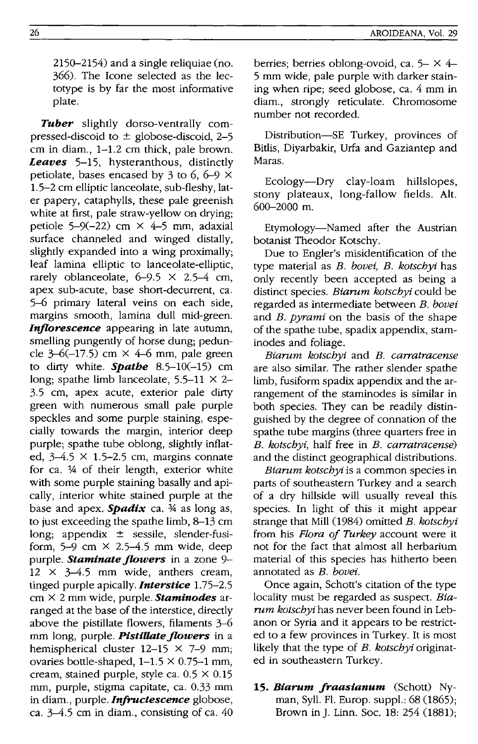2150–2154) and a single reliquiae (no. 366). The Icone selected as the lectotype is by far the most informative plate.

***Tuber*** slightly dorso-ventrally compressed-discoid to ± globose-discoid, 2–5 cm in diam., 1–1.2 cm thick, pale brown. ***Leaves*** 5–15, hysteranthous, distinctly petiolate, bases encased by 3 to 6, 6–9 × 1.5–2 cm elliptic lanceolate, sub-fleshy, later papery, cataphylls, these pale greenish white at first, pale straw-yellow on drying; petiole 5–9(–22) cm × 4–5 mm, adaxial surface channeled and winged distally, slightly expanded into a wing proximally; leaf lamina elliptic to lanceolate-elliptic, rarely oblanceolate, 6–9.5 × 2.5–4 cm, apex sub-acute, base short-decurrent, ca. 5–6 primary lateral veins on each side, margins smooth, lamina dull mid-green. ***Inflorescence*** appearing in late autumn, smelling pungently of horse dung; peduncle 3–6(–17.5) cm × 4–6 mm, pale green to dirty white. ***Spathe*** 8.5–10(–15) cm long; spathe limb lanceolate, 5.5–11 × 2–3.5 cm, apex acute, exterior pale dirty green with numerous small pale purple speckles and some purple staining, especially towards the margin, interior deep purple; spathe tube oblong, slightly inflated, 3–4.5 × 1.5–2.5 cm, margins connate for ca. ¼ of their length, exterior white with some purple staining basally and apically, interior white stained purple at the base and apex. ***Spadix*** ca. ¾ as long as, to just exceeding the spathe limb, 8–13 cm long; appendix ± sessile, slender-fusiform, 5–9 cm × 2.5–4.5 mm wide, deep purple. ***Staminate flowers*** in a zone 9–12 × 3–4.5 mm wide, anthers cream, tinged purple apically. ***Interstice*** 1.75–2.5 cm × 2 mm wide, purple. ***Staminodes*** arranged at the base of the interstice, directly above the pistillate flowers, filaments 3–6 mm long, purple. ***Pistillate flowers*** in a hemispherical cluster 12–15 × 7–9 mm; ovaries bottle-shaped, 1–1.5 × 0.75–1 mm, cream, stained purple, style ca. 0.5 × 0.15 mm, purple, stigma capitate, ca. 0.33 mm in diam., purple. ***Infructescence*** globose, ca. 3–4.5 cm in diam., consisting of ca. 40 berries; berries oblong-ovoid, ca. 5– × 4–5 mm wide, pale purple with darker staining when ripe; seed globose, ca. 4 mm in diam., strongly reticulate. Chromosome number not recorded.

Distribution—SE Turkey, provinces of Bitlis, Diyarbakir, Urfa and Gaziantep and Maras.

Ecology—Dry clay-loam hillslopes, stony plateaux, long-fallow fields. Alt. 600–2000 m.

Etymology—Named after the Austrian botanist Theodor Kotschy.

Due to Engler's misidentification of the type material as *B. bovei*, *B. kotschyi* has only recently been accepted as being a distinct species. *Biarum kotschyi* could be regarded as intermediate between *B. bovei* and *B. pyrami* on the basis of the shape of the spathe tube, spadix appendix, staminodes and foliage.

*Biarum kotschyi* and *B. carratracense* are also similar. The rather slender spathe limb, fusiform spadix appendix and the arrangement of the staminodes is similar in both species. They can be readily distinguished by the degree of connation of the spathe tube margins (three quarters free in *B. kotschyi*, half free in *B. carratracense*) and the distinct geographical distributions.

*Biarum kotschyi* is a common species in parts of southeastern Turkey and a search of a dry hillside will usually reveal this species. In light of this it might appear strange that Mill (1984) omitted *B. kotschyi* from his *Flora of Turkey* account were it not for the fact that almost all herbarium material of this species has hitherto been annotated as *B. bovei*.

Once again, Schott's citation of the type locality must be regarded as suspect. *Biarum kotschyi* has never been found in Lebanon or Syria and it appears to be restricted to a few provinces in Turkey. It is most likely that the type of *B. kotschyi* originated in southeastern Turkey.

**15. *Biarum fraasianum*** (Schott) Nyman, Syll. Fl. Europ. suppl.: 68 (1865); Brown in J. Linn. Soc. 18: 254 (1881);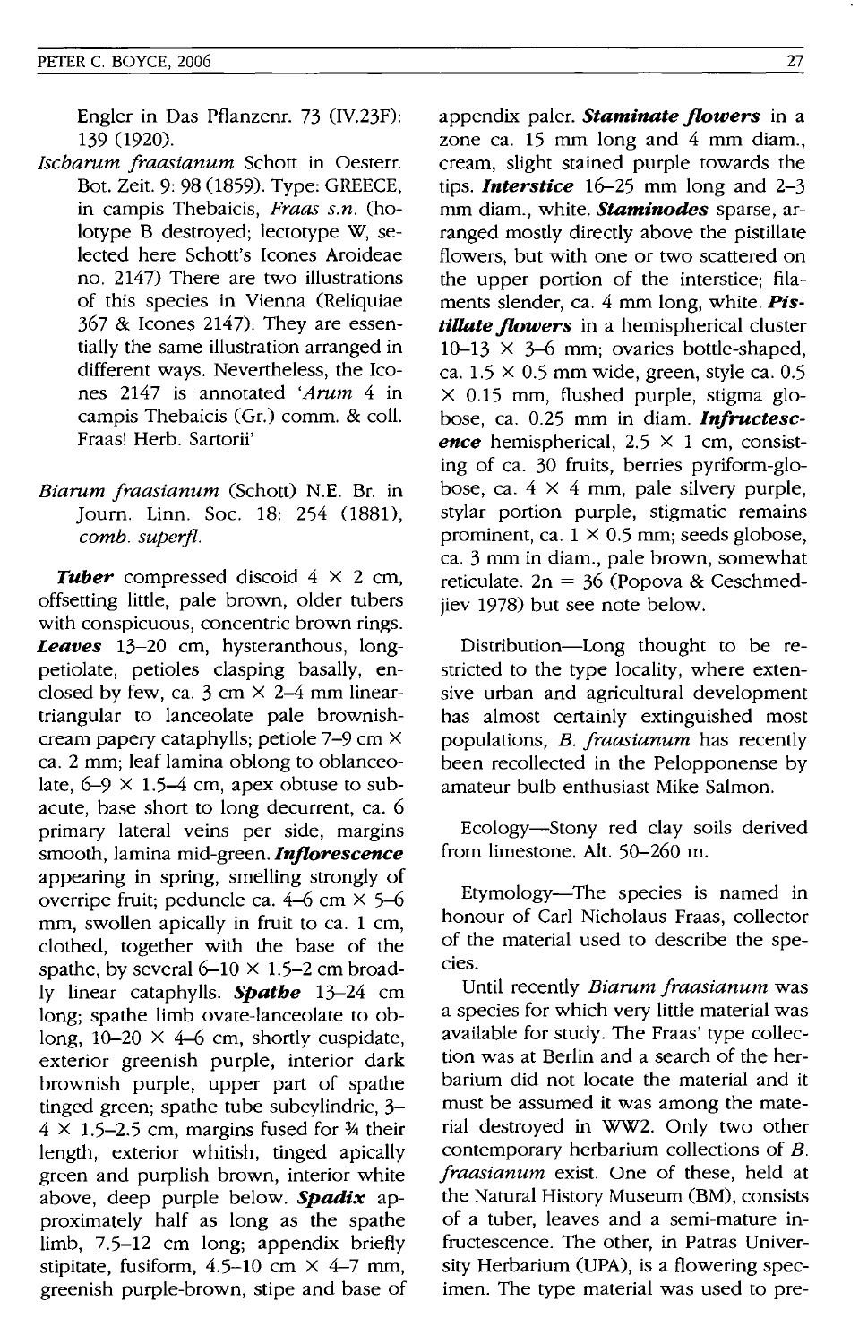Engler in Das Pflanzenr. 73 (IV.23F): 139 (1920).

*Ischarum fraasianum* Schott in Oesterr. Bot. Zeit. 9: 98 (1859). Type: GREECE, in campis Thebaicis, *Fraas s.n.* (holotype B destroyed; lectotype W, selected here Schott's Icones Aroideae no. 2147) There are two illustrations of this species in Vienna (Reliquiae 367 & Icones 2147). They are essentially the same illustration arranged in different ways. Nevertheless, the Icones 2147 is annotated '*Arum* 4 in campis Thebaicis (Gr.) comm. & coll. Fraas! Herb. Sartorii'

*Biarum fraasianum* (Schott) N.E. Br. in Journ. Linn. Soc. 18: 254 (1881), *comb. superfl.*

***Tuber*** compressed discoid 4 × 2 cm, offsetting little, pale brown, older tubers with conspicuous, concentric brown rings. ***Leaves*** 13–20 cm, hysteranthous, long-petiolate, petioles clasping basally, enclosed by few, ca. 3 cm × 2–4 mm linear-triangular to lanceolate pale brownish-cream papery cataphylls; petiole 7–9 cm × ca. 2 mm; leaf lamina oblong to oblanceolate, 6–9 × 1.5–4 cm, apex obtuse to subacute, base short to long decurrent, ca. 6 primary lateral veins per side, margins smooth, lamina mid-green. ***Inflorescence*** appearing in spring, smelling strongly of overripe fruit; peduncle ca. 4–6 cm × 5–6 mm, swollen apically in fruit to ca. 1 cm, clothed, together with the base of the spathe, by several 6–10 × 1.5–2 cm broadly linear cataphylls. ***Spathe*** 13–24 cm long; spathe limb ovate-lanceolate to oblong, 10–20 × 4–6 cm, shortly cuspidate, exterior greenish purple, interior dark brownish purple, upper part of spathe tinged green; spathe tube subcylindric, 3–4 × 1.5–2.5 cm, margins fused for ¾ their length, exterior whitish, tinged apically green and purplish brown, interior white above, deep purple below. ***Spadix*** approximately half as long as the spathe limb, 7.5–12 cm long; appendix briefly stipitate, fusiform, 4.5–10 cm × 4–7 mm, greenish purple-brown, stipe and base of appendix paler. ***Staminate flowers*** in a zone ca. 15 mm long and 4 mm diam., cream, slight stained purple towards the tips. ***Interstice*** 16–25 mm long and 2–3 mm diam., white. ***Staminodes*** sparse, arranged mostly directly above the pistillate flowers, but with one or two scattered on the upper portion of the interstice; filaments slender, ca. 4 mm long, white. ***Pistillate flowers*** in a hemispherical cluster 10–13 × 3–6 mm; ovaries bottle-shaped, ca. 1.5 × 0.5 mm wide, green, style ca. 0.5 × 0.15 mm, flushed purple, stigma globose, ca. 0.25 mm in diam. ***Infructescence*** hemispherical, 2.5 × 1 cm, consisting of ca. 30 fruits, berries pyriform-globose, ca. 4 × 4 mm, pale silvery purple, stylar portion purple, stigmatic remains prominent, ca. 1 × 0.5 mm; seeds globose, ca. 3 mm in diam., pale brown, somewhat reticulate. 2n = 36 (Popova & Ceschmedjiev 1978) but see note below.

Distribution—Long thought to be restricted to the type locality, where extensive urban and agricultural development has almost certainly extinguished most populations, *B. fraasianum* has recently been recollected in the Peloponnese by amateur bulb enthusiast Mike Salmon.

Ecology—Stony red clay soils derived from limestone. Alt. 50–260 m.

Etymology—The species is named in honour of Carl Nicholaus Fraas, collector of the material used to describe the species.

Until recently *Biarum fraasianum* was a species for which very little material was available for study. The Fraas' type collection was at Berlin and a search of the herbarium did not locate the material and it must be assumed it was among the material destroyed in WW2. Only two other contemporary herbarium collections of *B. fraasianum* exist. One of these, held at the Natural History Museum (BM), consists of a tuber, leaves and a semi-mature infructescence. The other, in Patras University Herbarium (UPA), is a flowering specimen. The type material was used to pre-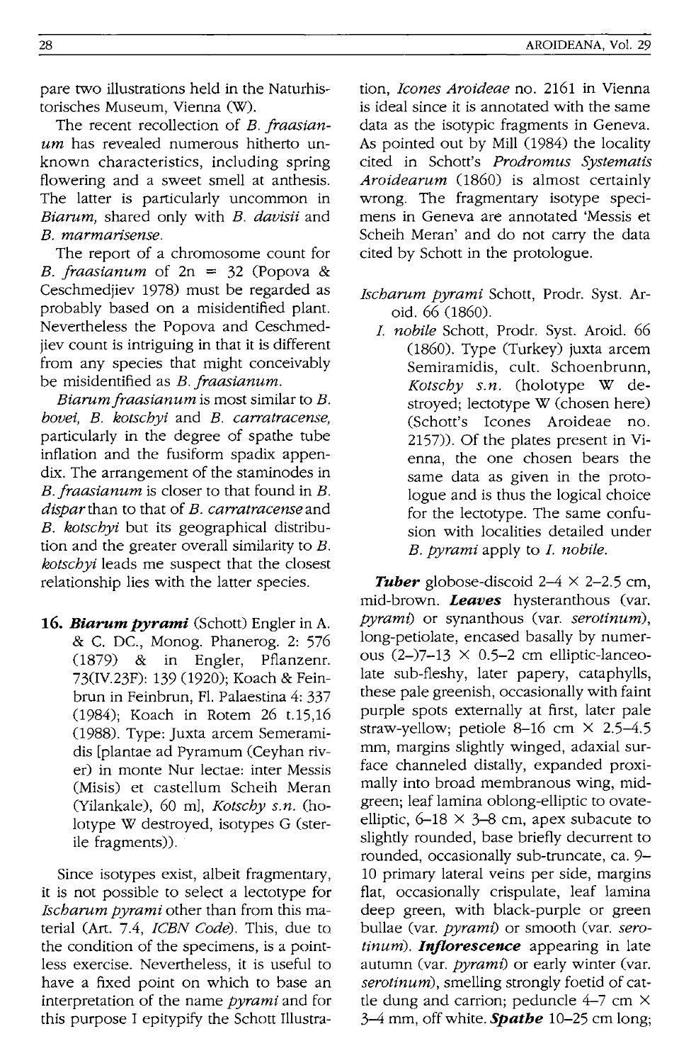pare two illustrations held in the Naturhistorisches Museum, Vienna (W).

The recent recollection of *B. fraasianum* has revealed numerous hitherto unknown characteristics, including spring flowering and a sweet smell at anthesis. The latter is particularly uncommon in *Biarum*, shared only with *B. davisii* and *B. marmarisense*.

The report of a chromosome count for *B. fraasianum* of 2n = 32 (Popova & Ceschmedjiev 1978) must be regarded as probably based on a misidentified plant. Nevertheless the Popova and Ceschmedjiev count is intriguing in that it is different from any species that might conceivably be misidentified as *B. fraasianum*.

*Biarum fraasianum* is most similar to *B. bovei*, *B. kotschyi* and *B. carratracense*, particularly in the degree of spathe tube inflation and the fusiform spadix appendix. The arrangement of the staminodes in *B. fraasianum* is closer to that found in *B. dispar* than to that of *B. carratracense* and *B. kotschyi* but its geographical distribution and the greater overall similarity to *B. kotschyi* leads me suspect that the closest relationship lies with the latter species.

**16. *Biarum pyrami*** (Schott) Engler in A. & C. DC., Monog. Phanerog. 2: 576 (1879) & in Engler, Pflanzenr. 73(IV.23F): 139 (1920); Koach & Feinbrun in Feinbrun, Fl. Palaestina 4: 337 (1984); Koach in Rotem 26 t.15,16 (1988). Type: Juxta arcem Semeramidis [plantae ad Pyramum (Ceyhan river) in monte Nur lectae: inter Messis (Misis) et castellum Scheih Meran (Yilankale), 60 m], *Kotschy s.n.* (holotype W destroyed, isotypes G (sterile fragments)).

Since isotypes exist, albeit fragmentary, it is not possible to select a lectotype for *Ischarum pyrami* other than from this material (Art. 7.4, *ICBN Code*). This, due to the condition of the specimens, is a pointless exercise. Nevertheless, it is useful to have a fixed point on which to base an interpretation of the name *pyrami* and for this purpose I epitypify the Schott Illustration, *Icones Aroideae* no. 2161 in Vienna is ideal since it is annotated with the same data as the isotypic fragments in Geneva. As pointed out by Mill (1984) the locality cited in Schott's *Prodromus Systematis Aroidearum* (1860) is almost certainly wrong. The fragmentary isotype specimens in Geneva are annotated 'Messis et Scheih Meran' and do not carry the data cited by Schott in the protologue.

*Ischarum pyrami* Schott, Prodr. Syst. Aroid. 66 (1860).

*I. nobile* Schott, Prodr. Syst. Aroid. 66 (1860). Type (Turkey) juxta arcem Semiramidis, cult. Schoenbrunn, *Kotschy s.n.* (holotype W destroyed; lectotype W (chosen here) (Schott's Icones Aroideae no. 2157)). Of the plates present in Vienna, the one chosen bears the same data as given in the protologue and is thus the logical choice for the lectotype. The same confusion with localities detailed under *B. pyrami* apply to *I. nobile*.

***Tuber*** globose-discoid 2–4 × 2–2.5 cm, mid-brown. ***Leaves*** hysteranthous (var. *pyrami*) or synanthous (var. *serotinum*), long-petiolate, encased basally by numerous (2–)7–13 × 0.5–2 cm elliptic-lanceolate sub-fleshy, later papery, cataphylls, these pale greenish, occasionally with faint purple spots externally at first, later pale straw-yellow; petiole 8–16 cm × 2.5–4.5 mm, margins slightly winged, adaxial surface channeled distally, expanded proximally into broad membranous wing, mid-green; leaf lamina oblong-elliptic to ovate-elliptic, 6–18 × 3–8 cm, apex subacute to slightly rounded, base briefly decurrent to rounded, occasionally sub-truncate, ca. 9–10 primary lateral veins per side, margins flat, occasionally crispulate, leaf lamina deep green, with black-purple or green bullae (var. *pyrami*) or smooth (var. *serotinum*). ***Inflorescence*** appearing in late autumn (var. *pyrami*) or early winter (var. *serotinum*), smelling strongly foetid of cattle dung and carrion; peduncle 4–7 cm × 3–4 mm, off white. ***Spathe*** 10–25 cm long;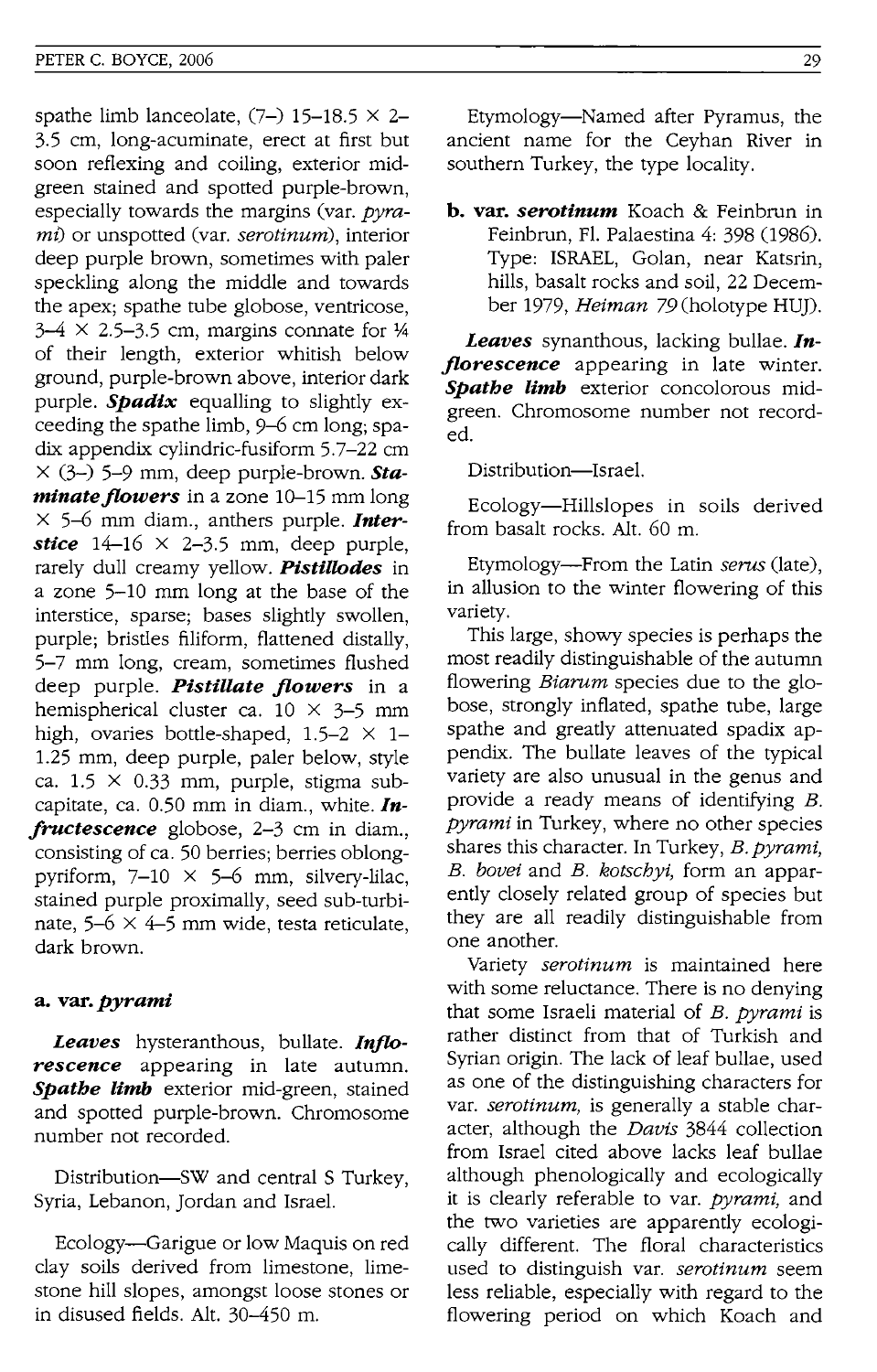spathe limb lanceolate, (7–) 15–18.5 × 2–3.5 cm, long-acuminate, erect at first but soon reflexing and coiling, exterior mid-green stained and spotted purple-brown, especially towards the margins (var. *pyrami*) or unspotted (var. *serotinum*), interior deep purple brown, sometimes with paler speckling along the middle and towards the apex; spathe tube globose, ventricose, 3–4 × 2.5–3.5 cm, margins connate for ¼ of their length, exterior whitish below ground, purple-brown above, interior dark purple. ***Spadix*** equalling to slightly exceeding the spathe limb, 9–6 cm long; spadix appendix cylindric-fusiform 5.7–22 cm × (3–) 5–9 mm, deep purple-brown. ***Staminate flowers*** in a zone 10–15 mm long × 5–6 mm diam., anthers purple. ***Interstice*** 14–16 × 2–3.5 mm, deep purple, rarely dull creamy yellow. ***Pistillodes*** in a zone 5–10 mm long at the base of the interstice, sparse; bases slightly swollen, purple; bristles filiform, flattened distally, 5–7 mm long, cream, sometimes flushed deep purple. ***Pistillate flowers*** in a hemispherical cluster ca. 10 × 3–5 mm high, ovaries bottle-shaped, 1.5–2 × 1–1.25 mm, deep purple, paler below, style ca. 1.5 × 0.33 mm, purple, stigma subcapitate, ca. 0.50 mm in diam., white. ***Infructescence*** globose, 2–3 cm in diam., consisting of ca. 50 berries; berries oblong-pyriform, 7–10 × 5–6 mm, silvery-lilac, stained purple proximally, seed sub-turbinate, 5–6 × 4–5 mm wide, testa reticulate, dark brown.

**a. var. *pyrami***

***Leaves*** hysteranthous, bullate. ***Inflorescence*** appearing in late autumn. ***Spathe limb*** exterior mid-green, stained and spotted purple-brown. Chromosome number not recorded.

Distribution—SW and central S Turkey, Syria, Lebanon, Jordan and Israel.

Ecology—Garigue or low Maquis on red clay soils derived from limestone, limestone hill slopes, amongst loose stones or in disused fields. Alt. 30–450 m.

Etymology—Named after Pyramus, the ancient name for the Ceyhan River in southern Turkey, the type locality.

**b. var. *serotinum*** Koach & Feinbrun in Feinbrun, Fl. Palaestina 4: 398 (1986). Type: ISRAEL, Golan, near Katsrin, hills, basalt rocks and soil, 22 December 1979, *Heiman* 79 (holotype HUJ).

***Leaves*** synanthous, lacking bullae. ***Inflorescence*** appearing in late winter. ***Spathe limb*** exterior concolorous mid-green. Chromosome number not recorded.

Distribution—Israel.

Ecology—Hillslopes in soils derived from basalt rocks. Alt. 60 m.

Etymology—From the Latin *serus* (late), in allusion to the winter flowering of this variety.

This large, showy species is perhaps the most readily distinguishable of the autumn flowering *Biarum* species due to the globose, strongly inflated, spathe tube, large spathe and greatly attenuated spadix appendix. The bullate leaves of the typical variety are also unusual in the genus and provide a ready means of identifying *B. pyrami* in Turkey, where no other species shares this character. In Turkey, *B. pyrami*, *B. bovei* and *B. kotschyi*, form an apparently closely related group of species but they are all readily distinguishable from one another.

Variety *serotinum* is maintained here with some reluctance. There is no denying that some Israeli material of *B. pyrami* is rather distinct from that of Turkish and Syrian origin. The lack of leaf bullae, used as one of the distinguishing characters for var. *serotinum*, is generally a stable character, although the *Davis* 3844 collection from Israel cited above lacks leaf bullae although phenologically and ecologically it is clearly referable to var. *pyrami*, and the two varieties are apparently ecologically different. The floral characteristics used to distinguish var. *serotinum* seem less reliable, especially with regard to the flowering period on which Koach and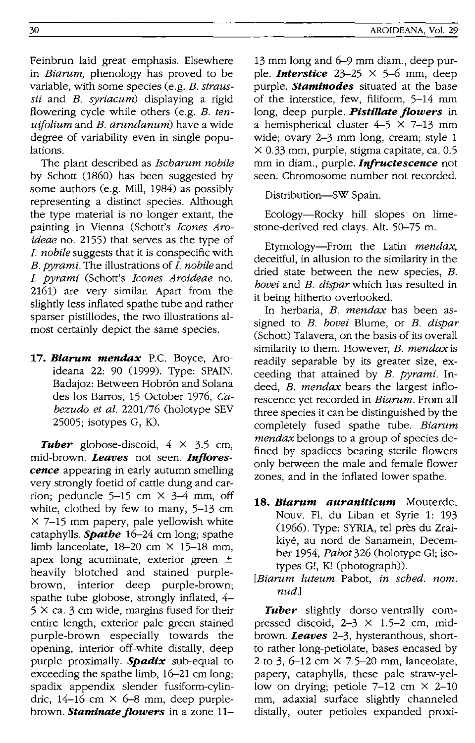Feinbrun laid great emphasis. Elsewhere in *Biarum*, phenology has proved to be variable, with some species (e.g. *B. straussii* and *B. syriacum*) displaying a rigid flowering cycle while others (e.g. *B. tenuifolium* and *B. arundanum*) have a wide degree of variability even in single populations.

The plant described as *Ischarum nobile* by Schott (1860) has been suggested by some authors (e.g. Mill, 1984) as possibly representing a distinct species. Although the type material is no longer extant, the painting in Vienna (Schott's *Icones Aroideae* no. 2155) that serves as the type of *I. nobile* suggests that it is conspecific with *B. pyrami*. The illustrations of *I. nobile* and *I. pyrami* (Schott's *Icones Aroideae* no. 2161) are very similar. Apart from the slightly less inflated spathe tube and rather sparser pistillodes, the two illustrations almost certainly depict the same species.

**17. *Biarum mendax*** P.C. Boyce, Aroideana 22: 90 (1999). Type: SPAIN. Badajoz: Between Hobrón and Solana des los Barros, 15 October 1976, *Cabezudo et al.* 2201/76 (holotype SEV 25005; isotypes G, K).

***Tuber*** globose-discoid, 4 × 3.5 cm, mid-brown. ***Leaves*** not seen. ***Inflorescence*** appearing in early autumn smelling very strongly foetid of cattle dung and carrion; peduncle 5–15 cm × 3–4 mm, off white, clothed by few to many, 5–13 cm × 7–15 mm papery, pale yellowish white cataphylls. ***Spathe*** 16–24 cm long; spathe limb lanceolate, 18–20 cm × 15–18 mm, apex long acuminate, exterior green ± heavily blotched and stained purple-brown, interior deep purple-brown; spathe tube globose, strongly inflated, 4–5 × ca. 3 cm wide, margins fused for their entire length, exterior pale green stained purple-brown especially towards the opening, interior off-white distally, deep purple proximally. ***Spadix*** sub-equal to exceeding the spathe limb, 16–21 cm long; spadix appendix slender fusiform-cylindric, 14–16 cm × 6–8 mm, deep purple-brown. ***Staminate flowers*** in a zone 11–13 mm long and 6–9 mm diam., deep purple. ***Interstice*** 23–25 × 5–6 mm, deep purple. ***Staminodes*** situated at the base of the interstice, few, filiform, 5–14 mm long, deep purple. ***Pistillate flowers*** in a hemispherical cluster 4–5 × 7–13 mm wide; ovary 2–3 mm long, cream; style 1 × 0.33 mm, purple, stigma capitate, ca. 0.5 mm in diam., purple. ***Infructescence*** not seen. Chromosome number not recorded.

Distribution—SW Spain.

Ecology—Rocky hill slopes on limestone-derived red clays. Alt. 50–75 m.

Etymology—From the Latin *mendax*, deceitful, in allusion to the similarity in the dried state between the new species, *B. bovei* and *B. dispar* which has resulted in it being hitherto overlooked.

In herbaria, *B. mendax* has been assigned to *B. bovei* Blume, or *B. dispar* (Schott) Talavera, on the basis of its overall similarity to them. However, *B. mendax* is readily separable by its greater size, exceeding that attained by *B. pyrami*. Indeed, *B. mendax* bears the largest inflorescence yet recorded in *Biarum*. From all three species it can be distinguished by the completely fused spathe tube. *Biarum mendax* belongs to a group of species defined by spadices bearing sterile flowers only between the male and female flower zones, and in the inflated lower spathe.

**18. *Biarum auraniticum*** Mouterde, Nouv. Fl. du Liban et Syrie 1: 193 (1966). Type: SYRIA, tel près du Zraikiyé, au nord de Sanamein, December 1954, *Pabot* 326 (holotype G!; isotypes G!, K! (photograph)).

[*Biarum luteum* Pabot, *in sched. nom. nud.*]

***Tuber*** slightly dorso-ventrally compressed discoid, 2–3 × 1.5–2 cm, mid-brown. ***Leaves*** 2–3, hysteranthous, short- to rather long-petiolate, bases encased by 2 to 3, 6–12 cm × 7.5–20 mm, lanceolate, papery, cataphylls, these pale straw-yellow on drying; petiole 7–12 cm × 2–10 mm, adaxial surface slightly channeled distally, outer petioles expanded proxi-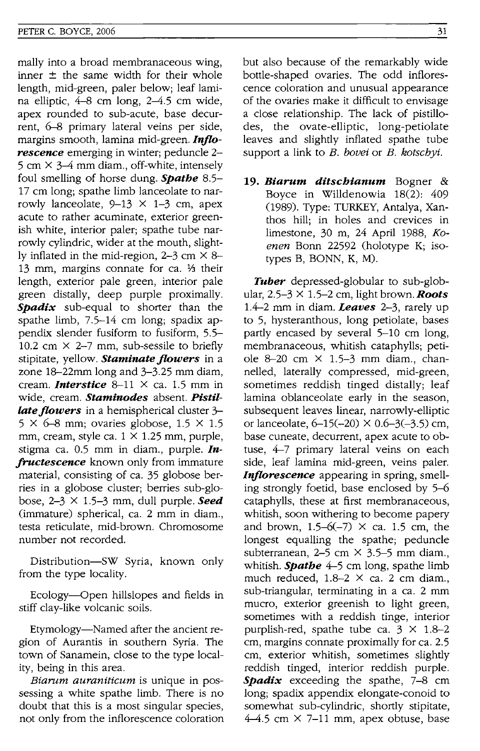mally into a broad membranaceous wing, inner ± the same width for their whole length, mid-green, paler below; leaf lamina elliptic, 4–8 cm long, 2–4.5 cm wide, apex rounded to sub-acute, base decurrent, 6–8 primary lateral veins per side, margins smooth, lamina mid-green. ***Inflorescence*** emerging in winter; peduncle 2–5 cm × 3–4 mm diam., off-white, intensely foul smelling of horse dung. ***Spathe*** 8.5–17 cm long; spathe limb lanceolate to narrowly lanceolate, 9–13 × 1–3 cm, apex acute to rather acuminate, exterior greenish white, interior paler; spathe tube narrowly cylindric, wider at the mouth, slightly inflated in the mid-region, 2–3 cm × 8–13 mm, margins connate for ca. ⅓ their length, exterior pale green, interior pale green distally, deep purple proximally. ***Spadix*** sub-equal to shorter than the spathe limb, 7.5–14 cm long; spadix appendix slender fusiform to fusiform, 5.5–10.2 cm × 2–7 mm, sub-sessile to briefly stipitate, yellow. ***Staminate flowers*** in a zone 18–22mm long and 3–3.25 mm diam, cream. ***Interstice*** 8–11 × ca. 1.5 mm in wide, cream. ***Staminodes*** absent. ***Pistillate flowers*** in a hemispherical cluster 3–5 × 6–8 mm; ovaries globose, 1.5 × 1.5 mm, cream, style ca. 1 × 1.25 mm, purple, stigma ca. 0.5 mm in diam., purple. ***Infructescence*** known only from immature material, consisting of ca. 35 globose berries in a globose cluster; berries sub-globose, 2–3 × 1.5–3 mm, dull purple. ***Seed*** (immature) spherical, ca. 2 mm in diam., testa reticulate, mid-brown. Chromosome number not recorded.

Distribution—SW Syria, known only from the type locality.

Ecology—Open hillslopes and fields in stiff clay-like volcanic soils.

Etymology—Named after the ancient region of Aurantis in southern Syria. The town of Sanamein, close to the type locality, being in this area.

*Biarum auraniticum* is unique in possessing a white spathe limb. There is no doubt that this is a most singular species, not only from the inflorescence coloration but also because of the remarkably wide bottle-shaped ovaries. The odd inflorescence coloration and unusual appearance of the ovaries make it difficult to envisage a close relationship. The lack of pistillodes, the ovate-elliptic, long-petiolate leaves and slightly inflated spathe tube support a link to *B. bovei* or *B. kotschyi*.

**19. *Biarum ditschianum*** Bogner & Boyce in Willdenowia 18(2): 409 (1989). Type: TURKEY, Antalya, Xanthos hill; in holes and crevices in limestone, 30 m, 24 April 1988, *Koenen* Bonn 22592 (holotype K; isotypes B, BONN, K, M).

***Tuber*** depressed-globular to sub-globular, 2.5–3 × 1.5–2 cm, light brown. ***Roots*** 1.4–2 mm in diam. ***Leaves*** 2–3, rarely up to 5, hysteranthous, long petiolate, bases partly encased by several 5–10 cm long, membranaceous, whitish cataphylls; petiole 8–20 cm × 1.5–3 mm diam., channelled, laterally compressed, mid-green, sometimes reddish tinged distally; leaf lamina oblanceolate early in the season, subsequent leaves linear, narrowly-elliptic or lanceolate, 6–15(–20) × 0.6–3(–3.5) cm, base cuneate, decurrent, apex acute to obtuse, 4–7 primary lateral veins on each side, leaf lamina mid-green, veins paler. ***Inflorescence*** appearing in spring, smelling strongly foetid, base enclosed by 5–6 cataphylls, these at first membranaceous, whitish, soon withering to become papery and brown, 1.5–6(–7) × ca. 1.5 cm, the longest equalling the spathe; peduncle subterranean, 2–5 cm × 3.5–5 mm diam., whitish. ***Spathe*** 4–5 cm long, spathe limb much reduced, 1.8–2 × ca. 2 cm diam., sub-triangular, terminating in a ca. 2 mm mucro, exterior greenish to light green, sometimes with a reddish tinge, interior purplish-red, spathe tube ca. 3 × 1.8–2 cm, margins connate proximally for ca. 2.5 cm, exterior whitish, sometimes slightly reddish tinged, interior reddish purple. ***Spadix*** exceeding the spathe, 7–8 cm long; spadix appendix elongate-conoid to somewhat sub-cylindric, shortly stipitate, 4–4.5 cm × 7–11 mm, apex obtuse, base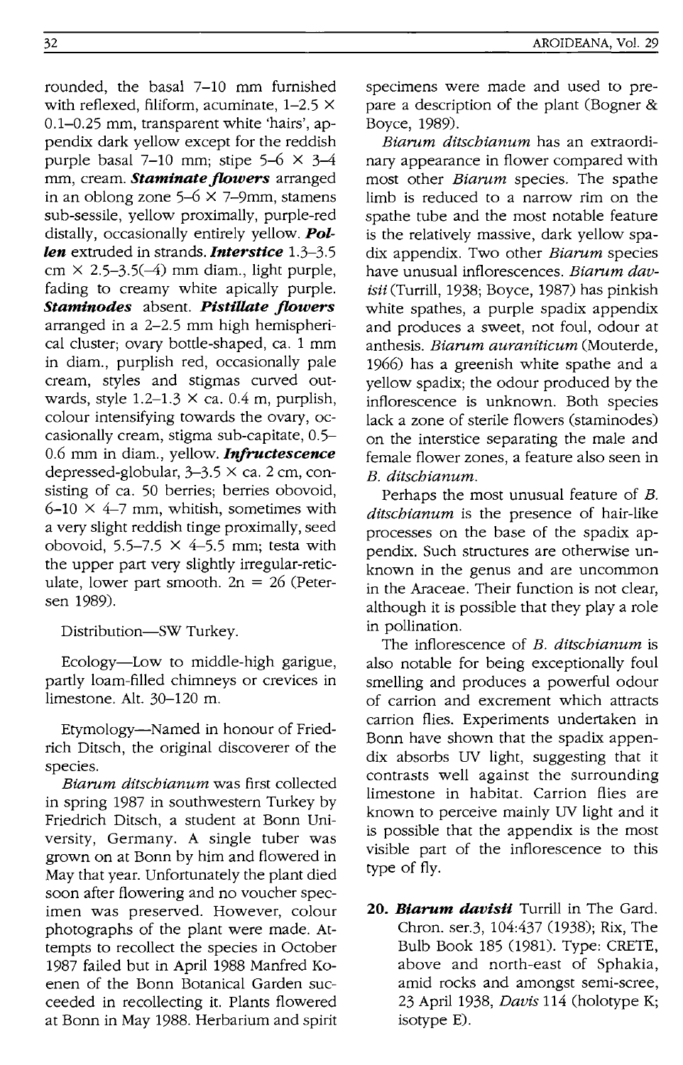rounded, the basal 7–10 mm furnished with reflexed, filiform, acuminate, 1–2.5 × 0.1–0.25 mm, transparent white 'hairs', appendix dark yellow except for the reddish purple basal 7–10 mm; stipe 5–6 × 3–4 mm, cream. ***Staminate flowers*** arranged in an oblong zone 5–6 × 7–9mm, stamens sub-sessile, yellow proximally, purple-red distally, occasionally entirely yellow. ***Pollen*** extruded in strands. ***Interstice*** 1.3–3.5 cm × 2.5–3.5(–4) mm diam., light purple, fading to creamy white apically purple. ***Staminodes*** absent. ***Pistillate flowers*** arranged in a 2–2.5 mm high hemispherical cluster; ovary bottle-shaped, ca. 1 mm in diam., purplish red, occasionally pale cream, styles and stigmas curved outwards, style 1.2–1.3 × ca. 0.4 m, purplish, colour intensifying towards the ovary, occasionally cream, stigma sub-capitate, 0.5–0.6 mm in diam., yellow. ***Infructescence*** depressed-globular, 3–3.5 × ca. 2 cm, consisting of ca. 50 berries; berries obovoid, 6–10 × 4–7 mm, whitish, sometimes with a very slight reddish tinge proximally, seed obovoid, 5.5–7.5 × 4–5.5 mm; testa with the upper part very slightly irregular-reticulate, lower part smooth. 2n = 26 (Petersen 1989).

Distribution—SW Turkey.

Ecology—Low to middle-high garigue, partly loam-filled chimneys or crevices in limestone. Alt. 30–120 m.

Etymology—Named in honour of Friedrich Ditsch, the original discoverer of the species.

*Biarum ditschianum* was first collected in spring 1987 in southwestern Turkey by Friedrich Ditsch, a student at Bonn University, Germany. A single tuber was grown on at Bonn by him and flowered in May that year. Unfortunately the plant died soon after flowering and no voucher specimen was preserved. However, colour photographs of the plant were made. Attempts to recollect the species in October 1987 failed but in April 1988 Manfred Koenen of the Bonn Botanical Garden succeeded in recollecting it. Plants flowered at Bonn in May 1988. Herbarium and spirit specimens were made and used to prepare a description of the plant (Bogner & Boyce, 1989).

*Biarum ditschianum* has an extraordinary appearance in flower compared with most other *Biarum* species. The spathe limb is reduced to a narrow rim on the spathe tube and the most notable feature is the relatively massive, dark yellow spadix appendix. Two other *Biarum* species have unusual inflorescences. *Biarum davisii* (Turrill, 1938; Boyce, 1987) has pinkish white spathes, a purple spadix appendix and produces a sweet, not foul, odour at anthesis. *Biarum auraniticum* (Mouterde, 1966) has a greenish white spathe and a yellow spadix; the odour produced by the inflorescence is unknown. Both species lack a zone of sterile flowers (staminodes) on the interstice separating the male and female flower zones, a feature also seen in *B. ditschianum*.

Perhaps the most unusual feature of *B. ditschianum* is the presence of hair-like processes on the base of the spadix appendix. Such structures are otherwise unknown in the genus and are uncommon in the Araceae. Their function is not clear, although it is possible that they play a role in pollination.

The inflorescence of *B. ditschianum* is also notable for being exceptionally foul smelling and produces a powerful odour of carrion and excrement which attracts carrion flies. Experiments undertaken in Bonn have shown that the spadix appendix absorbs UV light, suggesting that it contrasts well against the surrounding limestone in habitat. Carrion flies are known to perceive mainly UV light and it is possible that the appendix is the most visible part of the inflorescence to this type of fly.

**20. *Biarum davisii*** Turrill in The Gard. Chron. ser.3, 104:437 (1938); Rix, The Bulb Book 185 (1981). Type: CRETE, above and north-east of Sphakia, amid rocks and amongst semi-scree, 23 April 1938, *Davis* 114 (holotype K; isotype E).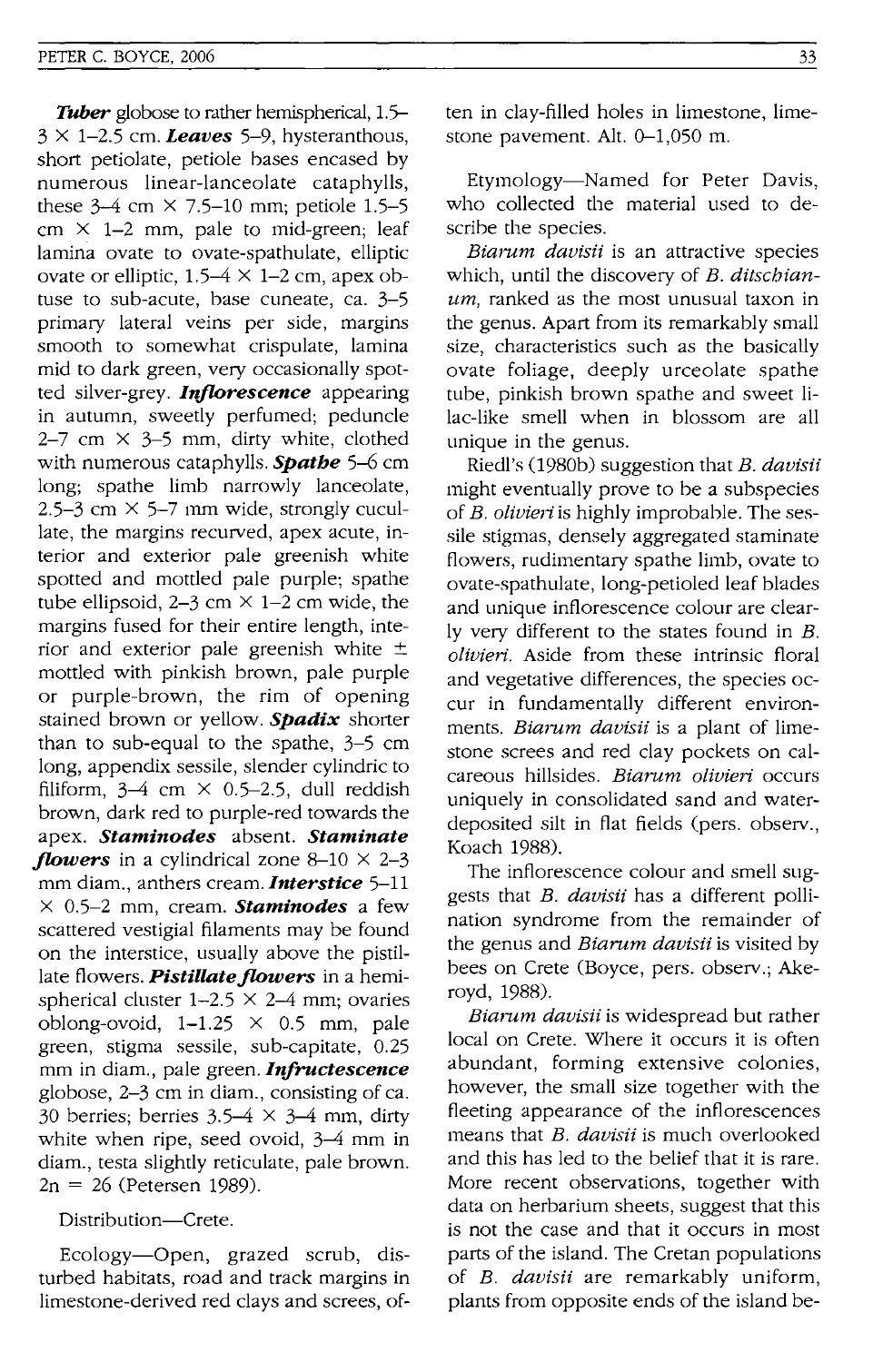***Tuber*** globose to rather hemispherical, 1.5–3 × 1–2.5 cm. ***Leaves*** 5–9, hysteranthous, short petiolate, petiole bases encased by numerous linear-lanceolate cataphylls, these 3–4 cm × 7.5–10 mm; petiole 1.5–5 cm × 1–2 mm, pale to mid-green; leaf lamina ovate to ovate-spathulate, elliptic ovate or elliptic, 1.5–4 × 1–2 cm, apex obtuse to sub-acute, base cuneate, ca. 3–5 primary lateral veins per side, margins smooth to somewhat crispulate, lamina mid to dark green, very occasionally spotted silver-grey. ***Inflorescence*** appearing in autumn, sweetly perfumed; peduncle 2–7 cm × 3–5 mm, dirty white, clothed with numerous cataphylls. ***Spathe*** 5–6 cm long; spathe limb narrowly lanceolate, 2.5–3 cm × 5–7 mm wide, strongly cucullate, the margins recurved, apex acute, interior and exterior pale greenish white spotted and mottled pale purple; spathe tube ellipsoid, 2–3 cm × 1–2 cm wide, the margins fused for their entire length, interior and exterior pale greenish white ± mottled with pinkish brown, pale purple or purple-brown, the rim of opening stained brown or yellow. ***Spadix*** shorter than to sub-equal to the spathe, 3–5 cm long, appendix sessile, slender cylindric to filiform, 3–4 cm × 0.5–2.5, dull reddish brown, dark red to purple-red towards the apex. ***Staminodes*** absent. ***Staminate flowers*** in a cylindrical zone 8–10 × 2–3 mm diam., anthers cream. ***Interstice*** 5–11 × 0.5–2 mm, cream. ***Staminodes*** a few scattered vestigial filaments may be found on the interstice, usually above the pistillate flowers. ***Pistillate flowers*** in a hemispherical cluster 1–2.5 × 2–4 mm; ovaries oblong-ovoid, 1–1.25 × 0.5 mm, pale green, stigma sessile, sub-capitate, 0.25 mm in diam., pale green. ***Infructescence*** globose, 2–3 cm in diam., consisting of ca. 30 berries; berries 3.5–4 × 3–4 mm, dirty white when ripe, seed ovoid, 3–4 mm in diam., testa slightly reticulate, pale brown. 2n = 26 (Petersen 1989).

Distribution—Crete.

Ecology—Open, grazed scrub, disturbed habitats, road and track margins in limestone-derived red clays and screes, often in clay-filled holes in limestone, limestone pavement. Alt. 0–1,050 m.

Etymology—Named for Peter Davis, who collected the material used to describe the species.

*Biarum davisii* is an attractive species which, until the discovery of *B. ditschianum,* ranked as the most unusual taxon in the genus. Apart from its remarkably small size, characteristics such as the basically ovate foliage, deeply urceolate spathe tube, pinkish brown spathe and sweet lilac-like smell when in blossom are all unique in the genus.

Riedl's (1980b) suggestion that *B. davisii* might eventually prove to be a subspecies of *B. olivieri* is highly improbable. The sessile stigmas, densely aggregated staminate flowers, rudimentary spathe limb, ovate to ovate-spathulate, long-petioled leaf blades and unique inflorescence colour are clearly very different to the states found in *B. olivieri.* Aside from these intrinsic floral and vegetative differences, the species occur in fundamentally different environments. *Biarum davisii* is a plant of limestone screes and red clay pockets on calcareous hillsides. *Biarum olivieri* occurs uniquely in consolidated sand and water-deposited silt in flat fields (pers. observ., Koach 1988).

The inflorescence colour and smell suggests that *B. davisii* has a different pollination syndrome from the remainder of the genus and *Biarum davisii* is visited by bees on Crete (Boyce, pers. observ.; Akeroyd, 1988).

*Biarum davisii* is widespread but rather local on Crete. Where it occurs it is often abundant, forming extensive colonies, however, the small size together with the fleeting appearance of the inflorescences means that *B. davisii* is much overlooked and this has led to the belief that it is rare. More recent observations, together with data on herbarium sheets, suggest that this is not the case and that it occurs in most parts of the island. The Cretan populations of *B. davisii* are remarkably uniform, plants from opposite ends of the island be-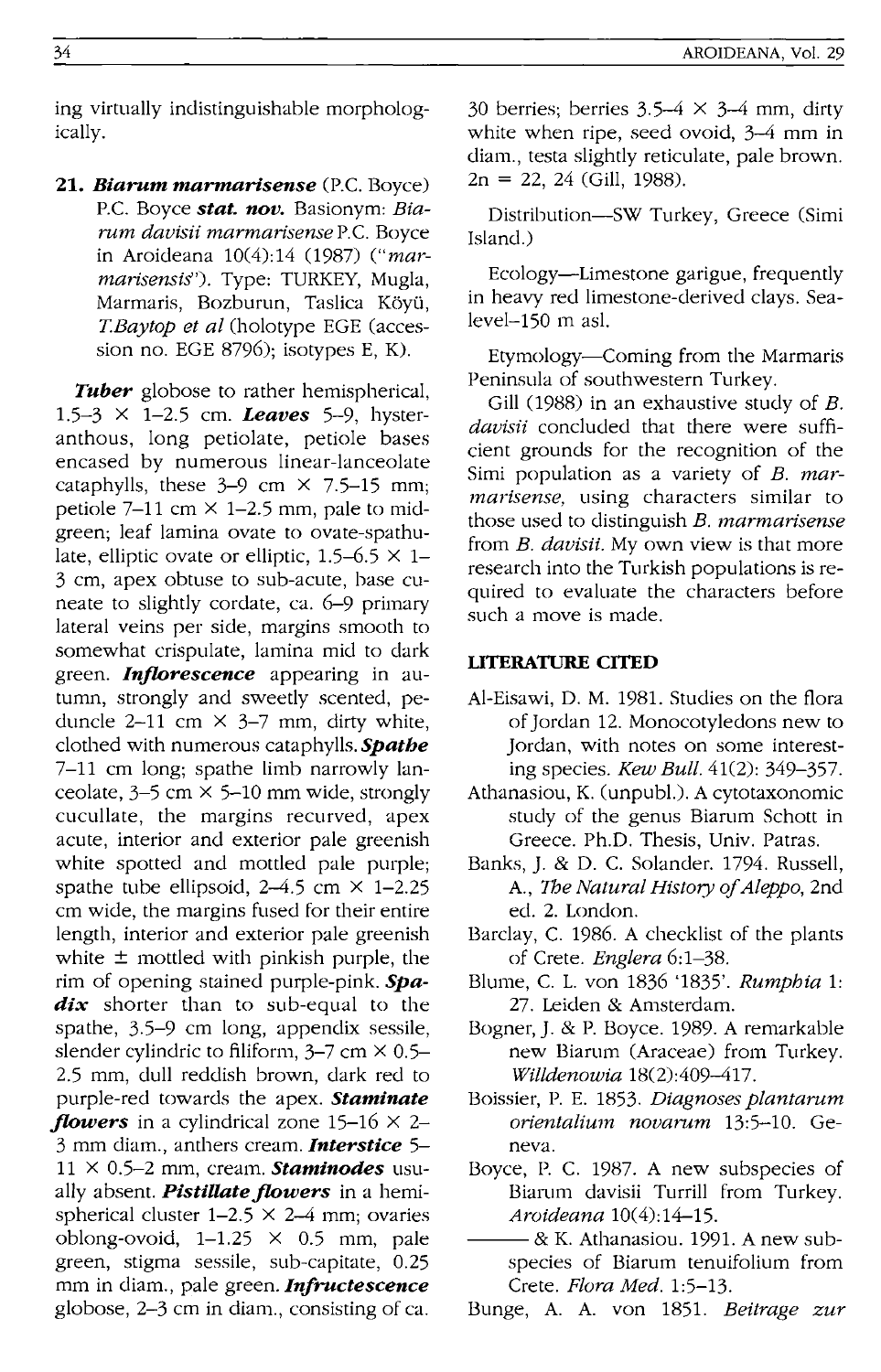ing virtually indistinguishable morphologically.

**21. *Biarum marmarisense*** (P.C. Boyce) P.C. Boyce ***stat. nov.*** Basionym: *Biarum davisii marmarisense* P.C. Boyce in Aroideana 10(4):14 (1987) ("*marmarisensis*"). Type: TURKEY, Mugla, Marmaris, Bozburun, Taslica Köyü, *T.Baytop et al* (holotype EGE (accession no. EGE 8796); isotypes E, K).

***Tuber*** globose to rather hemispherical, 1.5–3 × 1–2.5 cm. ***Leaves*** 5–9, hysteranthous, long petiolate, petiole bases encased by numerous linear-lanceolate cataphylls, these 3–9 cm × 7.5–15 mm; petiole 7–11 cm × 1–2.5 mm, pale to mid-green; leaf lamina ovate to ovate-spathulate, elliptic ovate or elliptic, 1.5–6.5 × 1–3 cm, apex obtuse to sub-acute, base cuneate to slightly cordate, ca. 6–9 primary lateral veins per side, margins smooth to somewhat crispulate, lamina mid to dark green. ***Inflorescence*** appearing in autumn, strongly and sweetly scented, peduncle 2–11 cm × 3–7 mm, dirty white, clothed with numerous cataphylls. ***Spathe*** 7–11 cm long; spathe limb narrowly lanceolate, 3–5 cm × 5–10 mm wide, strongly cucullate, the margins recurved, apex acute, interior and exterior pale greenish white spotted and mottled pale purple; spathe tube ellipsoid, 2–4.5 cm × 1–2.25 cm wide, the margins fused for their entire length, interior and exterior pale greenish white ± mottled with pinkish purple, the rim of opening stained purple-pink. ***Spadix*** shorter than to sub-equal to the spathe, 3.5–9 cm long, appendix sessile, slender cylindric to filiform, 3–7 cm × 0.5–2.5 mm, dull reddish brown, dark red to purple-red towards the apex. ***Staminate flowers*** in a cylindrical zone 15–16 × 2–3 mm diam., anthers cream. ***Interstice*** 5–11 × 0.5–2 mm, cream. ***Staminodes*** usually absent. ***Pistillate flowers*** in a hemispherical cluster 1–2.5 × 2–4 mm; ovaries oblong-ovoid, 1–1.25 × 0.5 mm, pale green, stigma sessile, sub-capitate, 0.25 mm in diam., pale green. ***Infructescence*** globose, 2–3 cm in diam., consisting of ca. 30 berries; berries 3.5–4 × 3–4 mm, dirty white when ripe, seed ovoid, 3–4 mm in diam., testa slightly reticulate, pale brown. 2n = 22, 24 (Gill, 1988).

Distribution—SW Turkey, Greece (Simi Island.)

Ecology—Limestone garigue, frequently in heavy red limestone-derived clays. Sea-level–150 m asl.

Etymology—Coming from the Marmaris Peninsula of southwestern Turkey.

Gill (1988) in an exhaustive study of *B. davisii* concluded that there were sufficient grounds for the recognition of the Simi population as a variety of *B. marmarisense,* using characters similar to those used to distinguish *B. marmarisense* from *B. davisii.* My own view is that more research into the Turkish populations is required to evaluate the characters before such a move is made.

## LITERATURE CITED

Al-Eisawi, D. M. 1981. Studies on the flora of Jordan 12. Monocotyledons new to Jordan, with notes on some interesting species. *Kew Bull.* 41(2): 349–357.

Athanasiou, K. (unpubl.). A cytotaxonomic study of the genus Biarum Schott in Greece. Ph.D. Thesis, Univ. Patras.

Banks, J. & D. C. Solander. 1794. Russell, A., *The Natural History of Aleppo,* 2nd ed. 2. London.

Barclay, C. 1986. A checklist of the plants of Crete. *Englera* 6:1–38.

Blume, C. L. von 1836 '1835'. *Rumphia* 1: 27. Leiden & Amsterdam.

Bogner, J. & P. Boyce. 1989. A remarkable new Biarum (Araceae) from Turkey. *Willdenowia* 18(2):409–417.

Boissier, P. E. 1853. *Diagnoses plantarum orientalium novarum* 13:5–10. Geneva.

Boyce, P. C. 1987. A new subspecies of Biarum davisii Turrill from Turkey. *Aroideana* 10(4):14–15.

——— & K. Athanasiou. 1991. A new subspecies of Biarum tenuifolium from Crete. *Flora Med.* 1:5–13.

Bunge, A. A. von 1851. *Beitrage zur*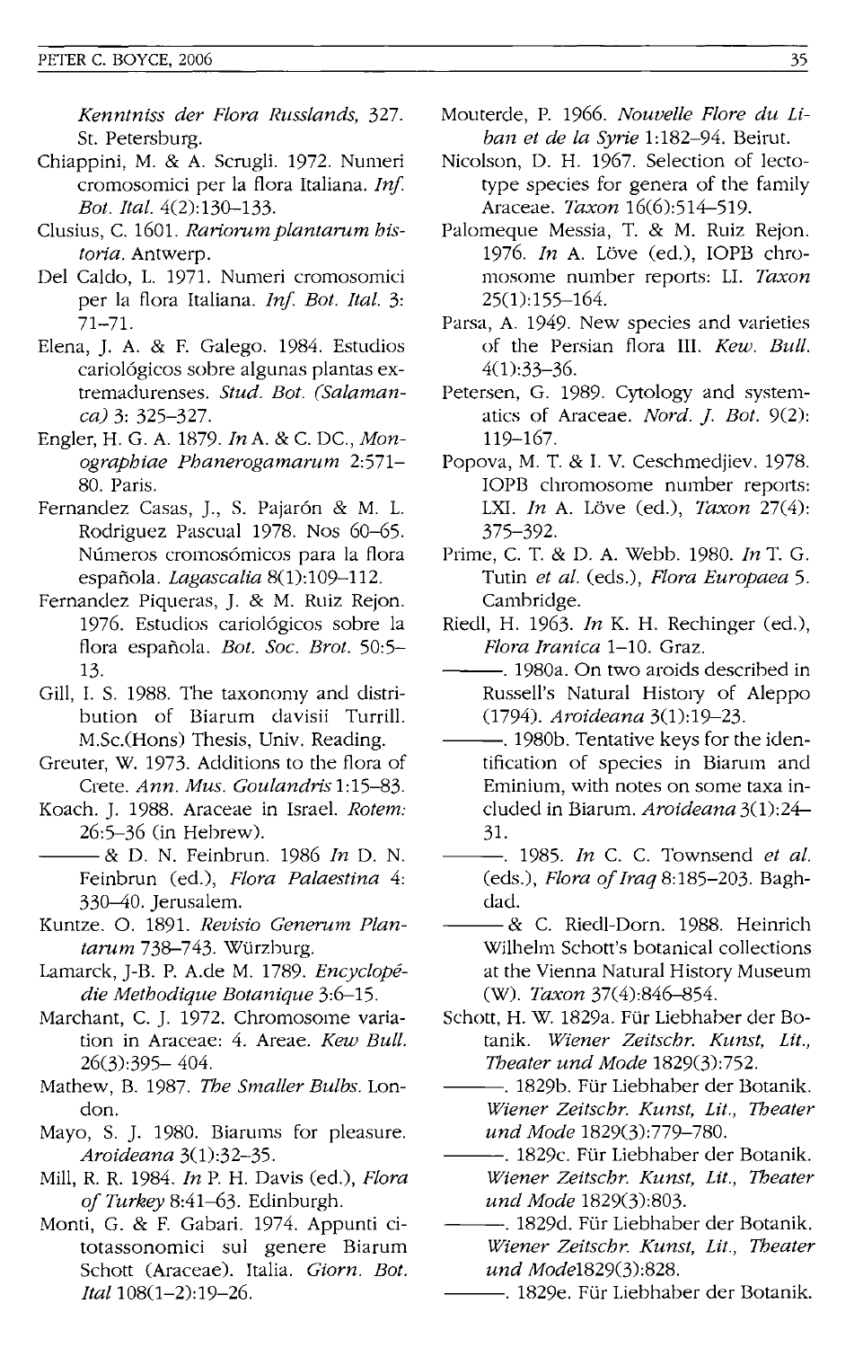*Kenntniss der Flora Russlands,* 327. St. Petersburg.

Chiappini, M. & A. Scrugli. 1972. Numeri cromosomici per la flora Italiana. *Inf. Bot. Ital.* 4(2):130–133.

Clusius, C. 1601. *Rariorum plantarum historia.* Antwerp.

Del Caldo, L. 1971. Numeri cromosomici per la flora Italiana. *Inf. Bot. Ital.* 3: 71–71.

Elena, J. A. & F. Galego. 1984. Estudios cariológicos sobre algunas plantas extremadurenses. *Stud. Bot. (Salamanca)* 3: 325–327.

Engler, H. G. A. 1879. *In* A. & C. DC., *Monographiae Phanerogamarum* 2:571–80. Paris.

Fernandez Casas, J., S. Pajarón & M. L. Rodriguez Pascual 1978. Nos 60–65. Números cromosómicos para la flora española. *Lagascalia* 8(1):109–112.

Fernandez Piqueras, J. & M. Ruiz Rejon. 1976. Estudios cariológicos sobre la flora española. *Bot. Soc. Brot.* 50:5–13.

Gill, I. S. 1988. The taxonomy and distribution of Biarum davisii Turrill. M.Sc.(Hons) Thesis, Univ. Reading.

Greuter, W. 1973. Additions to the flora of Crete. *Ann. Mus. Goulandris* 1:15–83.

Koach. J. 1988. Araceae in Israel. *Rotem:* 26:5–36 (in Hebrew).

——— & D. N. Feinbrun. 1986 *In* D. N. Feinbrun (ed.), *Flora Palaestina* 4: 330–40. Jerusalem.

Kuntze. O. 1891. *Revisio Generum Plantarum* 738–743. Würzburg.

Lamarck, J-B. P. A.de M. 1789. *Encyclopédie Methodique Botanique* 3:6–15.

Marchant, C. J. 1972. Chromosome variation in Araceae: 4. Areae. *Kew Bull.* 26(3):395– 404.

Mathew, B. 1987. *The Smaller Bulbs.* London.

Mayo, S. J. 1980. Biarums for pleasure. *Aroideana* 3(1):32–35.

Mill, R. R. 1984. *In* P. H. Davis (ed.), *Flora of Turkey* 8:41–63. Edinburgh.

Monti, G. & F. Gabari. 1974. Appunti citotassonomici sul genere Biarum Schott (Araceae). Italia. *Giorn. Bot. Ital* 108(1–2):19–26.

Mouterde, P. 1966. *Nouvelle Flore du Liban et de la Syrie* 1:182–94. Beirut.

Nicolson, D. H. 1967. Selection of lectotype species for genera of the family Araceae. *Taxon* 16(6):514–519.

Palomeque Messia, T. & M. Ruiz Rejon. 1976. *In* A. Löve (ed.), IOPB chromosome number reports: LI. *Taxon* 25(1):155–164.

Parsa, A. 1949. New species and varieties of the Persian flora III. *Kew. Bull.* 4(1):33–36.

Petersen, G. 1989. Cytology and systematics of Araceae. *Nord. J. Bot.* 9(2): 119–167.

Popova, M. T. & I. V. Ceschmedjiev. 1978. IOPB chromosome number reports: LXI. *In* A. Löve (ed.), *Taxon* 27(4): 375–392.

Prime, C. T. & D. A. Webb. 1980. *In* T. G. Tutin *et al.* (eds.), *Flora Europaea* 5. Cambridge.

Riedl, H. 1963. *In* K. H. Rechinger (ed.), *Flora Iranica* 1–10. Graz.

———. 1980a. On two aroids described in Russell's Natural History of Aleppo (1794). *Aroideana* 3(1):19–23.

———. 1980b. Tentative keys for the identification of species in Biarum and Eminium, with notes on some taxa included in Biarum. *Aroideana* 3(1):24–31.

———. 1985. *In* C. C. Townsend *et al.* (eds.), *Flora of Iraq* 8:185–203. Baghdad.

——— & C. Riedl-Dorn. 1988. Heinrich Wilhelm Schott's botanical collections at the Vienna Natural History Museum (W). *Taxon* 37(4):846–854.

Schott, H. W. 1829a. Für Liebhaber der Botanik. *Wiener Zeitschr. Kunst, Lit., Theater und Mode* 1829(3):752.

———. 1829b. Für Liebhaber der Botanik. *Wiener Zeitschr. Kunst, Lit., Theater und Mode* 1829(3):779–780.

———. 1829c. Für Liebhaber der Botanik. *Wiener Zeitschr. Kunst, Lit., Theater und Mode* 1829(3):803.

———. 1829d. Für Liebhaber der Botanik. *Wiener Zeitschr. Kunst, Lit., Theater und Mode*1829(3):828.

———. 1829e. Für Liebhaber der Botanik.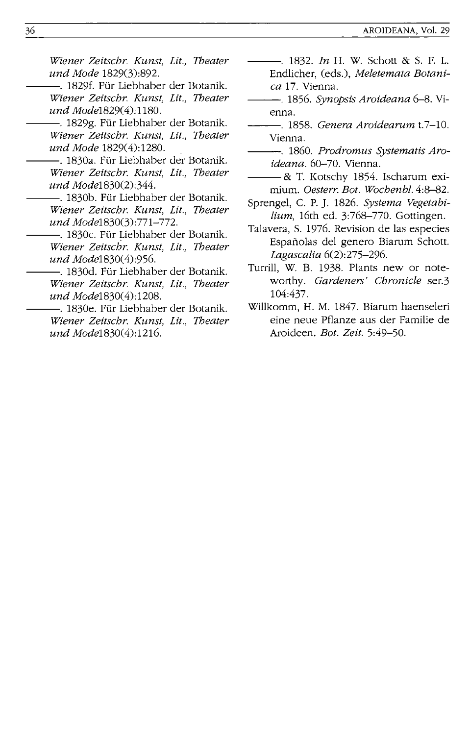*Wiener Zeitschr. Kunst, Lit., Theater und Mode* 1829(3):892.

———. 1829f. Für Liebhaber der Botanik. *Wiener Zeitschr. Kunst, Lit., Theater und Mode*1829(4):1180.

———. 1829g. Für Liebhaber der Botanik. *Wiener Zeitschr. Kunst, Lit., Theater und Mode* 1829(4):1280.

———. 1830a. Für Liebhaber der Botanik. *Wiener Zeitschr. Kunst, Lit., Theater und Mode*1830(2):344.

———. 1830b. Für Liebhaber der Botanik. *Wiener Zeitschr. Kunst, Lit., Theater und Mode*1830(3):771–772.

———. 1830c. Für Liebhaber der Botanik. *Wiener Zeitschr. Kunst, Lit., Theater und Mode*1830(4):956.

———. 1830d. Für Liebhaber der Botanik. *Wiener Zeitschr. Kunst, Lit., Theater und Mode*1830(4):1208.

———. 1830e. Für Liebhaber der Botanik. *Wiener Zeitschr. Kunst, Lit., Theater und Mode*1830(4):1216.

———. 1832. *In* H. W. Schott & S. F. L. Endlicher, (eds.), *Meletemata Botanica* 17. Vienna.

———. 1856. *Synopsis Aroideana* 6–8. Vienna.

———. 1858. *Genera Aroidearum* t.7–10. Vienna.

———. 1860. *Prodromus Systematis Aroideana*. 60–70. Vienna.

——— & T. Kotschy 1854. Ischarum eximium. *Oesterr. Bot. Wochenbl.* 4:8–82.

Sprengel, C. P. J. 1826. *Systema Vegetabilium*, 16th ed. 3:768–770. Gottingen.

Talavera, S. 1976. Revision de las especies Españolas del genero Biarum Schott. *Lagascalia* 6(2):275–296.

Turrill, W. B. 1938. Plants new or noteworthy. *Gardeners' Chronicle* ser.3 104:437.

Willkomm, H. M. 1847. Biarum haenseleri eine neue Pflanze aus der Familie de Aroideen. *Bot. Zeit.* 5:49–50.